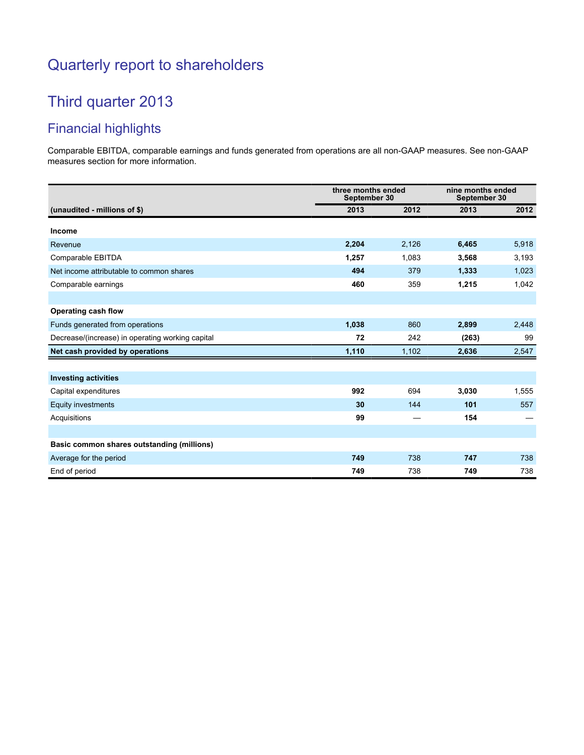# Quarterly report to shareholders

# Third quarter 2013

## Financial highlights

Comparable EBITDA, comparable earnings and funds generated from operations are all non-GAAP measures. See non-GAAP measures section for more information.

| | three months ended September 30 | | nine months ended September 30 | |
|---|---|---|---|---|
| **(unaudited - millions of $)** | **2013** | **2012** | **2013** | **2012** |
| **Income** | | | | |
| Revenue | **2,204** | 2,126 | **6,465** | 5,918 |
| Comparable EBITDA | **1,257** | 1,083 | **3,568** | 3,193 |
| Net income attributable to common shares | **494** | 379 | **1,333** | 1,023 |
| Comparable earnings | **460** | 359 | **1,215** | 1,042 |
| | | | | |
| **Operating cash flow** | | | | |
| Funds generated from operations | **1,038** | 860 | **2,899** | 2,448 |
| Decrease/(increase) in operating working capital | **72** | 242 | **(263)** | 99 |
| **Net cash provided by operations** | **1,110** | 1,102 | **2,636** | 2,547 |
| | | | | |
| **Investing activities** | | | | |
| Capital expenditures | **992** | 694 | **3,030** | 1,555 |
| Equity investments | **30** | 144 | **101** | 557 |
| Acquisitions | **99** | — | **154** | — |
| | | | | |
| **Basic common shares outstanding (millions)** | | | | |
| Average for the period | **749** | 738 | **747** | 738 |
| End of period | **749** | 738 | **749** | 738 |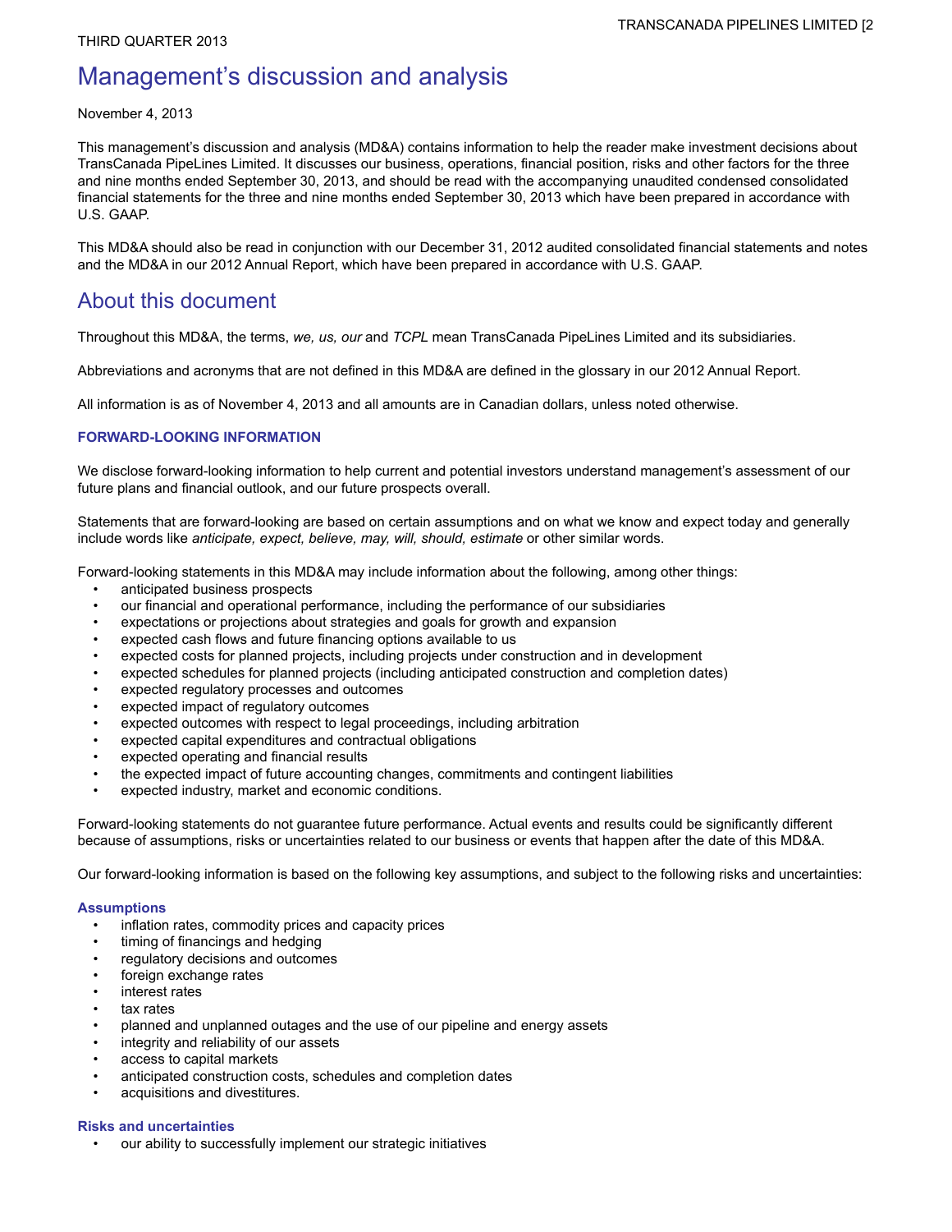# Management's discussion and analysis

November 4, 2013

This management's discussion and analysis (MD&A) contains information to help the reader make investment decisions about TransCanada PipeLines Limited. It discusses our business, operations, financial position, risks and other factors for the three and nine months ended September 30, 2013, and should be read with the accompanying unaudited condensed consolidated financial statements for the three and nine months ended September 30, 2013 which have been prepared in accordance with U.S. GAAP.

This MD&A should also be read in conjunction with our December 31, 2012 audited consolidated financial statements and notes and the MD&A in our 2012 Annual Report, which have been prepared in accordance with U.S. GAAP.

## About this document

Throughout this MD&A, the terms, *we, us, our* and *TCPL* mean TransCanada PipeLines Limited and its subsidiaries.

Abbreviations and acronyms that are not defined in this MD&A are defined in the glossary in our 2012 Annual Report.

All information is as of November 4, 2013 and all amounts are in Canadian dollars, unless noted otherwise.

### FORWARD-LOOKING INFORMATION

We disclose forward-looking information to help current and potential investors understand management's assessment of our future plans and financial outlook, and our future prospects overall.

Statements that are forward-looking are based on certain assumptions and on what we know and expect today and generally include words like *anticipate, expect, believe, may, will, should, estimate* or other similar words.

Forward-looking statements in this MD&A may include information about the following, among other things:

- anticipated business prospects
- our financial and operational performance, including the performance of our subsidiaries
- expectations or projections about strategies and goals for growth and expansion
- expected cash flows and future financing options available to us
- expected costs for planned projects, including projects under construction and in development
- expected schedules for planned projects (including anticipated construction and completion dates)
- expected regulatory processes and outcomes
- expected impact of regulatory outcomes
- expected outcomes with respect to legal proceedings, including arbitration
- expected capital expenditures and contractual obligations
- expected operating and financial results
- the expected impact of future accounting changes, commitments and contingent liabilities
- expected industry, market and economic conditions.

Forward-looking statements do not guarantee future performance. Actual events and results could be significantly different because of assumptions, risks or uncertainties related to our business or events that happen after the date of this MD&A.

Our forward-looking information is based on the following key assumptions, and subject to the following risks and uncertainties:

#### Assumptions

- inflation rates, commodity prices and capacity prices
- timing of financings and hedging
- regulatory decisions and outcomes
- foreign exchange rates
- interest rates
- tax rates
- planned and unplanned outages and the use of our pipeline and energy assets
- integrity and reliability of our assets
- access to capital markets
- anticipated construction costs, schedules and completion dates
- acquisitions and divestitures.

#### Risks and uncertainties

- our ability to successfully implement our strategic initiatives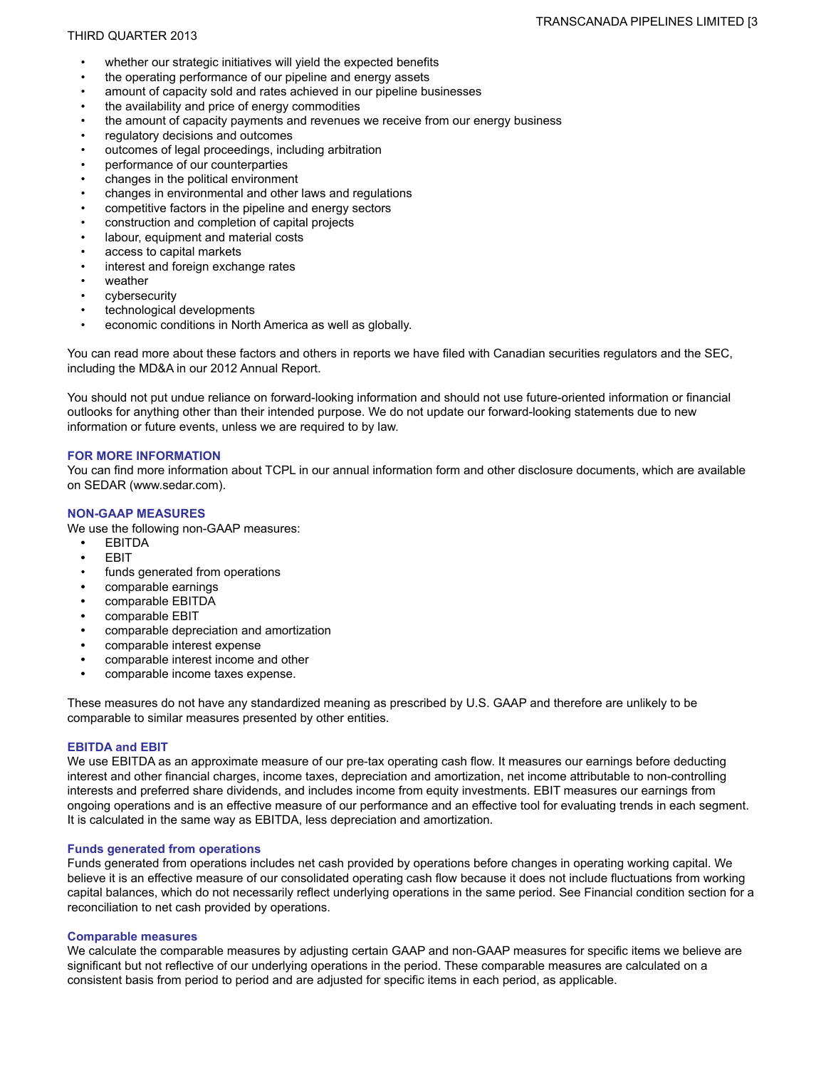- whether our strategic initiatives will yield the expected benefits
- the operating performance of our pipeline and energy assets
- amount of capacity sold and rates achieved in our pipeline businesses
- the availability and price of energy commodities
- the amount of capacity payments and revenues we receive from our energy business
- regulatory decisions and outcomes
- outcomes of legal proceedings, including arbitration
- performance of our counterparties
- changes in the political environment
- changes in environmental and other laws and regulations
- competitive factors in the pipeline and energy sectors
- construction and completion of capital projects
- labour, equipment and material costs
- access to capital markets
- interest and foreign exchange rates
- weather
- cybersecurity
- technological developments
- economic conditions in North America as well as globally.

You can read more about these factors and others in reports we have filed with Canadian securities regulators and the SEC, including the MD&A in our 2012 Annual Report.

You should not put undue reliance on forward-looking information and should not use future-oriented information or financial outlooks for anything other than their intended purpose. We do not update our forward-looking statements due to new information or future events, unless we are required to by law.

## FOR MORE INFORMATION

You can find more information about TCPL in our annual information form and other disclosure documents, which are available on SEDAR (www.sedar.com).

## NON-GAAP MEASURES

We use the following non-GAAP measures:

- EBITDA
- EBIT
- funds generated from operations
- comparable earnings
- comparable EBITDA
- comparable EBIT
- comparable depreciation and amortization
- comparable interest expense
- comparable interest income and other
- comparable income taxes expense.

These measures do not have any standardized meaning as prescribed by U.S. GAAP and therefore are unlikely to be comparable to similar measures presented by other entities.

### EBITDA and EBIT

We use EBITDA as an approximate measure of our pre-tax operating cash flow. It measures our earnings before deducting interest and other financial charges, income taxes, depreciation and amortization, net income attributable to non-controlling interests and preferred share dividends, and includes income from equity investments. EBIT measures our earnings from ongoing operations and is an effective measure of our performance and an effective tool for evaluating trends in each segment. It is calculated in the same way as EBITDA, less depreciation and amortization.

### Funds generated from operations

Funds generated from operations includes net cash provided by operations before changes in operating working capital. We believe it is an effective measure of our consolidated operating cash flow because it does not include fluctuations from working capital balances, which do not necessarily reflect underlying operations in the same period. See Financial condition section for a reconciliation to net cash provided by operations.

### Comparable measures

We calculate the comparable measures by adjusting certain GAAP and non-GAAP measures for specific items we believe are significant but not reflective of our underlying operations in the period. These comparable measures are calculated on a consistent basis from period to period and are adjusted for specific items in each period, as applicable.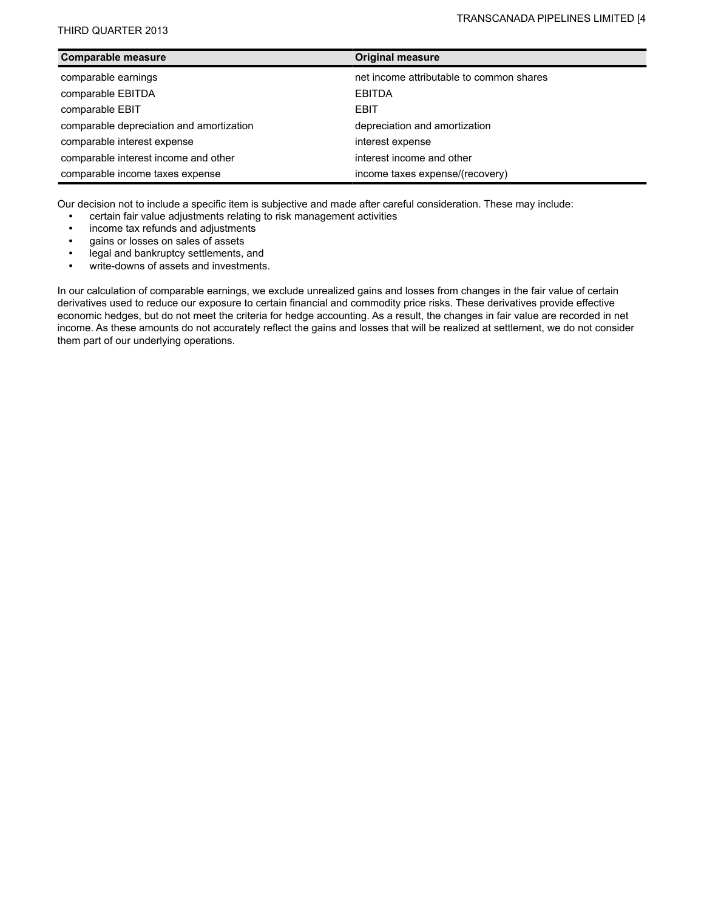| Comparable measure | Original measure |
| --- | --- |
| comparable earnings | net income attributable to common shares |
| comparable EBITDA | EBITDA |
| comparable EBIT | EBIT |
| comparable depreciation and amortization | depreciation and amortization |
| comparable interest expense | interest expense |
| comparable interest income and other | interest income and other |
| comparable income taxes expense | income taxes expense/(recovery) |

Our decision not to include a specific item is subjective and made after careful consideration. These may include:

- certain fair value adjustments relating to risk management activities
- income tax refunds and adjustments
- gains or losses on sales of assets
- legal and bankruptcy settlements, and
- write-downs of assets and investments.

In our calculation of comparable earnings, we exclude unrealized gains and losses from changes in the fair value of certain derivatives used to reduce our exposure to certain financial and commodity price risks. These derivatives provide effective economic hedges, but do not meet the criteria for hedge accounting. As a result, the changes in fair value are recorded in net income. As these amounts do not accurately reflect the gains and losses that will be realized at settlement, we do not consider them part of our underlying operations.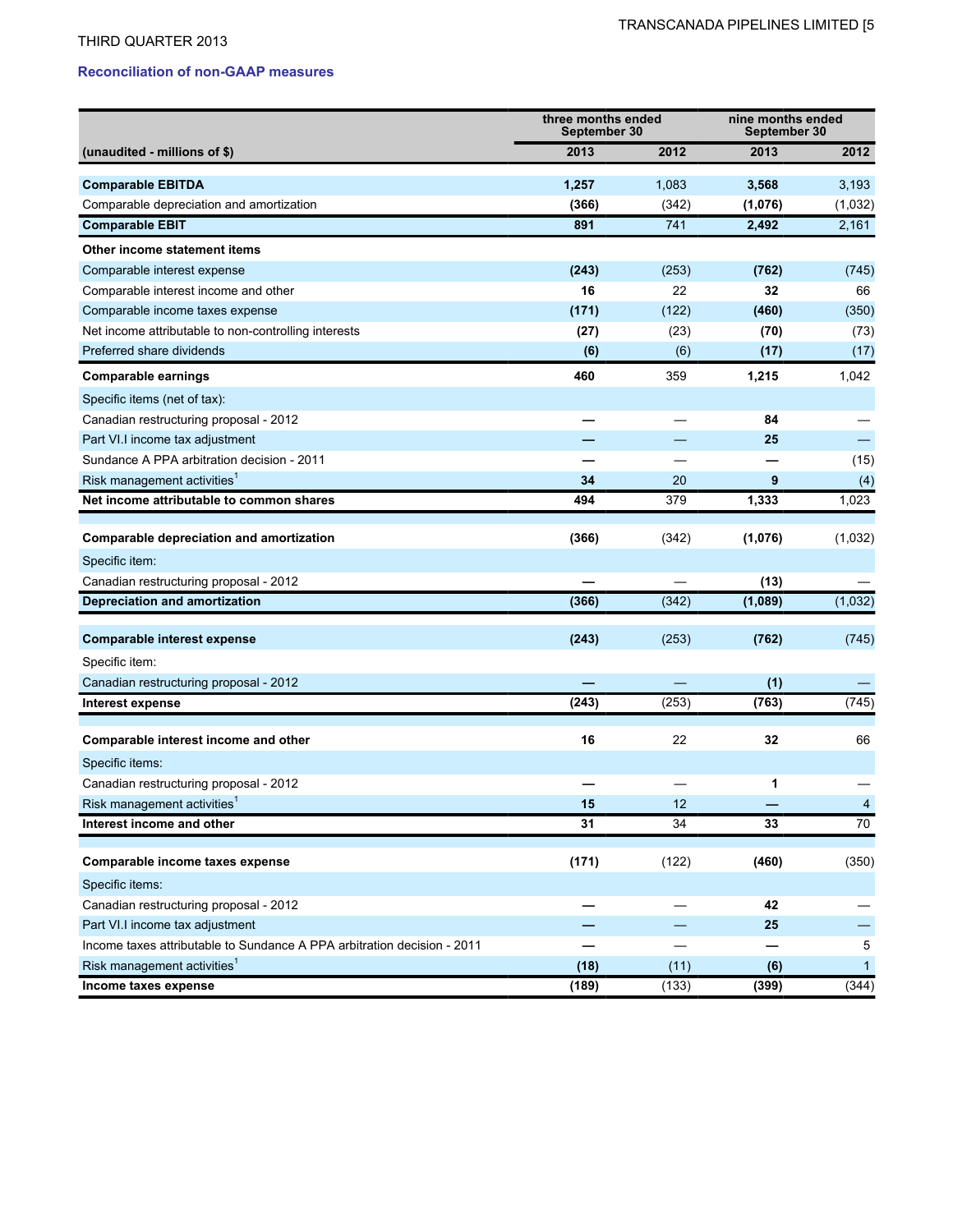THIRD QUARTER 2013

### Reconciliation of non-GAAP measures

| (unaudited - millions of $) | three months ended September 30 | | nine months ended September 30 | |
|---|---|---|---|---|
| | **2013** | **2012** | **2013** | **2012** |
| **Comparable EBITDA** | **1,257** | 1,083 | **3,568** | 3,193 |
| Comparable depreciation and amortization | **(366)** | (342) | **(1,076)** | (1,032) |
| **Comparable EBIT** | **891** | 741 | **2,492** | 2,161 |
| **Other income statement items** | | | | |
| Comparable interest expense | **(243)** | (253) | **(762)** | (745) |
| Comparable interest income and other | **16** | 22 | **32** | 66 |
| Comparable income taxes expense | **(171)** | (122) | **(460)** | (350) |
| Net income attributable to non-controlling interests | **(27)** | (23) | **(70)** | (73) |
| Preferred share dividends | **(6)** | (6) | **(17)** | (17) |
| **Comparable earnings** | **460** | 359 | **1,215** | 1,042 |
| Specific items (net of tax): | | | | |
| Canadian restructuring proposal - 2012 | **—** | — | **84** | — |
| Part VI.I income tax adjustment | **—** | — | **25** | — |
| Sundance A PPA arbitration decision - 2011 | **—** | — | **—** | (15) |
| Risk management activities[1] | **34** | 20 | **9** | (4) |
| **Net income attributable to common shares** | **494** | 379 | **1,333** | 1,023 |
| | | | | |
| **Comparable depreciation and amortization** | **(366)** | (342) | **(1,076)** | (1,032) |
| Specific item: | | | | |
| Canadian restructuring proposal - 2012 | **—** | — | **(13)** | — |
| **Depreciation and amortization** | **(366)** | (342) | **(1,089)** | (1,032) |
| | | | | |
| **Comparable interest expense** | **(243)** | (253) | **(762)** | (745) |
| Specific item: | | | | |
| Canadian restructuring proposal - 2012 | **—** | — | **(1)** | — |
| **Interest expense** | **(243)** | (253) | **(763)** | (745) |
| | | | | |
| **Comparable interest income and other** | **16** | 22 | **32** | 66 |
| Specific items: | | | | |
| Canadian restructuring proposal - 2012 | **—** | — | **1** | — |
| Risk management activities[1] | **15** | 12 | **—** | 4 |
| **Interest income and other** | **31** | 34 | **33** | 70 |
| | | | | |
| **Comparable income taxes expense** | **(171)** | (122) | **(460)** | (350) |
| Specific items: | | | | |
| Canadian restructuring proposal - 2012 | **—** | — | **42** | — |
| Part VI.I income tax adjustment | **—** | — | **25** | — |
| Income taxes attributable to Sundance A PPA arbitration decision - 2011 | **—** | — | **—** | 5 |
| Risk management activities[1] | **(18)** | (11) | **(6)** | 1 |
| **Income taxes expense** | **(189)** | (133) | **(399)** | (344) |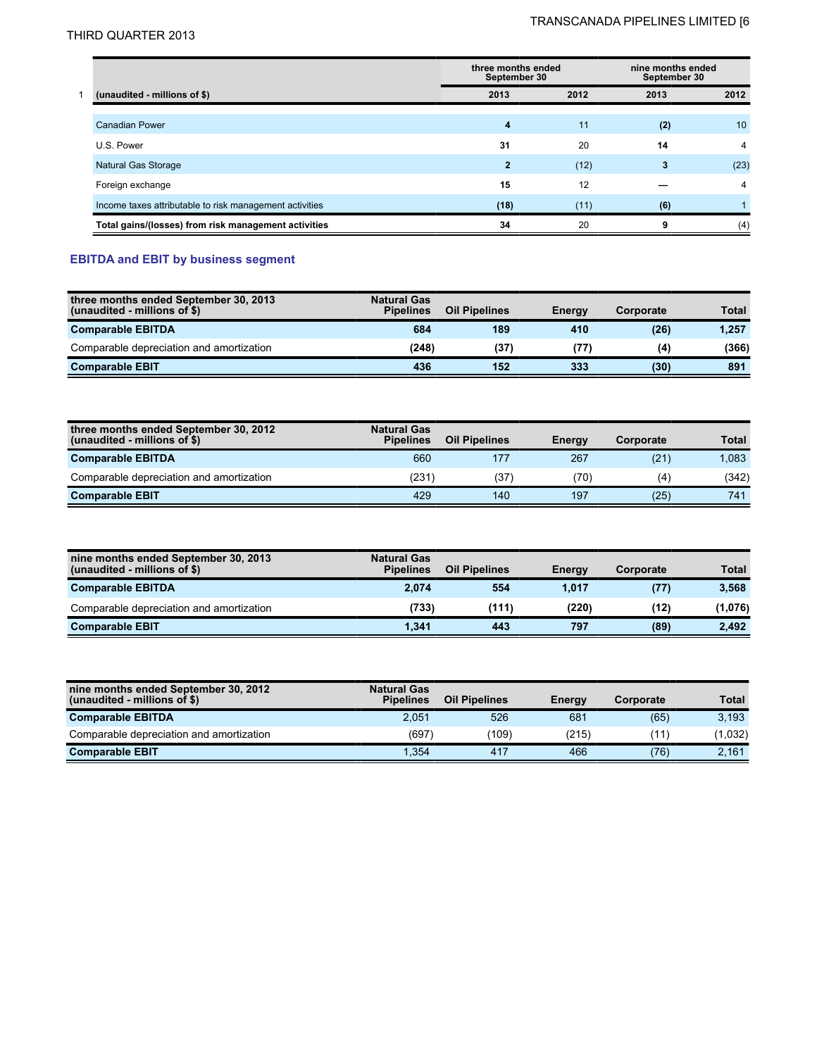| (unaudited - millions of $) | three months ended September 30 | | nine months ended September 30 | |
|---|---|---|---|---|
| | 2013 | 2012 | 2013 | 2012 |
| Canadian Power | **4** | 11 | **(2)** | 10 |
| U.S. Power | **31** | 20 | **14** | 4 |
| Natural Gas Storage | **2** | (12) | **3** | (23) |
| Foreign exchange | **15** | 12 | **—** | 4 |
| Income taxes attributable to risk management activities | **(18)** | (11) | **(6)** | 1 |
| **Total gains/(losses) from risk management activities** | **34** | 20 | **9** | (4) |

## EBITDA and EBIT by business segment

| three months ended September 30, 2013 (unaudited - millions of $) | Natural Gas Pipelines | Oil Pipelines | Energy | Corporate | Total |
|---|---|---|---|---|---|
| **Comparable EBITDA** | **684** | **189** | **410** | **(26)** | **1,257** |
| Comparable depreciation and amortization | **(248)** | **(37)** | **(77)** | **(4)** | **(366)** |
| **Comparable EBIT** | **436** | **152** | **333** | **(30)** | **891** |

| three months ended September 30, 2012 (unaudited - millions of $) | Natural Gas Pipelines | Oil Pipelines | Energy | Corporate | Total |
|---|---|---|---|---|---|
| **Comparable EBITDA** | 660 | 177 | 267 | (21) | 1,083 |
| Comparable depreciation and amortization | (231) | (37) | (70) | (4) | (342) |
| **Comparable EBIT** | 429 | 140 | 197 | (25) | 741 |

| nine months ended September 30, 2013 (unaudited - millions of $) | Natural Gas Pipelines | Oil Pipelines | Energy | Corporate | Total |
|---|---|---|---|---|---|
| **Comparable EBITDA** | **2,074** | **554** | **1,017** | **(77)** | **3,568** |
| Comparable depreciation and amortization | **(733)** | **(111)** | **(220)** | **(12)** | **(1,076)** |
| **Comparable EBIT** | **1,341** | **443** | **797** | **(89)** | **2,492** |

| nine months ended September 30, 2012 (unaudited - millions of $) | Natural Gas Pipelines | Oil Pipelines | Energy | Corporate | Total |
|---|---|---|---|---|---|
| **Comparable EBITDA** | 2,051 | 526 | 681 | (65) | 3,193 |
| Comparable depreciation and amortization | (697) | (109) | (215) | (11) | (1,032) |
| **Comparable EBIT** | 1,354 | 417 | 466 | (76) | 2,161 |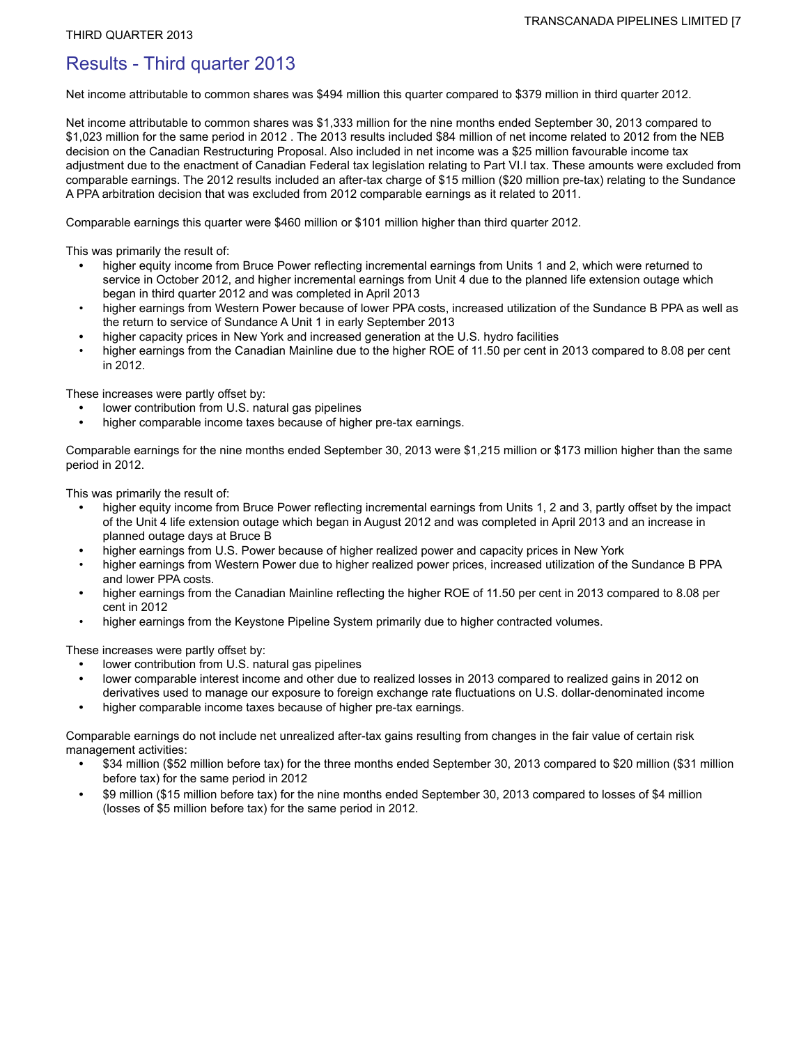# Results - Third quarter 2013

Net income attributable to common shares was $494 million this quarter compared to $379 million in third quarter 2012.

Net income attributable to common shares was $1,333 million for the nine months ended September 30, 2013 compared to $1,023 million for the same period in 2012 . The 2013 results included $84 million of net income related to 2012 from the NEB decision on the Canadian Restructuring Proposal. Also included in net income was a $25 million favourable income tax adjustment due to the enactment of Canadian Federal tax legislation relating to Part VI.I tax. These amounts were excluded from comparable earnings. The 2012 results included an after-tax charge of $15 million ($20 million pre-tax) relating to the Sundance A PPA arbitration decision that was excluded from 2012 comparable earnings as it related to 2011.

Comparable earnings this quarter were $460 million or $101 million higher than third quarter 2012.

This was primarily the result of:

- higher equity income from Bruce Power reflecting incremental earnings from Units 1 and 2, which were returned to service in October 2012, and higher incremental earnings from Unit 4 due to the planned life extension outage which began in third quarter 2012 and was completed in April 2013
- higher earnings from Western Power because of lower PPA costs, increased utilization of the Sundance B PPA as well as the return to service of Sundance A Unit 1 in early September 2013
- higher capacity prices in New York and increased generation at the U.S. hydro facilities
- higher earnings from the Canadian Mainline due to the higher ROE of 11.50 per cent in 2013 compared to 8.08 per cent in 2012.

These increases were partly offset by:

- lower contribution from U.S. natural gas pipelines
- higher comparable income taxes because of higher pre-tax earnings.

Comparable earnings for the nine months ended September 30, 2013 were $1,215 million or $173 million higher than the same period in 2012.

This was primarily the result of:

- higher equity income from Bruce Power reflecting incremental earnings from Units 1, 2 and 3, partly offset by the impact of the Unit 4 life extension outage which began in August 2012 and was completed in April 2013 and an increase in planned outage days at Bruce B
- higher earnings from U.S. Power because of higher realized power and capacity prices in New York
- higher earnings from Western Power due to higher realized power prices, increased utilization of the Sundance B PPA and lower PPA costs.
- higher earnings from the Canadian Mainline reflecting the higher ROE of 11.50 per cent in 2013 compared to 8.08 per cent in 2012
- higher earnings from the Keystone Pipeline System primarily due to higher contracted volumes.

These increases were partly offset by:

- lower contribution from U.S. natural gas pipelines
- lower comparable interest income and other due to realized losses in 2013 compared to realized gains in 2012 on derivatives used to manage our exposure to foreign exchange rate fluctuations on U.S. dollar-denominated income
- higher comparable income taxes because of higher pre-tax earnings.

Comparable earnings do not include net unrealized after-tax gains resulting from changes in the fair value of certain risk management activities:

- $34 million ($52 million before tax) for the three months ended September 30, 2013 compared to $20 million ($31 million before tax) for the same period in 2012
- $9 million ($15 million before tax) for the nine months ended September 30, 2013 compared to losses of $4 million (losses of $5 million before tax) for the same period in 2012.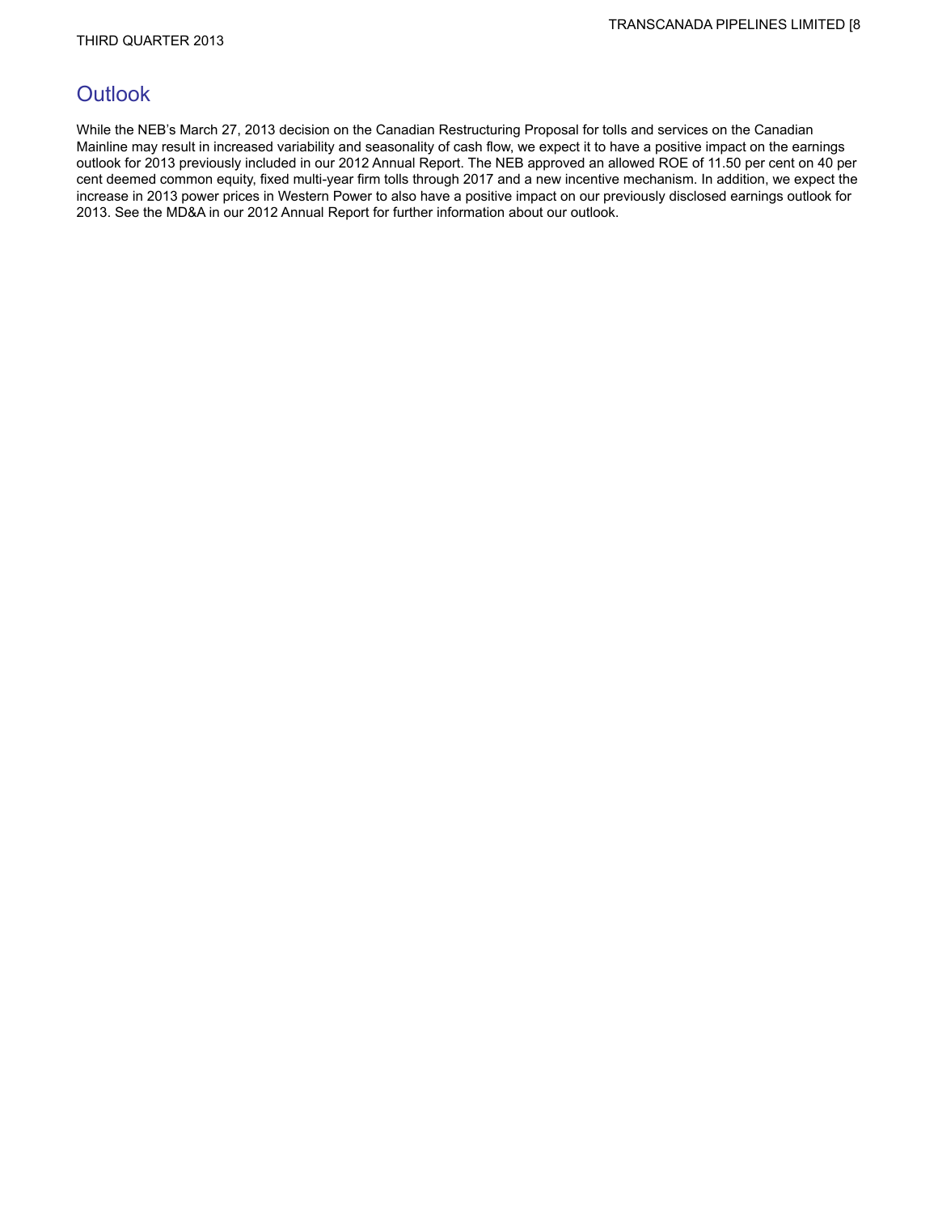## Outlook

While the NEB's March 27, 2013 decision on the Canadian Restructuring Proposal for tolls and services on the Canadian Mainline may result in increased variability and seasonality of cash flow, we expect it to have a positive impact on the earnings outlook for 2013 previously included in our 2012 Annual Report. The NEB approved an allowed ROE of 11.50 per cent on 40 per cent deemed common equity, fixed multi-year firm tolls through 2017 and a new incentive mechanism. In addition, we expect the increase in 2013 power prices in Western Power to also have a positive impact on our previously disclosed earnings outlook for 2013. See the MD&A in our 2012 Annual Report for further information about our outlook.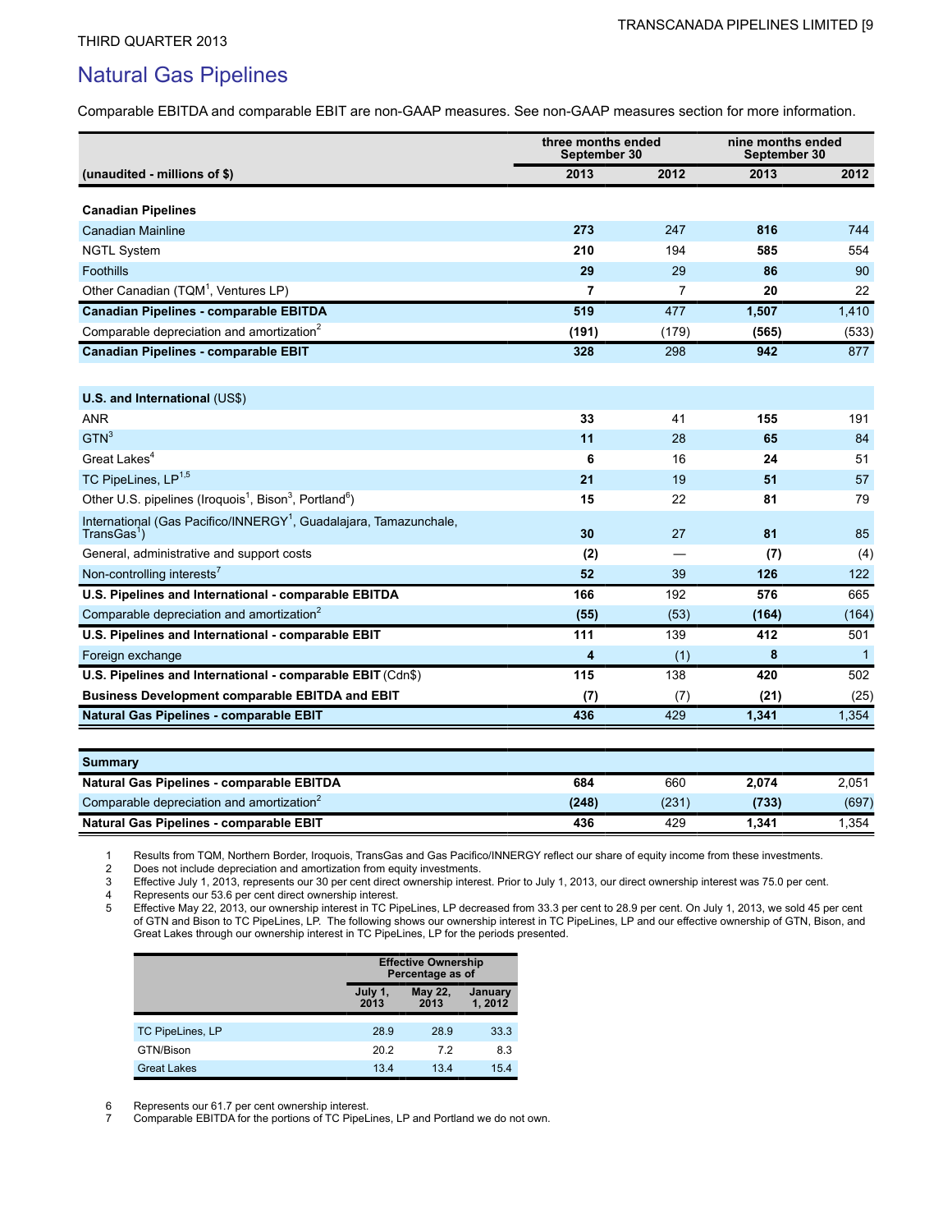# Natural Gas Pipelines

Comparable EBITDA and comparable EBIT are non-GAAP measures. See non-GAAP measures section for more information.

| | three months ended September 30 | | nine months ended September 30 | |
|---|---|---|---|---|
| (unaudited - millions of $) | 2013 | 2012 | 2013 | 2012 |
| **Canadian Pipelines** | | | | |
| Canadian Mainline | **273** | 247 | **816** | 744 |
| NGTL System | **210** | 194 | **585** | 554 |
| Foothills | **29** | 29 | **86** | 90 |
| Other Canadian (TQM[1], Ventures LP) | **7** | 7 | **20** | 22 |
| **Canadian Pipelines - comparable EBITDA** | **519** | 477 | **1,507** | 1,410 |
| Comparable depreciation and amortization[2] | **(191)** | (179) | **(565)** | (533) |
| **Canadian Pipelines - comparable EBIT** | **328** | 298 | **942** | 877 |
| | | | | |
| **U.S. and International** (US$) | | | | |
| ANR | **33** | 41 | **155** | 191 |
| GTN[3] | **11** | 28 | **65** | 84 |
| Great Lakes[4] | **6** | 16 | **24** | 51 |
| TC PipeLines, LP[1,5] | **21** | 19 | **51** | 57 |
| Other U.S. pipelines (Iroquois[1], Bison[3], Portland[6]) | **15** | 22 | **81** | 79 |
| International (Gas Pacifico/INNERGY[1], Guadalajara, Tamazunchale, TransGas[1]) | **30** | 27 | **81** | 85 |
| General, administrative and support costs | **(2)** | — | **(7)** | (4) |
| Non-controlling interests[7] | **52** | 39 | **126** | 122 |
| **U.S. Pipelines and International - comparable EBITDA** | **166** | 192 | **576** | 665 |
| Comparable depreciation and amortization[2] | **(55)** | (53) | **(164)** | (164) |
| **U.S. Pipelines and International - comparable EBIT** | **111** | 139 | **412** | 501 |
| Foreign exchange | **4** | (1) | **8** | 1 |
| **U.S. Pipelines and International - comparable EBIT** (Cdn$) | **115** | 138 | **420** | 502 |
| **Business Development comparable EBITDA and EBIT** | **(7)** | (7) | **(21)** | (25) |
| **Natural Gas Pipelines - comparable EBIT** | **436** | 429 | **1,341** | 1,354 |

| **Summary** | | | | |
|---|---|---|---|---|
| **Natural Gas Pipelines - comparable EBITDA** | **684** | 660 | **2,074** | 2,051 |
| Comparable depreciation and amortization[2] | **(248)** | (231) | **(733)** | (697) |
| **Natural Gas Pipelines - comparable EBIT** | **436** | 429 | **1,341** | 1,354 |

1. Results from TQM, Northern Border, Iroquois, TransGas and Gas Pacifico/INNERGY reflect our share of equity income from these investments.
2. Does not include depreciation and amortization from equity investments.
3. Effective July 1, 2013, represents our 30 per cent direct ownership interest. Prior to July 1, 2013, our direct ownership interest was 75.0 per cent.
4. Represents our 53.6 per cent direct ownership interest.
5. Effective May 22, 2013, our ownership interest in TC PipeLines, LP decreased from 33.3 per cent to 28.9 per cent. On July 1, 2013, we sold 45 per cent of GTN and Bison to TC PipeLines, LP. The following shows our ownership interest in TC PipeLines, LP and our effective ownership of GTN, Bison, and Great Lakes through our ownership interest in TC PipeLines, LP for the periods presented.

| | Effective Ownership Percentage as of | | |
|---|---|---|---|
| | July 1, 2013 | May 22, 2013 | January 1, 2012 |
| TC PipeLines, LP | 28.9 | 28.9 | 33.3 |
| GTN/Bison | 20.2 | 7.2 | 8.3 |
| Great Lakes | 13.4 | 13.4 | 15.4 |

6. Represents our 61.7 per cent ownership interest.
7. Comparable EBITDA for the portions of TC PipeLines, LP and Portland we do not own.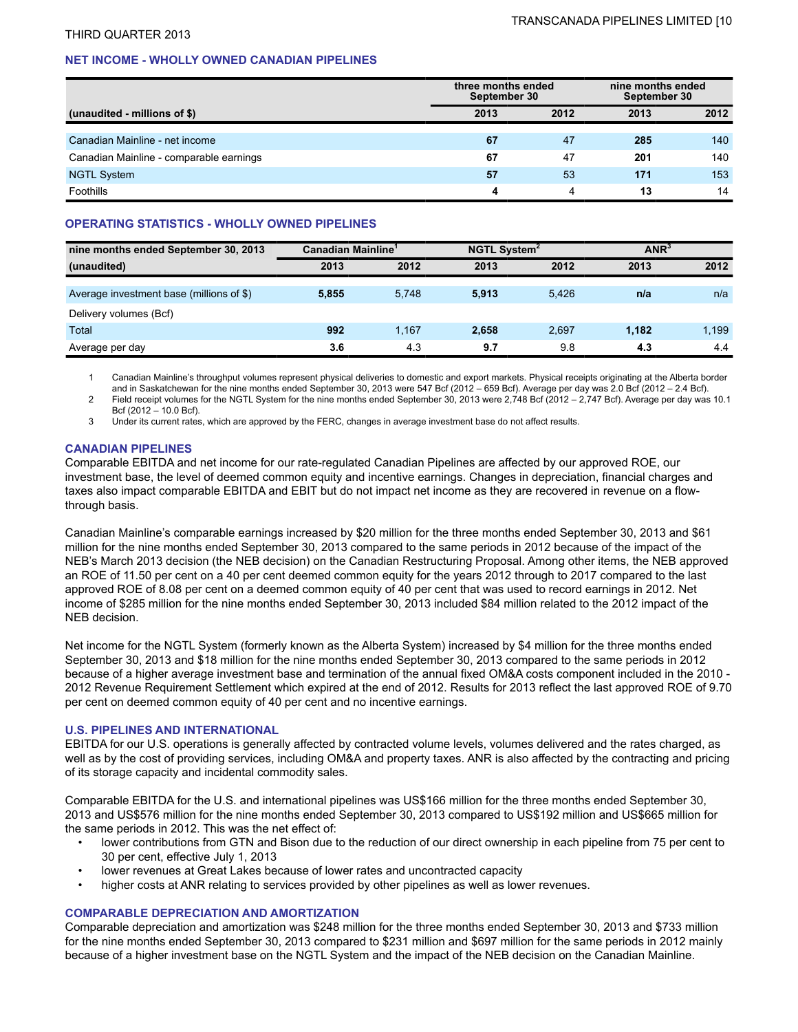THIRD QUARTER 2013

## NET INCOME - WHOLLY OWNED CANADIAN PIPELINES

| (unaudited - millions of $) | three months ended September 30 | | nine months ended September 30 | |
|---|---|---|---|---|
| | 2013 | 2012 | 2013 | 2012 |
| Canadian Mainline - net income | **67** | 47 | **285** | 140 |
| Canadian Mainline - comparable earnings | **67** | 47 | **201** | 140 |
| NGTL System | **57** | 53 | **171** | 153 |
| Foothills | **4** | 4 | **13** | 14 |

## OPERATING STATISTICS - WHOLLY OWNED PIPELINES

| nine months ended September 30, 2013 | Canadian Mainline[1] | | NGTL System[2] | | ANR[3] | |
|---|---|---|---|---|---|---|
| (unaudited) | 2013 | 2012 | 2013 | 2012 | 2013 | 2012 |
| Average investment base (millions of $) | **5,855** | 5,748 | **5,913** | 5,426 | **n/a** | n/a |
| Delivery volumes (Bcf) | | | | | | |
| Total | **992** | 1,167 | **2,658** | 2,697 | **1,182** | 1,199 |
| Average per day | **3.6** | 4.3 | **9.7** | 9.8 | **4.3** | 4.4 |

1 Canadian Mainline's throughput volumes represent physical deliveries to domestic and export markets. Physical receipts originating at the Alberta border and in Saskatchewan for the nine months ended September 30, 2013 were 547 Bcf (2012 – 659 Bcf). Average per day was 2.0 Bcf (2012 – 2.4 Bcf).

2 Field receipt volumes for the NGTL System for the nine months ended September 30, 2013 were 2,748 Bcf (2012 – 2,747 Bcf). Average per day was 10.1 Bcf (2012 – 10.0 Bcf).

3 Under its current rates, which are approved by the FERC, changes in average investment base do not affect results.

### CANADIAN PIPELINES

Comparable EBITDA and net income for our rate-regulated Canadian Pipelines are affected by our approved ROE, our investment base, the level of deemed common equity and incentive earnings. Changes in depreciation, financial charges and taxes also impact comparable EBITDA and EBIT but do not impact net income as they are recovered in revenue on a flow-through basis.

Canadian Mainline's comparable earnings increased by $20 million for the three months ended September 30, 2013 and $61 million for the nine months ended September 30, 2013 compared to the same periods in 2012 because of the impact of the NEB's March 2013 decision (the NEB decision) on the Canadian Restructuring Proposal. Among other items, the NEB approved an ROE of 11.50 per cent on a 40 per cent deemed common equity for the years 2012 through to 2017 compared to the last approved ROE of 8.08 per cent on a deemed common equity of 40 per cent that was used to record earnings in 2012. Net income of $285 million for the nine months ended September 30, 2013 included $84 million related to the 2012 impact of the NEB decision.

Net income for the NGTL System (formerly known as the Alberta System) increased by $4 million for the three months ended September 30, 2013 and $18 million for the nine months ended September 30, 2013 compared to the same periods in 2012 because of a higher average investment base and termination of the annual fixed OM&A costs component included in the 2010 - 2012 Revenue Requirement Settlement which expired at the end of 2012. Results for 2013 reflect the last approved ROE of 9.70 per cent on deemed common equity of 40 per cent and no incentive earnings.

### U.S. PIPELINES AND INTERNATIONAL

EBITDA for our U.S. operations is generally affected by contracted volume levels, volumes delivered and the rates charged, as well as by the cost of providing services, including OM&A and property taxes. ANR is also affected by the contracting and pricing of its storage capacity and incidental commodity sales.

Comparable EBITDA for the U.S. and international pipelines was US$166 million for the three months ended September 30, 2013 and US$576 million for the nine months ended September 30, 2013 compared to US$192 million and US$665 million for the same periods in 2012. This was the net effect of:

- lower contributions from GTN and Bison due to the reduction of our direct ownership in each pipeline from 75 per cent to 30 per cent, effective July 1, 2013
- lower revenues at Great Lakes because of lower rates and uncontracted capacity
- higher costs at ANR relating to services provided by other pipelines as well as lower revenues.

### COMPARABLE DEPRECIATION AND AMORTIZATION

Comparable depreciation and amortization was $248 million for the three months ended September 30, 2013 and $733 million for the nine months ended September 30, 2013 compared to $231 million and $697 million for the same periods in 2012 mainly because of a higher investment base on the NGTL System and the impact of the NEB decision on the Canadian Mainline.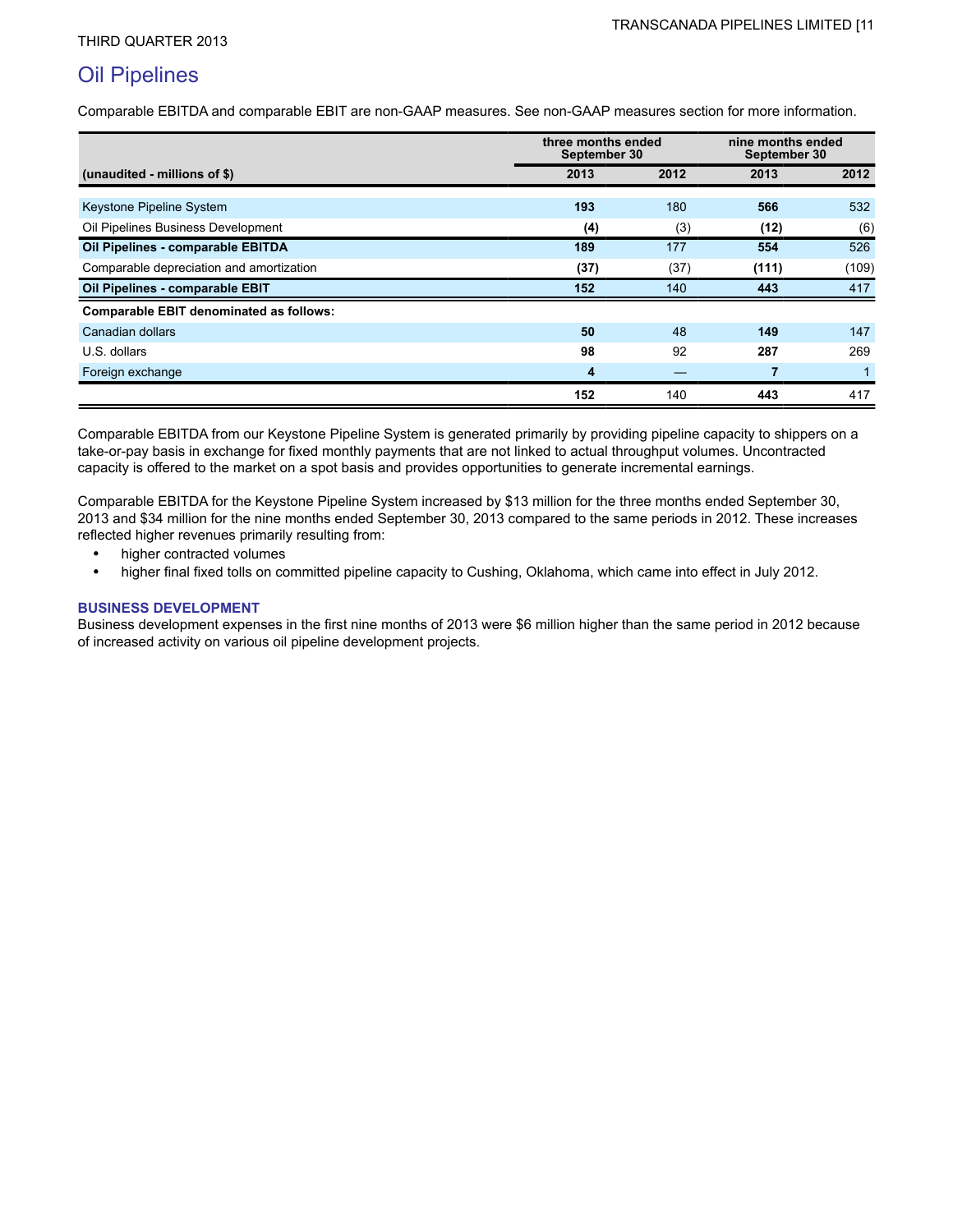## Oil Pipelines

Comparable EBITDA and comparable EBIT are non-GAAP measures. See non-GAAP measures section for more information.

| (unaudited - millions of $) | three months ended September 30 | | nine months ended September 30 | |
|---|---|---|---|---|
| | **2013** | **2012** | **2013** | **2012** |
| Keystone Pipeline System | **193** | 180 | **566** | 532 |
| Oil Pipelines Business Development | **(4)** | (3) | **(12)** | (6) |
| **Oil Pipelines - comparable EBITDA** | **189** | 177 | **554** | 526 |
| Comparable depreciation and amortization | **(37)** | (37) | **(111)** | (109) |
| **Oil Pipelines - comparable EBIT** | **152** | 140 | **443** | 417 |
| **Comparable EBIT denominated as follows:** | | | | |
| Canadian dollars | **50** | 48 | **149** | 147 |
| U.S. dollars | **98** | 92 | **287** | 269 |
| Foreign exchange | **4** | — | **7** | 1 |
| | **152** | 140 | **443** | 417 |

Comparable EBITDA from our Keystone Pipeline System is generated primarily by providing pipeline capacity to shippers on a take-or-pay basis in exchange for fixed monthly payments that are not linked to actual throughput volumes. Uncontracted capacity is offered to the market on a spot basis and provides opportunities to generate incremental earnings.

Comparable EBITDA for the Keystone Pipeline System increased by $13 million for the three months ended September 30, 2013 and $34 million for the nine months ended September 30, 2013 compared to the same periods in 2012. These increases reflected higher revenues primarily resulting from:

- higher contracted volumes
- higher final fixed tolls on committed pipeline capacity to Cushing, Oklahoma, which came into effect in July 2012.

### BUSINESS DEVELOPMENT

Business development expenses in the first nine months of 2013 were $6 million higher than the same period in 2012 because of increased activity on various oil pipeline development projects.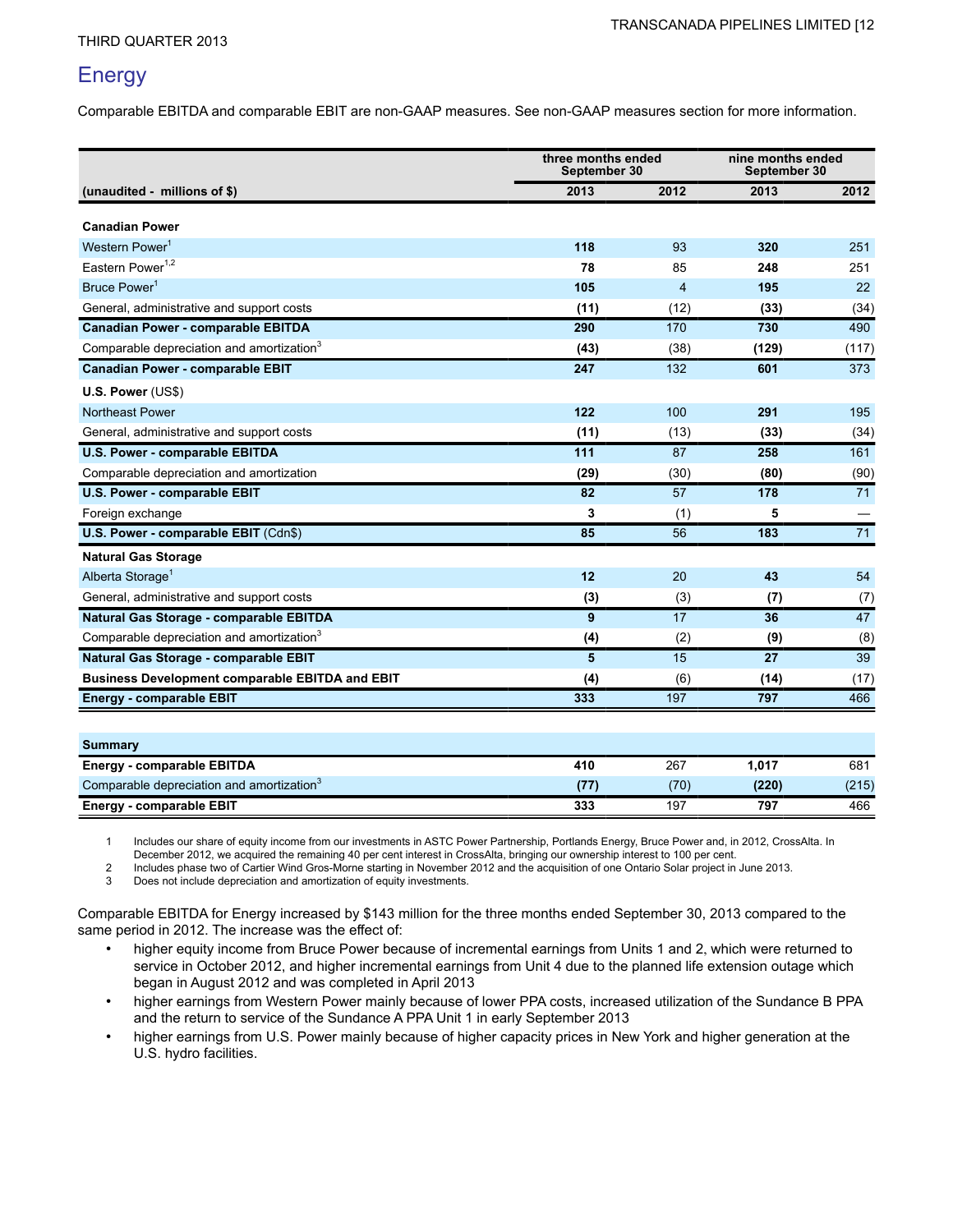THIRD QUARTER 2013

## Energy

Comparable EBITDA and comparable EBIT are non-GAAP measures. See non-GAAP measures section for more information.

| (unaudited - millions of $) | three months ended September 30 | | nine months ended September 30 | |
|---|---|---|---|---|
| | 2013 | 2012 | 2013 | 2012 |
| **Canadian Power** | | | | |
| Western Power[1] | **118** | 93 | **320** | 251 |
| Eastern Power[1,2] | **78** | 85 | **248** | 251 |
| Bruce Power[1] | **105** | 4 | **195** | 22 |
| General, administrative and support costs | **(11)** | (12) | **(33)** | (34) |
| **Canadian Power - comparable EBITDA** | **290** | 170 | **730** | 490 |
| Comparable depreciation and amortization[3] | **(43)** | (38) | **(129)** | (117) |
| **Canadian Power - comparable EBIT** | **247** | 132 | **601** | 373 |
| **U.S. Power** (US$) | | | | |
| Northeast Power | **122** | 100 | **291** | 195 |
| General, administrative and support costs | **(11)** | (13) | **(33)** | (34) |
| **U.S. Power - comparable EBITDA** | **111** | 87 | **258** | 161 |
| Comparable depreciation and amortization | **(29)** | (30) | **(80)** | (90) |
| **U.S. Power - comparable EBIT** | **82** | 57 | **178** | 71 |
| Foreign exchange | **3** | (1) | **5** | — |
| **U.S. Power - comparable EBIT** (Cdn$) | **85** | 56 | **183** | 71 |
| **Natural Gas Storage** | | | | |
| Alberta Storage[1] | **12** | 20 | **43** | 54 |
| General, administrative and support costs | **(3)** | (3) | **(7)** | (7) |
| **Natural Gas Storage - comparable EBITDA** | **9** | 17 | **36** | 47 |
| Comparable depreciation and amortization[3] | **(4)** | (2) | **(9)** | (8) |
| **Natural Gas Storage - comparable EBIT** | **5** | 15 | **27** | 39 |
| **Business Development comparable EBITDA and EBIT** | **(4)** | (6) | **(14)** | (17) |
| **Energy - comparable EBIT** | **333** | 197 | **797** | 466 |
| | | | | |
| **Summary** | | | | |
| **Energy - comparable EBITDA** | **410** | 267 | **1,017** | 681 |
| Comparable depreciation and amortization[3] | **(77)** | (70) | **(220)** | (215) |
| **Energy - comparable EBIT** | **333** | 197 | **797** | 466 |

1 Includes our share of equity income from our investments in ASTC Power Partnership, Portlands Energy, Bruce Power and, in 2012, CrossAlta. In December 2012, we acquired the remaining 40 per cent interest in CrossAlta, bringing our ownership interest to 100 per cent.

2 Includes phase two of Cartier Wind Gros-Morne starting in November 2012 and the acquisition of one Ontario Solar project in June 2013.

3 Does not include depreciation and amortization of equity investments.

Comparable EBITDA for Energy increased by $143 million for the three months ended September 30, 2013 compared to the same period in 2012. The increase was the effect of:

- higher equity income from Bruce Power because of incremental earnings from Units 1 and 2, which were returned to service in October 2012, and higher incremental earnings from Unit 4 due to the planned life extension outage which began in August 2012 and was completed in April 2013
- higher earnings from Western Power mainly because of lower PPA costs, increased utilization of the Sundance B PPA and the return to service of the Sundance A PPA Unit 1 in early September 2013
- higher earnings from U.S. Power mainly because of higher capacity prices in New York and higher generation at the U.S. hydro facilities.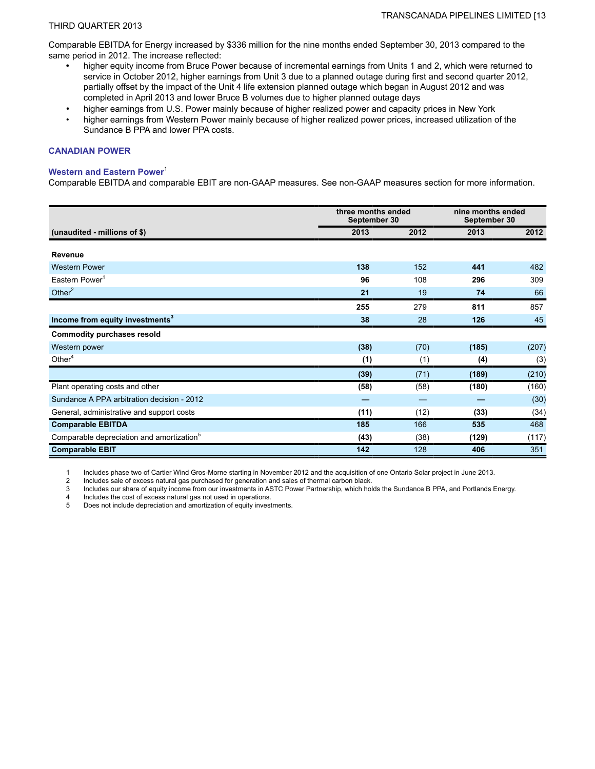Comparable EBITDA for Energy increased by $336 million for the nine months ended September 30, 2013 compared to the same period in 2012. The increase reflected:

- higher equity income from Bruce Power because of incremental earnings from Units 1 and 2, which were returned to service in October 2012, higher earnings from Unit 3 due to a planned outage during first and second quarter 2012, partially offset by the impact of the Unit 4 life extension planned outage which began in August 2012 and was completed in April 2013 and lower Bruce B volumes due to higher planned outage days
- higher earnings from U.S. Power mainly because of higher realized power and capacity prices in New York
- higher earnings from Western Power mainly because of higher realized power prices, increased utilization of the Sundance B PPA and lower PPA costs.

## CANADIAN POWER

### Western and Eastern Power[1]

Comparable EBITDA and comparable EBIT are non-GAAP measures. See non-GAAP measures section for more information.

| | three months ended September 30 | | nine months ended September 30 | |
|---|---|---|---|---|
| **(unaudited - millions of $)** | **2013** | **2012** | **2013** | **2012** |
| **Revenue** | | | | |
| Western Power | **138** | 152 | **441** | 482 |
| Eastern Power[1] | **96** | 108 | **296** | 309 |
| Other[2] | **21** | 19 | **74** | 66 |
| | **255** | 279 | **811** | 857 |
| **Income from equity investments[3]** | **38** | 28 | **126** | 45 |
| **Commodity purchases resold** | | | | |
| Western power | **(38)** | (70) | **(185)** | (207) |
| Other[4] | **(1)** | (1) | **(4)** | (3) |
| | **(39)** | (71) | **(189)** | (210) |
| Plant operating costs and other | **(58)** | (58) | **(180)** | (160) |
| Sundance A PPA arbitration decision - 2012 | **—** | — | **—** | (30) |
| General, administrative and support costs | **(11)** | (12) | **(33)** | (34) |
| **Comparable EBITDA** | **185** | 166 | **535** | 468 |
| Comparable depreciation and amortization[5] | **(43)** | (38) | **(129)** | (117) |
| **Comparable EBIT** | **142** | 128 | **406** | 351 |

1. Includes phase two of Cartier Wind Gros-Morne starting in November 2012 and the acquisition of one Ontario Solar project in June 2013.
2. Includes sale of excess natural gas purchased for generation and sales of thermal carbon black.
3. Includes our share of equity income from our investments in ASTC Power Partnership, which holds the Sundance B PPA, and Portlands Energy.
4. Includes the cost of excess natural gas not used in operations.
5. Does not include depreciation and amortization of equity investments.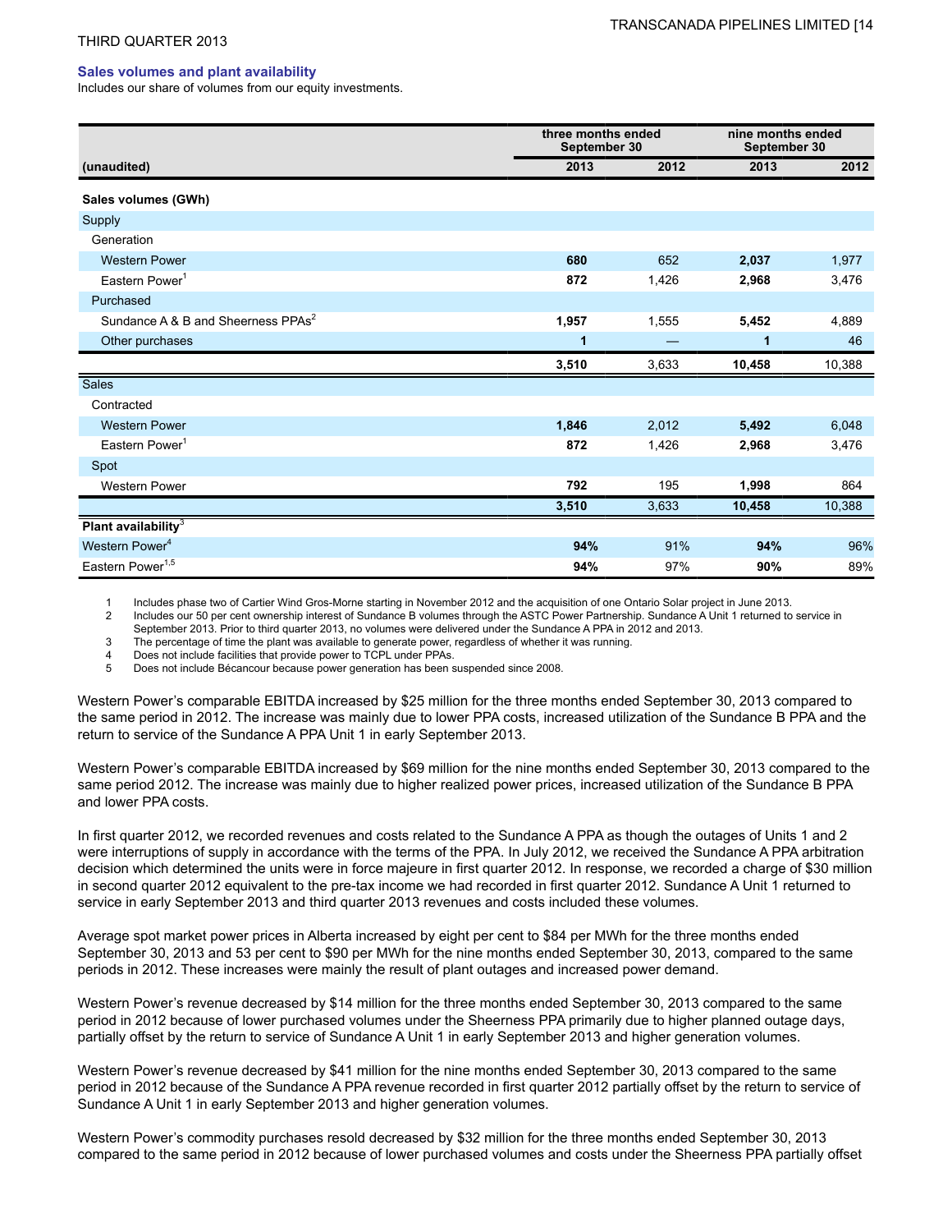### Sales volumes and plant availability

Includes our share of volumes from our equity investments.

| (unaudited) | three months ended September 30 | | nine months ended September 30 | |
|---|---|---|---|---|
| | **2013** | 2012 | **2013** | 2012 |
| **Sales volumes (GWh)** | | | | |
| Supply | | | | |
| Generation | | | | |
| Western Power | **680** | 652 | **2,037** | 1,977 |
| Eastern Power[1] | **872** | 1,426 | **2,968** | 3,476 |
| Purchased | | | | |
| Sundance A & B and Sheerness PPAs[2] | **1,957** | 1,555 | **5,452** | 4,889 |
| Other purchases | **1** | — | **1** | 46 |
| | **3,510** | 3,633 | **10,458** | 10,388 |
| Sales | | | | |
| Contracted | | | | |
| Western Power | **1,846** | 2,012 | **5,492** | 6,048 |
| Eastern Power[1] | **872** | 1,426 | **2,968** | 3,476 |
| Spot | | | | |
| Western Power | **792** | 195 | **1,998** | 864 |
| | **3,510** | 3,633 | **10,458** | 10,388 |
| **Plant availability[3]** | | | | |
| Western Power[4] | **94%** | 91% | **94%** | 96% |
| Eastern Power[1,5] | **94%** | 97% | **90%** | 89% |

1 Includes phase two of Cartier Wind Gros-Morne starting in November 2012 and the acquisition of one Ontario Solar project in June 2013.
2 Includes our 50 per cent ownership interest of Sundance B volumes through the ASTC Power Partnership. Sundance A Unit 1 returned to service in September 2013. Prior to third quarter 2013, no volumes were delivered under the Sundance A PPA in 2012 and 2013.
3 The percentage of time the plant was available to generate power, regardless of whether it was running.
4 Does not include facilities that provide power to TCPL under PPAs.
5 Does not include Bécancour because power generation has been suspended since 2008.

Western Power's comparable EBITDA increased by $25 million for the three months ended September 30, 2013 compared to the same period in 2012. The increase was mainly due to lower PPA costs, increased utilization of the Sundance B PPA and the return to service of the Sundance A PPA Unit 1 in early September 2013.

Western Power's comparable EBITDA increased by $69 million for the nine months ended September 30, 2013 compared to the same period 2012. The increase was mainly due to higher realized power prices, increased utilization of the Sundance B PPA and lower PPA costs.

In first quarter 2012, we recorded revenues and costs related to the Sundance A PPA as though the outages of Units 1 and 2 were interruptions of supply in accordance with the terms of the PPA. In July 2012, we received the Sundance A PPA arbitration decision which determined the units were in force majeure in first quarter 2012. In response, we recorded a charge of $30 million in second quarter 2012 equivalent to the pre-tax income we had recorded in first quarter 2012. Sundance A Unit 1 returned to service in early September 2013 and third quarter 2013 revenues and costs included these volumes.

Average spot market power prices in Alberta increased by eight per cent to $84 per MWh for the three months ended September 30, 2013 and 53 per cent to $90 per MWh for the nine months ended September 30, 2013, compared to the same periods in 2012. These increases were mainly the result of plant outages and increased power demand.

Western Power's revenue decreased by $14 million for the three months ended September 30, 2013 compared to the same period in 2012 because of lower purchased volumes under the Sheerness PPA primarily due to higher planned outage days, partially offset by the return to service of Sundance A Unit 1 in early September 2013 and higher generation volumes.

Western Power's revenue decreased by $41 million for the nine months ended September 30, 2013 compared to the same period in 2012 because of the Sundance A PPA revenue recorded in first quarter 2012 partially offset by the return to service of Sundance A Unit 1 in early September 2013 and higher generation volumes.

Western Power's commodity purchases resold decreased by $32 million for the three months ended September 30, 2013 compared to the same period in 2012 because of lower purchased volumes and costs under the Sheerness PPA partially offset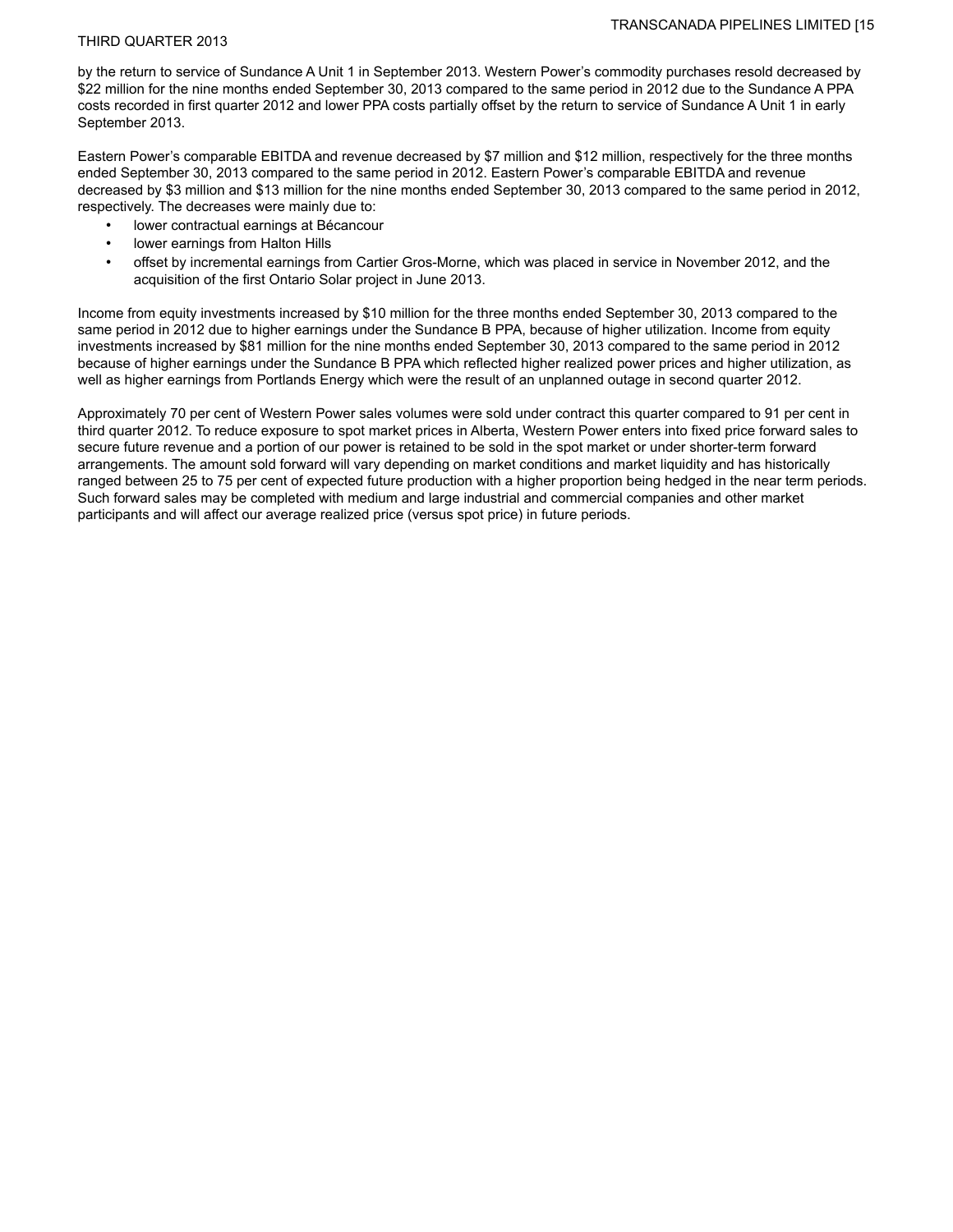by the return to service of Sundance A Unit 1 in September 2013. Western Power's commodity purchases resold decreased by $22 million for the nine months ended September 30, 2013 compared to the same period in 2012 due to the Sundance A PPA costs recorded in first quarter 2012 and lower PPA costs partially offset by the return to service of Sundance A Unit 1 in early September 2013.

Eastern Power's comparable EBITDA and revenue decreased by $7 million and $12 million, respectively for the three months ended September 30, 2013 compared to the same period in 2012. Eastern Power's comparable EBITDA and revenue decreased by $3 million and $13 million for the nine months ended September 30, 2013 compared to the same period in 2012, respectively. The decreases were mainly due to:

- lower contractual earnings at Bécancour
- lower earnings from Halton Hills
- offset by incremental earnings from Cartier Gros-Morne, which was placed in service in November 2012, and the acquisition of the first Ontario Solar project in June 2013.

Income from equity investments increased by $10 million for the three months ended September 30, 2013 compared to the same period in 2012 due to higher earnings under the Sundance B PPA, because of higher utilization. Income from equity investments increased by $81 million for the nine months ended September 30, 2013 compared to the same period in 2012 because of higher earnings under the Sundance B PPA which reflected higher realized power prices and higher utilization, as well as higher earnings from Portlands Energy which were the result of an unplanned outage in second quarter 2012.

Approximately 70 per cent of Western Power sales volumes were sold under contract this quarter compared to 91 per cent in third quarter 2012. To reduce exposure to spot market prices in Alberta, Western Power enters into fixed price forward sales to secure future revenue and a portion of our power is retained to be sold in the spot market or under shorter-term forward arrangements. The amount sold forward will vary depending on market conditions and market liquidity and has historically ranged between 25 to 75 per cent of expected future production with a higher proportion being hedged in the near term periods. Such forward sales may be completed with medium and large industrial and commercial companies and other market participants and will affect our average realized price (versus spot price) in future periods.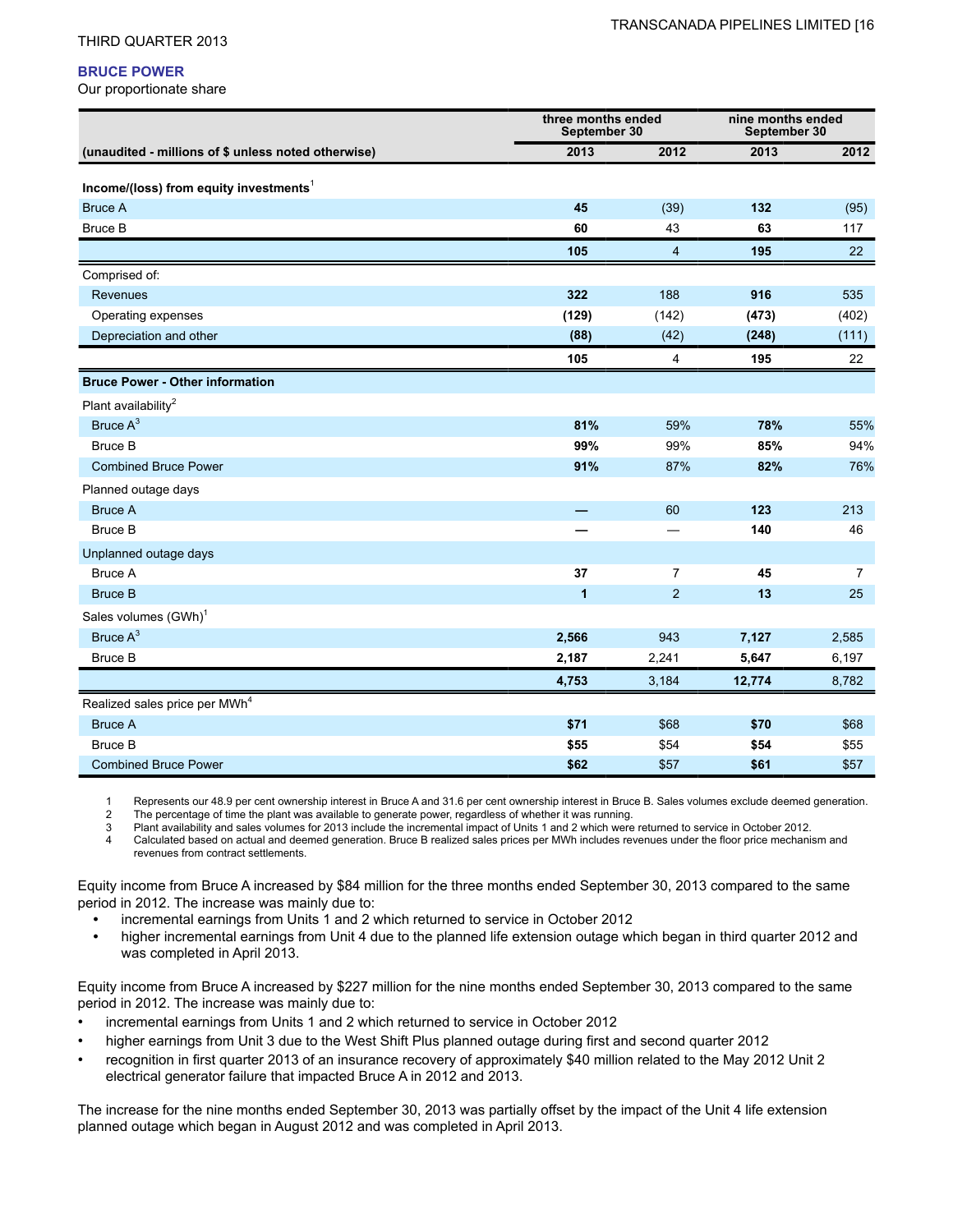## BRUCE POWER

Our proportionate share

| (unaudited - millions of $ unless noted otherwise) | three months ended September 30 | | nine months ended September 30 | |
|---|---|---|---|---|
| | **2013** | 2012 | **2013** | 2012 |
| **Income/(loss) from equity investments**[1] | | | | |
| Bruce A | **45** | (39) | **132** | (95) |
| Bruce B | **60** | 43 | **63** | 117 |
| | **105** | 4 | **195** | 22 |
| Comprised of: | | | | |
| Revenues | **322** | 188 | **916** | 535 |
| Operating expenses | **(129)** | (142) | **(473)** | (402) |
| Depreciation and other | **(88)** | (42) | **(248)** | (111) |
| | **105** | 4 | **195** | 22 |
| **Bruce Power - Other information** | | | | |
| Plant availability[2] | | | | |
| Bruce A[3] | **81%** | 59% | **78%** | 55% |
| Bruce B | **99%** | 99% | **85%** | 94% |
| Combined Bruce Power | **91%** | 87% | **82%** | 76% |
| Planned outage days | | | | |
| Bruce A | **—** | 60 | **123** | 213 |
| Bruce B | **—** | — | **140** | 46 |
| Unplanned outage days | | | | |
| Bruce A | **37** | 7 | **45** | 7 |
| Bruce B | **1** | 2 | **13** | 25 |
| Sales volumes (GWh)[1] | | | | |
| Bruce A[3] | **2,566** | 943 | **7,127** | 2,585 |
| Bruce B | **2,187** | 2,241 | **5,647** | 6,197 |
| | **4,753** | 3,184 | **12,774** | 8,782 |
| Realized sales price per MWh[4] | | | | |
| Bruce A | **$71** | $68 | **$70** | $68 |
| Bruce B | **$55** | $54 | **$54** | $55 |
| Combined Bruce Power | **$62** | $57 | **$61** | $57 |

1 Represents our 48.9 per cent ownership interest in Bruce A and 31.6 per cent ownership interest in Bruce B. Sales volumes exclude deemed generation.
2 The percentage of time the plant was available to generate power, regardless of whether it was running.
3 Plant availability and sales volumes for 2013 include the incremental impact of Units 1 and 2 which were returned to service in October 2012.
4 Calculated based on actual and deemed generation. Bruce B realized sales prices per MWh includes revenues under the floor price mechanism and revenues from contract settlements.

Equity income from Bruce A increased by $84 million for the three months ended September 30, 2013 compared to the same period in 2012. The increase was mainly due to:

- incremental earnings from Units 1 and 2 which returned to service in October 2012
- higher incremental earnings from Unit 4 due to the planned life extension outage which began in third quarter 2012 and was completed in April 2013.

Equity income from Bruce A increased by $227 million for the nine months ended September 30, 2013 compared to the same period in 2012. The increase was mainly due to:

- incremental earnings from Units 1 and 2 which returned to service in October 2012
- higher earnings from Unit 3 due to the West Shift Plus planned outage during first and second quarter 2012
- recognition in first quarter 2013 of an insurance recovery of approximately $40 million related to the May 2012 Unit 2 electrical generator failure that impacted Bruce A in 2012 and 2013.

The increase for the nine months ended September 30, 2013 was partially offset by the impact of the Unit 4 life extension planned outage which began in August 2012 and was completed in April 2013.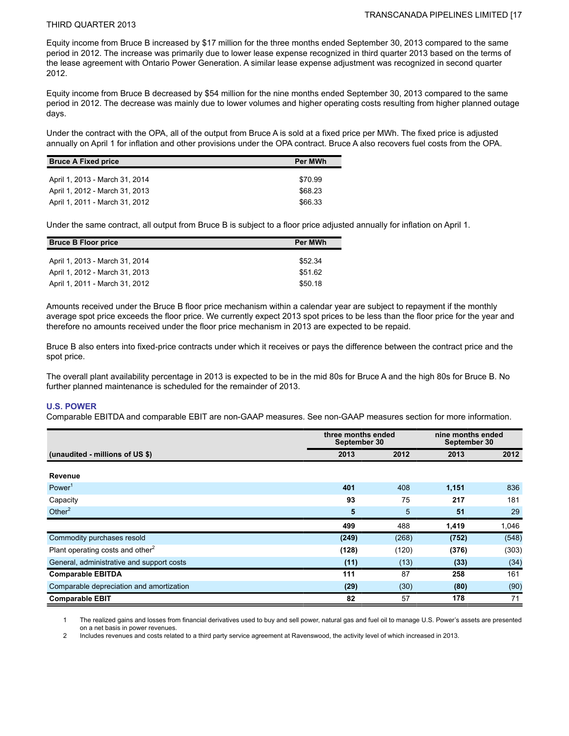Equity income from Bruce B increased by $17 million for the three months ended September 30, 2013 compared to the same period in 2012. The increase was primarily due to lower lease expense recognized in third quarter 2013 based on the terms of the lease agreement with Ontario Power Generation. A similar lease expense adjustment was recognized in second quarter 2012.

Equity income from Bruce B decreased by $54 million for the nine months ended September 30, 2013 compared to the same period in 2012. The decrease was mainly due to lower volumes and higher operating costs resulting from higher planned outage days.

Under the contract with the OPA, all of the output from Bruce A is sold at a fixed price per MWh. The fixed price is adjusted annually on April 1 for inflation and other provisions under the OPA contract. Bruce A also recovers fuel costs from the OPA.

| Bruce A Fixed price | Per MWh |
|---|---|
| April 1, 2013 - March 31, 2014 | $70.99 |
| April 1, 2012 - March 31, 2013 | $68.23 |
| April 1, 2011 - March 31, 2012 | $66.33 |

Under the same contract, all output from Bruce B is subject to a floor price adjusted annually for inflation on April 1.

| Bruce B Floor price | Per MWh |
|---|---|
| April 1, 2013 - March 31, 2014 | $52.34 |
| April 1, 2012 - March 31, 2013 | $51.62 |
| April 1, 2011 - March 31, 2012 | $50.18 |

Amounts received under the Bruce B floor price mechanism within a calendar year are subject to repayment if the monthly average spot price exceeds the floor price. We currently expect 2013 spot prices to be less than the floor price for the year and therefore no amounts received under the floor price mechanism in 2013 are expected to be repaid.

Bruce B also enters into fixed-price contracts under which it receives or pays the difference between the contract price and the spot price.

The overall plant availability percentage in 2013 is expected to be in the mid 80s for Bruce A and the high 80s for Bruce B. No further planned maintenance is scheduled for the remainder of 2013.

### U.S. POWER

Comparable EBITDA and comparable EBIT are non-GAAP measures. See non-GAAP measures section for more information.

| | three months ended September 30 | | nine months ended September 30 | |
|---|---|---|---|---|
| **(unaudited - millions of US $)** | **2013** | **2012** | **2013** | **2012** |
| **Revenue** | | | | |
| Power[1] | **401** | 408 | **1,151** | 836 |
| Capacity | **93** | 75 | **217** | 181 |
| Other[2] | **5** | 5 | **51** | 29 |
| | **499** | 488 | **1,419** | 1,046 |
| Commodity purchases resold | **(249)** | (268) | **(752)** | (548) |
| Plant operating costs and other[2] | **(128)** | (120) | **(376)** | (303) |
| General, administrative and support costs | **(11)** | (13) | **(33)** | (34) |
| **Comparable EBITDA** | **111** | 87 | **258** | 161 |
| Comparable depreciation and amortization | **(29)** | (30) | **(80)** | (90) |
| **Comparable EBIT** | **82** | 57 | **178** | 71 |

1 The realized gains and losses from financial derivatives used to buy and sell power, natural gas and fuel oil to manage U.S. Power's assets are presented on a net basis in power revenues.

2 Includes revenues and costs related to a third party service agreement at Ravenswood, the activity level of which increased in 2013.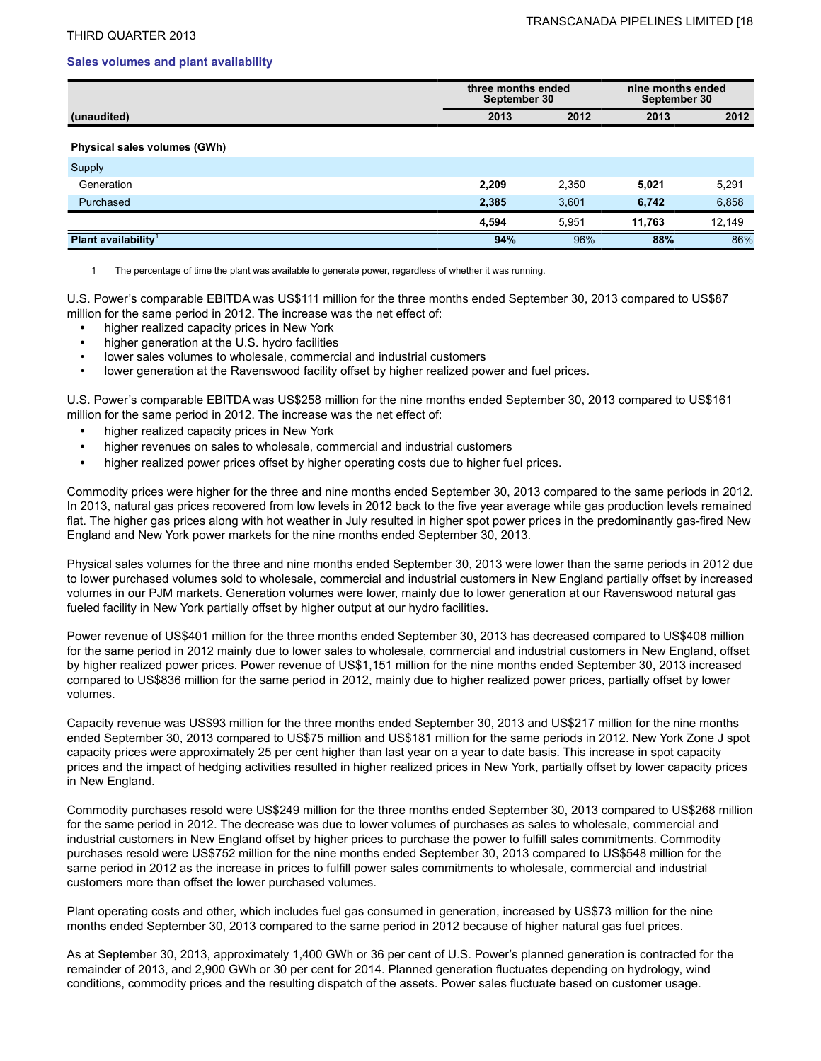## Sales volumes and plant availability

| (unaudited) | three months ended September 30 | | nine months ended September 30 | |
|---|---|---|---|---|
| | **2013** | **2012** | **2013** | **2012** |
| **Physical sales volumes (GWh)** | | | | |
| Supply | | | | |
| Generation | **2,209** | 2,350 | **5,021** | 5,291 |
| Purchased | **2,385** | 3,601 | **6,742** | 6,858 |
| | **4,594** | 5,951 | **11,763** | 12,149 |
| **Plant availability**[1] | **94%** | 96% | **88%** | 86% |

1 The percentage of time the plant was available to generate power, regardless of whether it was running.

U.S. Power's comparable EBITDA was US$111 million for the three months ended September 30, 2013 compared to US$87 million for the same period in 2012. The increase was the net effect of:

- higher realized capacity prices in New York
- higher generation at the U.S. hydro facilities
- lower sales volumes to wholesale, commercial and industrial customers
- lower generation at the Ravenswood facility offset by higher realized power and fuel prices.

U.S. Power's comparable EBITDA was US$258 million for the nine months ended September 30, 2013 compared to US$161 million for the same period in 2012. The increase was the net effect of:

- higher realized capacity prices in New York
- higher revenues on sales to wholesale, commercial and industrial customers
- higher realized power prices offset by higher operating costs due to higher fuel prices.

Commodity prices were higher for the three and nine months ended September 30, 2013 compared to the same periods in 2012. In 2013, natural gas prices recovered from low levels in 2012 back to the five year average while gas production levels remained flat. The higher gas prices along with hot weather in July resulted in higher spot power prices in the predominantly gas-fired New England and New York power markets for the nine months ended September 30, 2013.

Physical sales volumes for the three and nine months ended September 30, 2013 were lower than the same periods in 2012 due to lower purchased volumes sold to wholesale, commercial and industrial customers in New England partially offset by increased volumes in our PJM markets. Generation volumes were lower, mainly due to lower generation at our Ravenswood natural gas fueled facility in New York partially offset by higher output at our hydro facilities.

Power revenue of US$401 million for the three months ended September 30, 2013 has decreased compared to US$408 million for the same period in 2012 mainly due to lower sales to wholesale, commercial and industrial customers in New England, offset by higher realized power prices. Power revenue of US$1,151 million for the nine months ended September 30, 2013 increased compared to US$836 million for the same period in 2012, mainly due to higher realized power prices, partially offset by lower volumes.

Capacity revenue was US$93 million for the three months ended September 30, 2013 and US$217 million for the nine months ended September 30, 2013 compared to US$75 million and US$181 million for the same periods in 2012. New York Zone J spot capacity prices were approximately 25 per cent higher than last year on a year to date basis. This increase in spot capacity prices and the impact of hedging activities resulted in higher realized prices in New York, partially offset by lower capacity prices in New England.

Commodity purchases resold were US$249 million for the three months ended September 30, 2013 compared to US$268 million for the same period in 2012. The decrease was due to lower volumes of purchases as sales to wholesale, commercial and industrial customers in New England offset by higher prices to purchase the power to fulfill sales commitments. Commodity purchases resold were US$752 million for the nine months ended September 30, 2013 compared to US$548 million for the same period in 2012 as the increase in prices to fulfill power sales commitments to wholesale, commercial and industrial customers more than offset the lower purchased volumes.

Plant operating costs and other, which includes fuel gas consumed in generation, increased by US$73 million for the nine months ended September 30, 2013 compared to the same period in 2012 because of higher natural gas fuel prices.

As at September 30, 2013, approximately 1,400 GWh or 36 per cent of U.S. Power's planned generation is contracted for the remainder of 2013, and 2,900 GWh or 30 per cent for 2014. Planned generation fluctuates depending on hydrology, wind conditions, commodity prices and the resulting dispatch of the assets. Power sales fluctuate based on customer usage.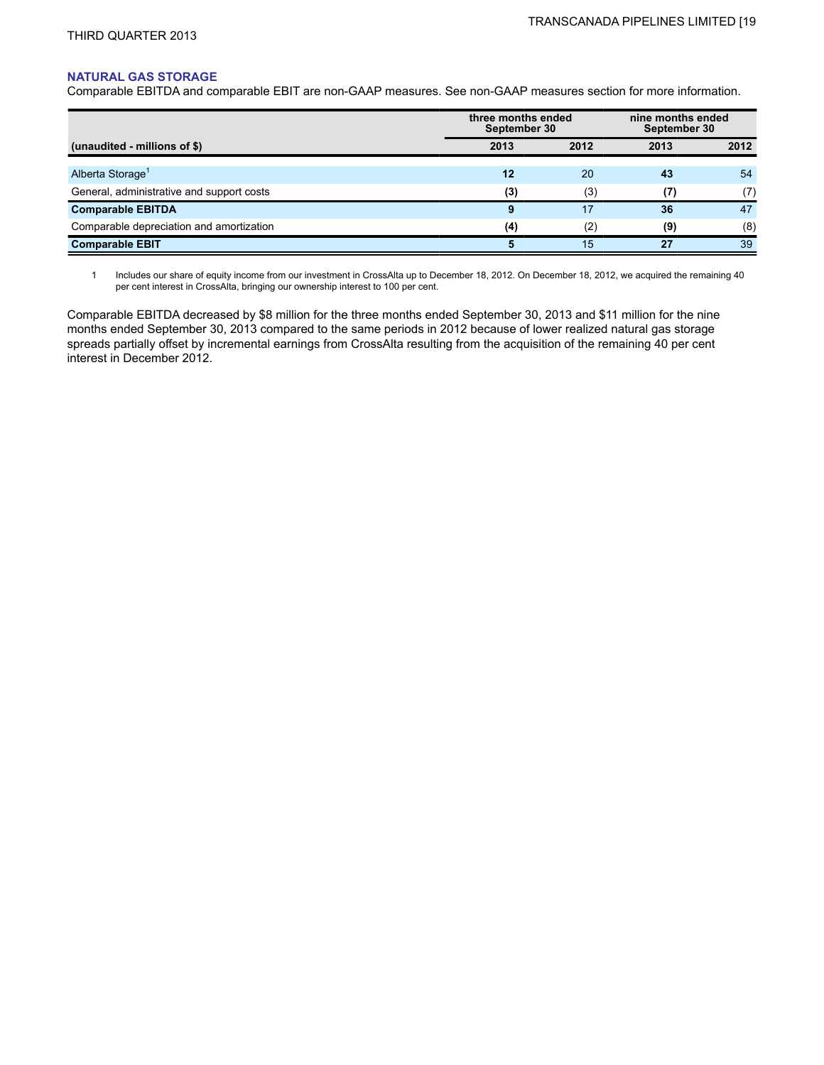## NATURAL GAS STORAGE

Comparable EBITDA and comparable EBIT are non-GAAP measures. See non-GAAP measures section for more information.

| | three months ended September 30 | | nine months ended September 30 | |
|---|---|---|---|---|
| (unaudited - millions of $) | 2013 | 2012 | 2013 | 2012 |
| Alberta Storage[1] | **12** | 20 | **43** | 54 |
| General, administrative and support costs | **(3)** | (3) | **(7)** | (7) |
| **Comparable EBITDA** | **9** | 17 | **36** | 47 |
| Comparable depreciation and amortization | **(4)** | (2) | **(9)** | (8) |
| **Comparable EBIT** | **5** | 15 | **27** | 39 |

1 Includes our share of equity income from our investment in CrossAlta up to December 18, 2012. On December 18, 2012, we acquired the remaining 40 per cent interest in CrossAlta, bringing our ownership interest to 100 per cent.

Comparable EBITDA decreased by $8 million for the three months ended September 30, 2013 and $11 million for the nine months ended September 30, 2013 compared to the same periods in 2012 because of lower realized natural gas storage spreads partially offset by incremental earnings from CrossAlta resulting from the acquisition of the remaining 40 per cent interest in December 2012.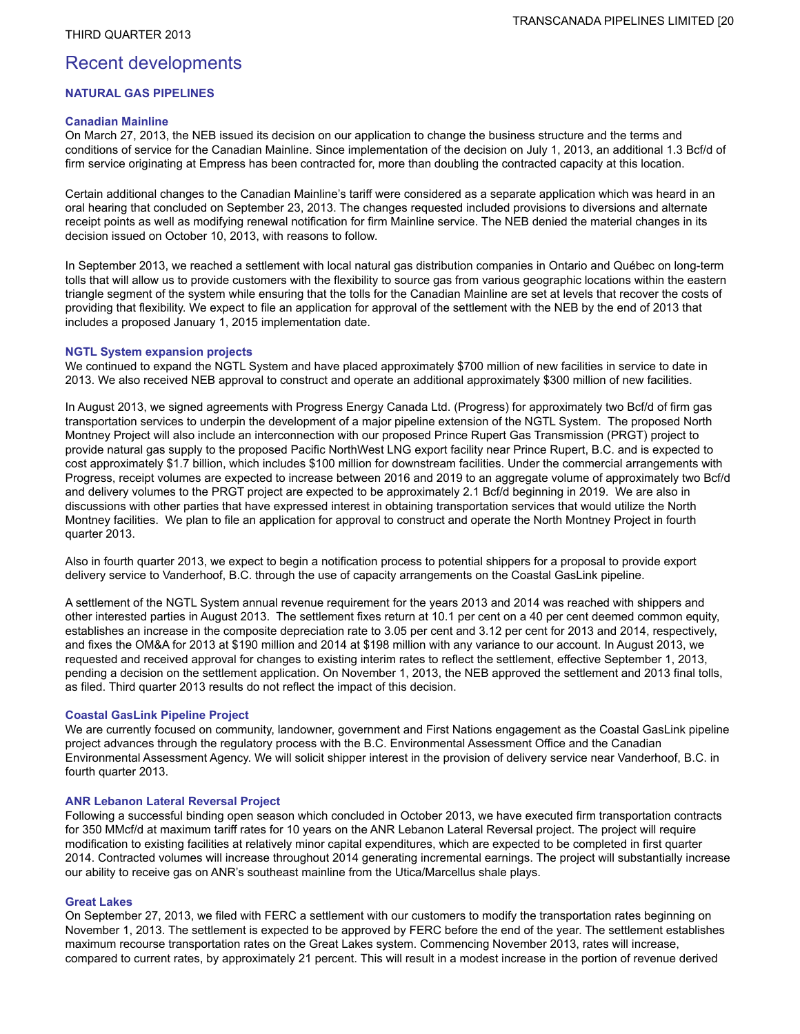# Recent developments

## NATURAL GAS PIPELINES

### Canadian Mainline

On March 27, 2013, the NEB issued its decision on our application to change the business structure and the terms and conditions of service for the Canadian Mainline. Since implementation of the decision on July 1, 2013, an additional 1.3 Bcf/d of firm service originating at Empress has been contracted for, more than doubling the contracted capacity at this location.

Certain additional changes to the Canadian Mainline's tariff were considered as a separate application which was heard in an oral hearing that concluded on September 23, 2013. The changes requested included provisions to diversions and alternate receipt points as well as modifying renewal notification for firm Mainline service. The NEB denied the material changes in its decision issued on October 10, 2013, with reasons to follow.

In September 2013, we reached a settlement with local natural gas distribution companies in Ontario and Québec on long-term tolls that will allow us to provide customers with the flexibility to source gas from various geographic locations within the eastern triangle segment of the system while ensuring that the tolls for the Canadian Mainline are set at levels that recover the costs of providing that flexibility. We expect to file an application for approval of the settlement with the NEB by the end of 2013 that includes a proposed January 1, 2015 implementation date.

### NGTL System expansion projects

We continued to expand the NGTL System and have placed approximately $700 million of new facilities in service to date in 2013. We also received NEB approval to construct and operate an additional approximately $300 million of new facilities.

In August 2013, we signed agreements with Progress Energy Canada Ltd. (Progress) for approximately two Bcf/d of firm gas transportation services to underpin the development of a major pipeline extension of the NGTL System. The proposed North Montney Project will also include an interconnection with our proposed Prince Rupert Gas Transmission (PRGT) project to provide natural gas supply to the proposed Pacific NorthWest LNG export facility near Prince Rupert, B.C. and is expected to cost approximately $1.7 billion, which includes $100 million for downstream facilities. Under the commercial arrangements with Progress, receipt volumes are expected to increase between 2016 and 2019 to an aggregate volume of approximately two Bcf/d and delivery volumes to the PRGT project are expected to be approximately 2.1 Bcf/d beginning in 2019. We are also in discussions with other parties that have expressed interest in obtaining transportation services that would utilize the North Montney facilities. We plan to file an application for approval to construct and operate the North Montney Project in fourth quarter 2013.

Also in fourth quarter 2013, we expect to begin a notification process to potential shippers for a proposal to provide export delivery service to Vanderhoof, B.C. through the use of capacity arrangements on the Coastal GasLink pipeline.

A settlement of the NGTL System annual revenue requirement for the years 2013 and 2014 was reached with shippers and other interested parties in August 2013. The settlement fixes return at 10.1 per cent on a 40 per cent deemed common equity, establishes an increase in the composite depreciation rate to 3.05 per cent and 3.12 per cent for 2013 and 2014, respectively, and fixes the OM&A for 2013 at $190 million and 2014 at $198 million with any variance to our account. In August 2013, we requested and received approval for changes to existing interim rates to reflect the settlement, effective September 1, 2013, pending a decision on the settlement application. On November 1, 2013, the NEB approved the settlement and 2013 final tolls, as filed. Third quarter 2013 results do not reflect the impact of this decision.

### Coastal GasLink Pipeline Project

We are currently focused on community, landowner, government and First Nations engagement as the Coastal GasLink pipeline project advances through the regulatory process with the B.C. Environmental Assessment Office and the Canadian Environmental Assessment Agency. We will solicit shipper interest in the provision of delivery service near Vanderhoof, B.C. in fourth quarter 2013.

### ANR Lebanon Lateral Reversal Project

Following a successful binding open season which concluded in October 2013, we have executed firm transportation contracts for 350 MMcf/d at maximum tariff rates for 10 years on the ANR Lebanon Lateral Reversal project. The project will require modification to existing facilities at relatively minor capital expenditures, which are expected to be completed in first quarter 2014. Contracted volumes will increase throughout 2014 generating incremental earnings. The project will substantially increase our ability to receive gas on ANR's southeast mainline from the Utica/Marcellus shale plays.

### Great Lakes

On September 27, 2013, we filed with FERC a settlement with our customers to modify the transportation rates beginning on November 1, 2013. The settlement is expected to be approved by FERC before the end of the year. The settlement establishes maximum recourse transportation rates on the Great Lakes system. Commencing November 2013, rates will increase, compared to current rates, by approximately 21 percent. This will result in a modest increase in the portion of revenue derived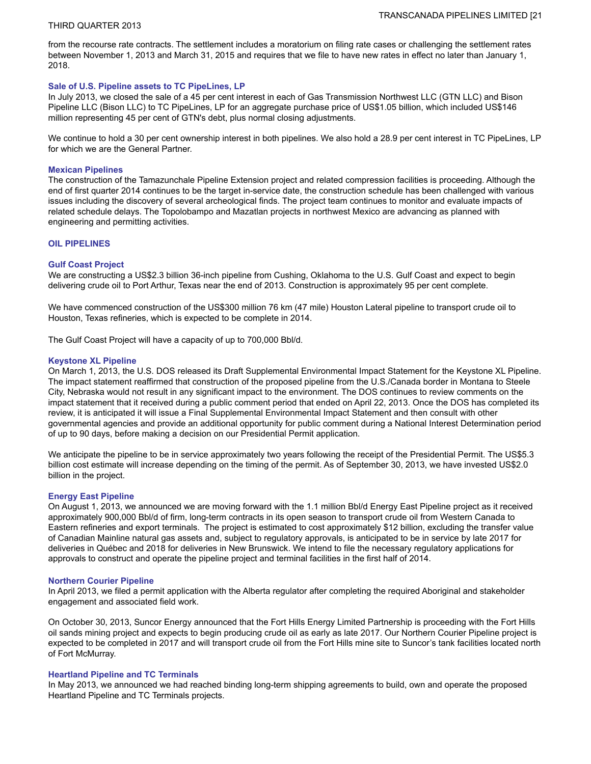from the recourse rate contracts. The settlement includes a moratorium on filing rate cases or challenging the settlement rates between November 1, 2013 and March 31, 2015 and requires that we file to have new rates in effect no later than January 1, 2018.

### Sale of U.S. Pipeline assets to TC PipeLines, LP

In July 2013, we closed the sale of a 45 per cent interest in each of Gas Transmission Northwest LLC (GTN LLC) and Bison Pipeline LLC (Bison LLC) to TC PipeLines, LP for an aggregate purchase price of US$1.05 billion, which included US$146 million representing 45 per cent of GTN's debt, plus normal closing adjustments.

We continue to hold a 30 per cent ownership interest in both pipelines. We also hold a 28.9 per cent interest in TC PipeLines, LP for which we are the General Partner.

### Mexican Pipelines

The construction of the Tamazunchale Pipeline Extension project and related compression facilities is proceeding. Although the end of first quarter 2014 continues to be the target in-service date, the construction schedule has been challenged with various issues including the discovery of several archeological finds. The project team continues to monitor and evaluate impacts of related schedule delays. The Topolobampo and Mazatlan projects in northwest Mexico are advancing as planned with engineering and permitting activities.

## OIL PIPELINES

### Gulf Coast Project

We are constructing a US$2.3 billion 36-inch pipeline from Cushing, Oklahoma to the U.S. Gulf Coast and expect to begin delivering crude oil to Port Arthur, Texas near the end of 2013. Construction is approximately 95 per cent complete.

We have commenced construction of the US$300 million 76 km (47 mile) Houston Lateral pipeline to transport crude oil to Houston, Texas refineries, which is expected to be complete in 2014.

The Gulf Coast Project will have a capacity of up to 700,000 Bbl/d.

### Keystone XL Pipeline

On March 1, 2013, the U.S. DOS released its Draft Supplemental Environmental Impact Statement for the Keystone XL Pipeline. The impact statement reaffirmed that construction of the proposed pipeline from the U.S./Canada border in Montana to Steele City, Nebraska would not result in any significant impact to the environment. The DOS continues to review comments on the impact statement that it received during a public comment period that ended on April 22, 2013. Once the DOS has completed its review, it is anticipated it will issue a Final Supplemental Environmental Impact Statement and then consult with other governmental agencies and provide an additional opportunity for public comment during a National Interest Determination period of up to 90 days, before making a decision on our Presidential Permit application.

We anticipate the pipeline to be in service approximately two years following the receipt of the Presidential Permit. The US$5.3 billion cost estimate will increase depending on the timing of the permit. As of September 30, 2013, we have invested US$2.0 billion in the project.

### Energy East Pipeline

On August 1, 2013, we announced we are moving forward with the 1.1 million Bbl/d Energy East Pipeline project as it received approximately 900,000 Bbl/d of firm, long-term contracts in its open season to transport crude oil from Western Canada to Eastern refineries and export terminals. The project is estimated to cost approximately $12 billion, excluding the transfer value of Canadian Mainline natural gas assets and, subject to regulatory approvals, is anticipated to be in service by late 2017 for deliveries in Québec and 2018 for deliveries in New Brunswick. We intend to file the necessary regulatory applications for approvals to construct and operate the pipeline project and terminal facilities in the first half of 2014.

### Northern Courier Pipeline

In April 2013, we filed a permit application with the Alberta regulator after completing the required Aboriginal and stakeholder engagement and associated field work.

On October 30, 2013, Suncor Energy announced that the Fort Hills Energy Limited Partnership is proceeding with the Fort Hills oil sands mining project and expects to begin producing crude oil as early as late 2017. Our Northern Courier Pipeline project is expected to be completed in 2017 and will transport crude oil from the Fort Hills mine site to Suncor's tank facilities located north of Fort McMurray.

### Heartland Pipeline and TC Terminals

In May 2013, we announced we had reached binding long-term shipping agreements to build, own and operate the proposed Heartland Pipeline and TC Terminals projects.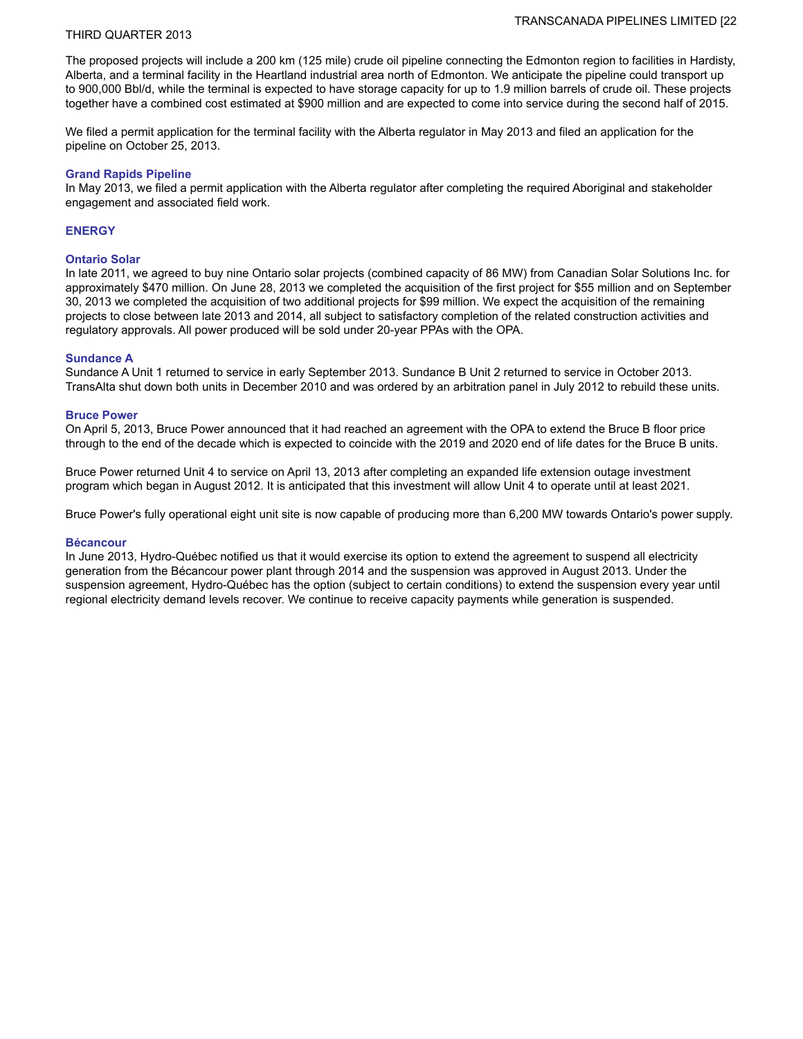The proposed projects will include a 200 km (125 mile) crude oil pipeline connecting the Edmonton region to facilities in Hardisty, Alberta, and a terminal facility in the Heartland industrial area north of Edmonton. We anticipate the pipeline could transport up to 900,000 Bbl/d, while the terminal is expected to have storage capacity for up to 1.9 million barrels of crude oil. These projects together have a combined cost estimated at $900 million and are expected to come into service during the second half of 2015.

We filed a permit application for the terminal facility with the Alberta regulator in May 2013 and filed an application for the pipeline on October 25, 2013.

### Grand Rapids Pipeline

In May 2013, we filed a permit application with the Alberta regulator after completing the required Aboriginal and stakeholder engagement and associated field work.

## ENERGY

### Ontario Solar

In late 2011, we agreed to buy nine Ontario solar projects (combined capacity of 86 MW) from Canadian Solar Solutions Inc. for approximately $470 million. On June 28, 2013 we completed the acquisition of the first project for $55 million and on September 30, 2013 we completed the acquisition of two additional projects for $99 million. We expect the acquisition of the remaining projects to close between late 2013 and 2014, all subject to satisfactory completion of the related construction activities and regulatory approvals. All power produced will be sold under 20-year PPAs with the OPA.

### Sundance A

Sundance A Unit 1 returned to service in early September 2013. Sundance B Unit 2 returned to service in October 2013. TransAlta shut down both units in December 2010 and was ordered by an arbitration panel in July 2012 to rebuild these units.

### Bruce Power

On April 5, 2013, Bruce Power announced that it had reached an agreement with the OPA to extend the Bruce B floor price through to the end of the decade which is expected to coincide with the 2019 and 2020 end of life dates for the Bruce B units.

Bruce Power returned Unit 4 to service on April 13, 2013 after completing an expanded life extension outage investment program which began in August 2012. It is anticipated that this investment will allow Unit 4 to operate until at least 2021.

Bruce Power's fully operational eight unit site is now capable of producing more than 6,200 MW towards Ontario's power supply.

### Bécancour

In June 2013, Hydro-Québec notified us that it would exercise its option to extend the agreement to suspend all electricity generation from the Bécancour power plant through 2014 and the suspension was approved in August 2013. Under the suspension agreement, Hydro-Québec has the option (subject to certain conditions) to extend the suspension every year until regional electricity demand levels recover. We continue to receive capacity payments while generation is suspended.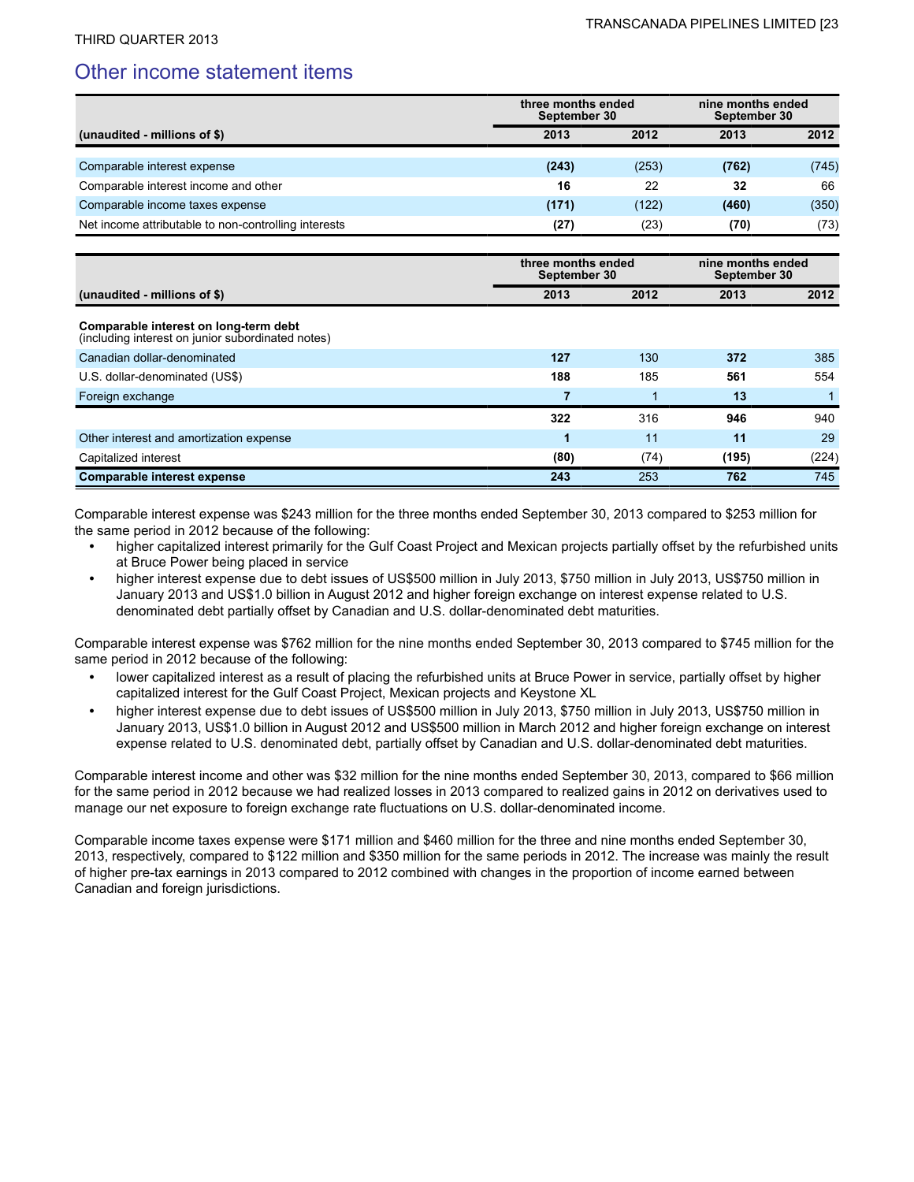## Other income statement items

| (unaudited - millions of $) | three months ended September 30 | | nine months ended September 30 | |
|---|---|---|---|---|
| | **2013** | **2012** | **2013** | **2012** |
| Comparable interest expense | **(243)** | (253) | **(762)** | (745) |
| Comparable interest income and other | **16** | 22 | **32** | 66 |
| Comparable income taxes expense | **(171)** | (122) | **(460)** | (350) |
| Net income attributable to non-controlling interests | **(27)** | (23) | **(70)** | (73) |

| (unaudited - millions of $) | three months ended September 30 | | nine months ended September 30 | |
|---|---|---|---|---|
| | **2013** | **2012** | **2013** | **2012** |
| **Comparable interest on long-term debt** (including interest on junior subordinated notes) | | | | |
| Canadian dollar-denominated | **127** | 130 | **372** | 385 |
| U.S. dollar-denominated (US$) | **188** | 185 | **561** | 554 |
| Foreign exchange | **7** | 1 | **13** | 1 |
| | **322** | 316 | **946** | 940 |
| Other interest and amortization expense | **1** | 11 | **11** | 29 |
| Capitalized interest | **(80)** | (74) | **(195)** | (224) |
| **Comparable interest expense** | **243** | 253 | **762** | 745 |

Comparable interest expense was $243 million for the three months ended September 30, 2013 compared to $253 million for the same period in 2012 because of the following:

- higher capitalized interest primarily for the Gulf Coast Project and Mexican projects partially offset by the refurbished units at Bruce Power being placed in service
- higher interest expense due to debt issues of US$500 million in July 2013, $750 million in July 2013, US$750 million in January 2013 and US$1.0 billion in August 2012 and higher foreign exchange on interest expense related to U.S. denominated debt partially offset by Canadian and U.S. dollar-denominated debt maturities.

Comparable interest expense was $762 million for the nine months ended September 30, 2013 compared to $745 million for the same period in 2012 because of the following:

- lower capitalized interest as a result of placing the refurbished units at Bruce Power in service, partially offset by higher capitalized interest for the Gulf Coast Project, Mexican projects and Keystone XL
- higher interest expense due to debt issues of US$500 million in July 2013, $750 million in July 2013, US$750 million in January 2013, US$1.0 billion in August 2012 and US$500 million in March 2012 and higher foreign exchange on interest expense related to U.S. denominated debt, partially offset by Canadian and U.S. dollar-denominated debt maturities.

Comparable interest income and other was $32 million for the nine months ended September 30, 2013, compared to $66 million for the same period in 2012 because we had realized losses in 2013 compared to realized gains in 2012 on derivatives used to manage our net exposure to foreign exchange rate fluctuations on U.S. dollar-denominated income.

Comparable income taxes expense were $171 million and $460 million for the three and nine months ended September 30, 2013, respectively, compared to $122 million and $350 million for the same periods in 2012. The increase was mainly the result of higher pre-tax earnings in 2013 compared to 2012 combined with changes in the proportion of income earned between Canadian and foreign jurisdictions.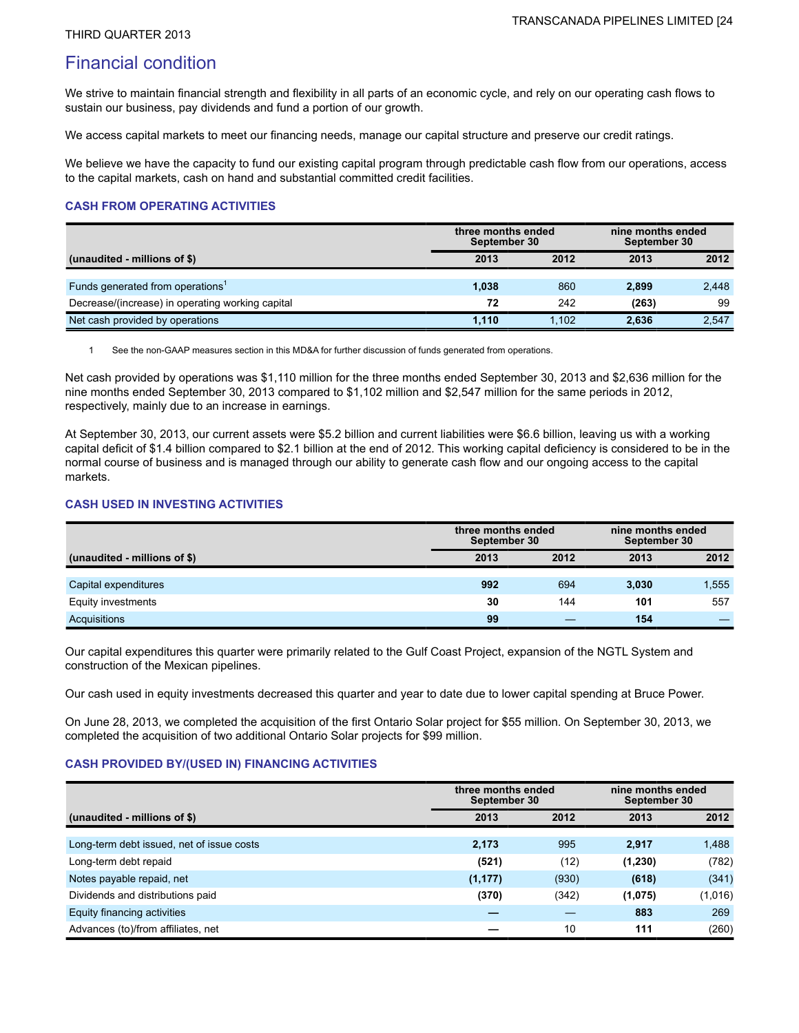# Financial condition

We strive to maintain financial strength and flexibility in all parts of an economic cycle, and rely on our operating cash flows to sustain our business, pay dividends and fund a portion of our growth.

We access capital markets to meet our financing needs, manage our capital structure and preserve our credit ratings.

We believe we have the capacity to fund our existing capital program through predictable cash flow from our operations, access to the capital markets, cash on hand and substantial committed credit facilities.

### CASH FROM OPERATING ACTIVITIES

| | three months ended September 30 | | nine months ended September 30 | |
|---|---|---|---|---|
| (unaudited - millions of $) | 2013 | 2012 | 2013 | 2012 |
| Funds generated from operations[1] | **1,038** | 860 | **2,899** | 2,448 |
| Decrease/(increase) in operating working capital | **72** | 242 | **(263)** | 99 |
| Net cash provided by operations | **1,110** | 1,102 | **2,636** | 2,547 |

1 See the non-GAAP measures section in this MD&A for further discussion of funds generated from operations.

Net cash provided by operations was $1,110 million for the three months ended September 30, 2013 and $2,636 million for the nine months ended September 30, 2013 compared to $1,102 million and $2,547 million for the same periods in 2012, respectively, mainly due to an increase in earnings.

At September 30, 2013, our current assets were $5.2 billion and current liabilities were $6.6 billion, leaving us with a working capital deficit of $1.4 billion compared to $2.1 billion at the end of 2012. This working capital deficiency is considered to be in the normal course of business and is managed through our ability to generate cash flow and our ongoing access to the capital markets.

### CASH USED IN INVESTING ACTIVITIES

| | three months ended September 30 | | nine months ended September 30 | |
|---|---|---|---|---|
| (unaudited - millions of $) | 2013 | 2012 | 2013 | 2012 |
| Capital expenditures | **992** | 694 | **3,030** | 1,555 |
| Equity investments | **30** | 144 | **101** | 557 |
| Acquisitions | **99** | — | **154** | — |

Our capital expenditures this quarter were primarily related to the Gulf Coast Project, expansion of the NGTL System and construction of the Mexican pipelines.

Our cash used in equity investments decreased this quarter and year to date due to lower capital spending at Bruce Power.

On June 28, 2013, we completed the acquisition of the first Ontario Solar project for $55 million. On September 30, 2013, we completed the acquisition of two additional Ontario Solar projects for $99 million.

### CASH PROVIDED BY/(USED IN) FINANCING ACTIVITIES

| | three months ended September 30 | | nine months ended September 30 | |
|---|---|---|---|---|
| (unaudited - millions of $) | 2013 | 2012 | 2013 | 2012 |
| Long-term debt issued, net of issue costs | **2,173** | 995 | **2,917** | 1,488 |
| Long-term debt repaid | **(521)** | (12) | **(1,230)** | (782) |
| Notes payable repaid, net | **(1,177)** | (930) | **(618)** | (341) |
| Dividends and distributions paid | **(370)** | (342) | **(1,075)** | (1,016) |
| Equity financing activities | **—** | — | **883** | 269 |
| Advances (to)/from affiliates, net | **—** | 10 | **111** | (260) |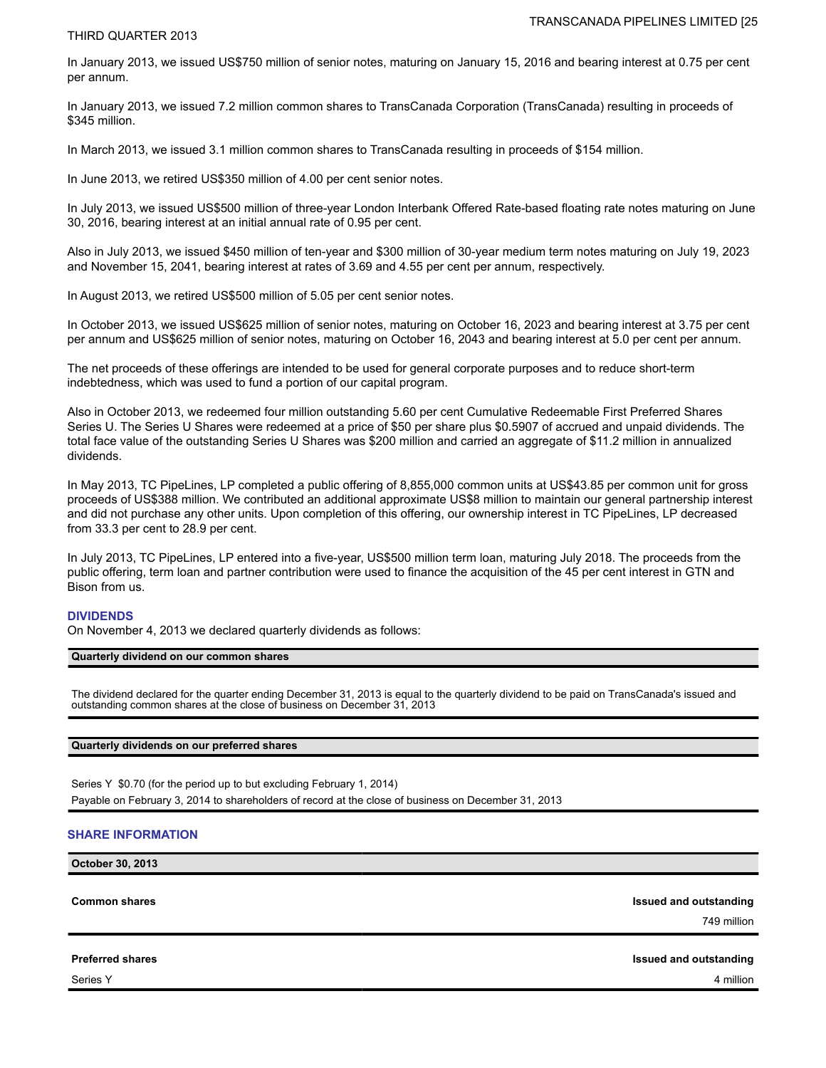In January 2013, we issued US$750 million of senior notes, maturing on January 15, 2016 and bearing interest at 0.75 per cent per annum.

In January 2013, we issued 7.2 million common shares to TransCanada Corporation (TransCanada) resulting in proceeds of $345 million.

In March 2013, we issued 3.1 million common shares to TransCanada resulting in proceeds of $154 million.

In June 2013, we retired US$350 million of 4.00 per cent senior notes.

In July 2013, we issued US$500 million of three-year London Interbank Offered Rate-based floating rate notes maturing on June 30, 2016, bearing interest at an initial annual rate of 0.95 per cent.

Also in July 2013, we issued $450 million of ten-year and $300 million of 30-year medium term notes maturing on July 19, 2023 and November 15, 2041, bearing interest at rates of 3.69 and 4.55 per cent per annum, respectively.

In August 2013, we retired US$500 million of 5.05 per cent senior notes.

In October 2013, we issued US$625 million of senior notes, maturing on October 16, 2023 and bearing interest at 3.75 per cent per annum and US$625 million of senior notes, maturing on October 16, 2043 and bearing interest at 5.0 per cent per annum.

The net proceeds of these offerings are intended to be used for general corporate purposes and to reduce short-term indebtedness, which was used to fund a portion of our capital program.

Also in October 2013, we redeemed four million outstanding 5.60 per cent Cumulative Redeemable First Preferred Shares Series U. The Series U Shares were redeemed at a price of $50 per share plus $0.5907 of accrued and unpaid dividends. The total face value of the outstanding Series U Shares was $200 million and carried an aggregate of $11.2 million in annualized dividends.

In May 2013, TC PipeLines, LP completed a public offering of 8,855,000 common units at US$43.85 per common unit for gross proceeds of US$388 million. We contributed an additional approximate US$8 million to maintain our general partnership interest and did not purchase any other units. Upon completion of this offering, our ownership interest in TC PipeLines, LP decreased from 33.3 per cent to 28.9 per cent.

In July 2013, TC PipeLines, LP entered into a five-year, US$500 million term loan, maturing July 2018. The proceeds from the public offering, term loan and partner contribution were used to finance the acquisition of the 45 per cent interest in GTN and Bison from us.

## DIVIDENDS

On November 4, 2013 we declared quarterly dividends as follows:

| Quarterly dividend on our common shares |
|---|
| The dividend declared for the quarter ending December 31, 2013 is equal to the quarterly dividend to be paid on TransCanada's issued and outstanding common shares at the close of business on December 31, 2013 |

| Quarterly dividends on our preferred shares |
|---|
| Series Y $0.70 (for the period up to but excluding February 1, 2014) |
| Payable on February 3, 2014 to shareholders of record at the close of business on December 31, 2013 |

## SHARE INFORMATION

| October 30, 2013 | |
|---|---|
| **Common shares** | **Issued and outstanding** |
| | 749 million |
| **Preferred shares** | **Issued and outstanding** |
| Series Y | 4 million |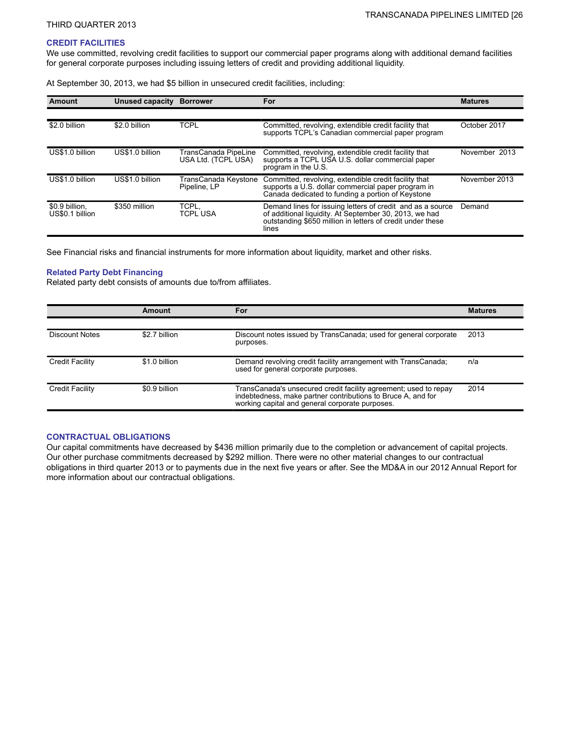## CREDIT FACILITIES

We use committed, revolving credit facilities to support our commercial paper programs along with additional demand facilities for general corporate purposes including issuing letters of credit and providing additional liquidity.

At September 30, 2013, we had $5 billion in unsecured credit facilities, including:

| Amount | Unused capacity | Borrower | For | Matures |
|---|---|---|---|---|
| $2.0 billion | $2.0 billion | TCPL | Committed, revolving, extendible credit facility that supports TCPL's Canadian commercial paper program | October 2017 |
| US$1.0 billion | US$1.0 billion | TransCanada PipeLine USA Ltd. (TCPL USA) | Committed, revolving, extendible credit facility that supports a TCPL USA U.S. dollar commercial paper program in the U.S. | November 2013 |
| US$1.0 billion | US$1.0 billion | TransCanada Keystone Pipeline, LP | Committed, revolving, extendible credit facility that supports a U.S. dollar commercial paper program in Canada dedicated to funding a portion of Keystone | November 2013 |
| $0.9 billion, US$0.1 billion | $350 million | TCPL, TCPL USA | Demand lines for issuing letters of credit and as a source of additional liquidity. At September 30, 2013, we had outstanding $650 million in letters of credit under these lines | Demand |

See Financial risks and financial instruments for more information about liquidity, market and other risks.

### Related Party Debt Financing

Related party debt consists of amounts due to/from affiliates.

| | Amount | For | Matures |
|---|---|---|---|
| Discount Notes | $2.7 billion | Discount notes issued by TransCanada; used for general corporate purposes. | 2013 |
| Credit Facility | $1.0 billion | Demand revolving credit facility arrangement with TransCanada; used for general corporate purposes. | n/a |
| Credit Facility | $0.9 billion | TransCanada's unsecured credit facility agreement; used to repay indebtedness, make partner contributions to Bruce A, and for working capital and general corporate purposes. | 2014 |

## CONTRACTUAL OBLIGATIONS

Our capital commitments have decreased by $436 million primarily due to the completion or advancement of capital projects. Our other purchase commitments decreased by $292 million. There were no other material changes to our contractual obligations in third quarter 2013 or to payments due in the next five years or after. See the MD&A in our 2012 Annual Report for more information about our contractual obligations.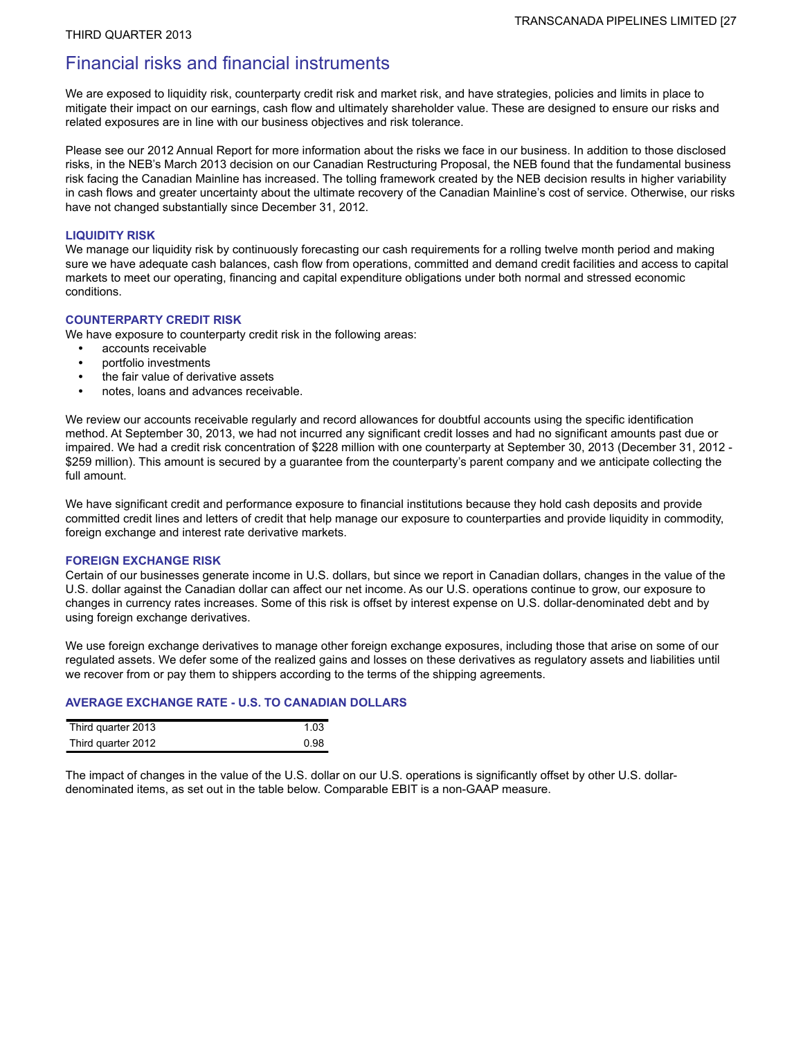# Financial risks and financial instruments

We are exposed to liquidity risk, counterparty credit risk and market risk, and have strategies, policies and limits in place to mitigate their impact on our earnings, cash flow and ultimately shareholder value. These are designed to ensure our risks and related exposures are in line with our business objectives and risk tolerance.

Please see our 2012 Annual Report for more information about the risks we face in our business. In addition to those disclosed risks, in the NEB's March 2013 decision on our Canadian Restructuring Proposal, the NEB found that the fundamental business risk facing the Canadian Mainline has increased. The tolling framework created by the NEB decision results in higher variability in cash flows and greater uncertainty about the ultimate recovery of the Canadian Mainline's cost of service. Otherwise, our risks have not changed substantially since December 31, 2012.

### LIQUIDITY RISK

We manage our liquidity risk by continuously forecasting our cash requirements for a rolling twelve month period and making sure we have adequate cash balances, cash flow from operations, committed and demand credit facilities and access to capital markets to meet our operating, financing and capital expenditure obligations under both normal and stressed economic conditions.

### COUNTERPARTY CREDIT RISK

We have exposure to counterparty credit risk in the following areas:

- accounts receivable
- portfolio investments
- the fair value of derivative assets
- notes, loans and advances receivable.

We review our accounts receivable regularly and record allowances for doubtful accounts using the specific identification method. At September 30, 2013, we had not incurred any significant credit losses and had no significant amounts past due or impaired. We had a credit risk concentration of $228 million with one counterparty at September 30, 2013 (December 31, 2012 - $259 million). This amount is secured by a guarantee from the counterparty's parent company and we anticipate collecting the full amount.

We have significant credit and performance exposure to financial institutions because they hold cash deposits and provide committed credit lines and letters of credit that help manage our exposure to counterparties and provide liquidity in commodity, foreign exchange and interest rate derivative markets.

### FOREIGN EXCHANGE RISK

Certain of our businesses generate income in U.S. dollars, but since we report in Canadian dollars, changes in the value of the U.S. dollar against the Canadian dollar can affect our net income. As our U.S. operations continue to grow, our exposure to changes in currency rates increases. Some of this risk is offset by interest expense on U.S. dollar-denominated debt and by using foreign exchange derivatives.

We use foreign exchange derivatives to manage other foreign exchange exposures, including those that arise on some of our regulated assets. We defer some of the realized gains and losses on these derivatives as regulatory assets and liabilities until we recover from or pay them to shippers according to the terms of the shipping agreements.

### AVERAGE EXCHANGE RATE - U.S. TO CANADIAN DOLLARS

| | |
|---|---|
| Third quarter 2013 | 1.03 |
| Third quarter 2012 | 0.98 |

The impact of changes in the value of the U.S. dollar on our U.S. operations is significantly offset by other U.S. dollar-denominated items, as set out in the table below. Comparable EBIT is a non-GAAP measure.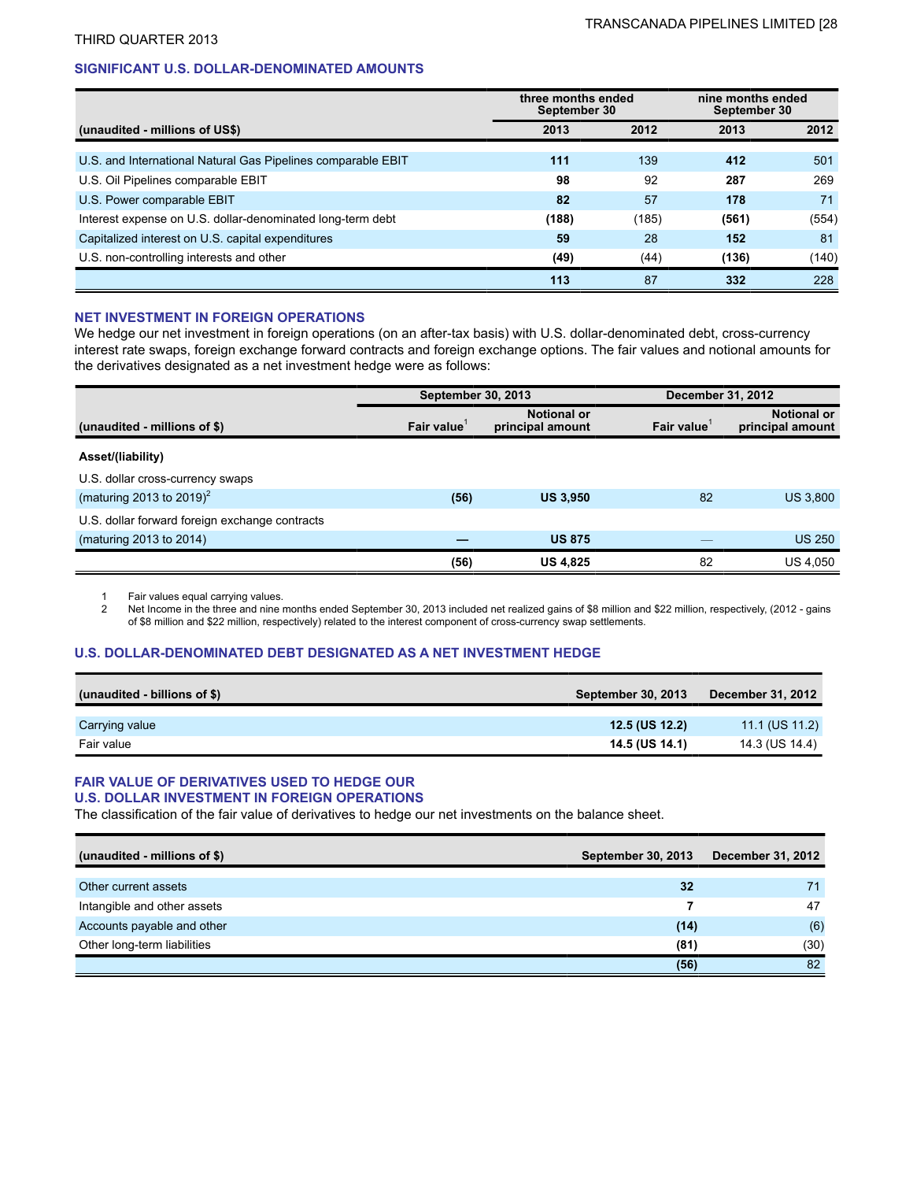THIRD QUARTER 2013

## SIGNIFICANT U.S. DOLLAR-DENOMINATED AMOUNTS

| (unaudited - millions of US$) | three months ended September 30 2013 | three months ended September 30 2012 | nine months ended September 30 2013 | nine months ended September 30 2012 |
|---|---|---|---|---|
| U.S. and International Natural Gas Pipelines comparable EBIT | **111** | 139 | **412** | 501 |
| U.S. Oil Pipelines comparable EBIT | **98** | 92 | **287** | 269 |
| U.S. Power comparable EBIT | **82** | 57 | **178** | 71 |
| Interest expense on U.S. dollar-denominated long-term debt | **(188)** | (185) | **(561)** | (554) |
| Capitalized interest on U.S. capital expenditures | **59** | 28 | **152** | 81 |
| U.S. non-controlling interests and other | **(49)** | (44) | **(136)** | (140) |
| | **113** | 87 | **332** | 228 |

## NET INVESTMENT IN FOREIGN OPERATIONS

We hedge our net investment in foreign operations (on an after-tax basis) with U.S. dollar-denominated debt, cross-currency interest rate swaps, foreign exchange forward contracts and foreign exchange options. The fair values and notional amounts for the derivatives designated as a net investment hedge were as follows:

| (unaudited - millions of $) | September 30, 2013 Fair value[1] | September 30, 2013 Notional or principal amount | December 31, 2012 Fair value[1] | December 31, 2012 Notional or principal amount |
|---|---|---|---|---|
| **Asset/(liability)** | | | | |
| U.S. dollar cross-currency swaps (maturing 2013 to 2019)[2] | **(56)** | **US 3,950** | 82 | US 3,800 |
| U.S. dollar forward foreign exchange contracts (maturing 2013 to 2014) | **—** | **US 875** | — | US 250 |
| | **(56)** | **US 4,825** | 82 | US 4,050 |

1 Fair values equal carrying values.

2 Net Income in the three and nine months ended September 30, 2013 included net realized gains of $8 million and $22 million, respectively, (2012 - gains of $8 million and $22 million, respectively) related to the interest component of cross-currency swap settlements.

## U.S. DOLLAR-DENOMINATED DEBT DESIGNATED AS A NET INVESTMENT HEDGE

| (unaudited - billions of $) | September 30, 2013 | December 31, 2012 |
|---|---|---|
| Carrying value | **12.5 (US 12.2)** | 11.1 (US 11.2) |
| Fair value | **14.5 (US 14.1)** | 14.3 (US 14.4) |

## FAIR VALUE OF DERIVATIVES USED TO HEDGE OUR U.S. DOLLAR INVESTMENT IN FOREIGN OPERATIONS

The classification of the fair value of derivatives to hedge our net investments on the balance sheet.

| (unaudited - millions of $) | September 30, 2013 | December 31, 2012 |
|---|---|---|
| Other current assets | **32** | 71 |
| Intangible and other assets | **7** | 47 |
| Accounts payable and other | **(14)** | (6) |
| Other long-term liabilities | **(81)** | (30) |
| | **(56)** | 82 |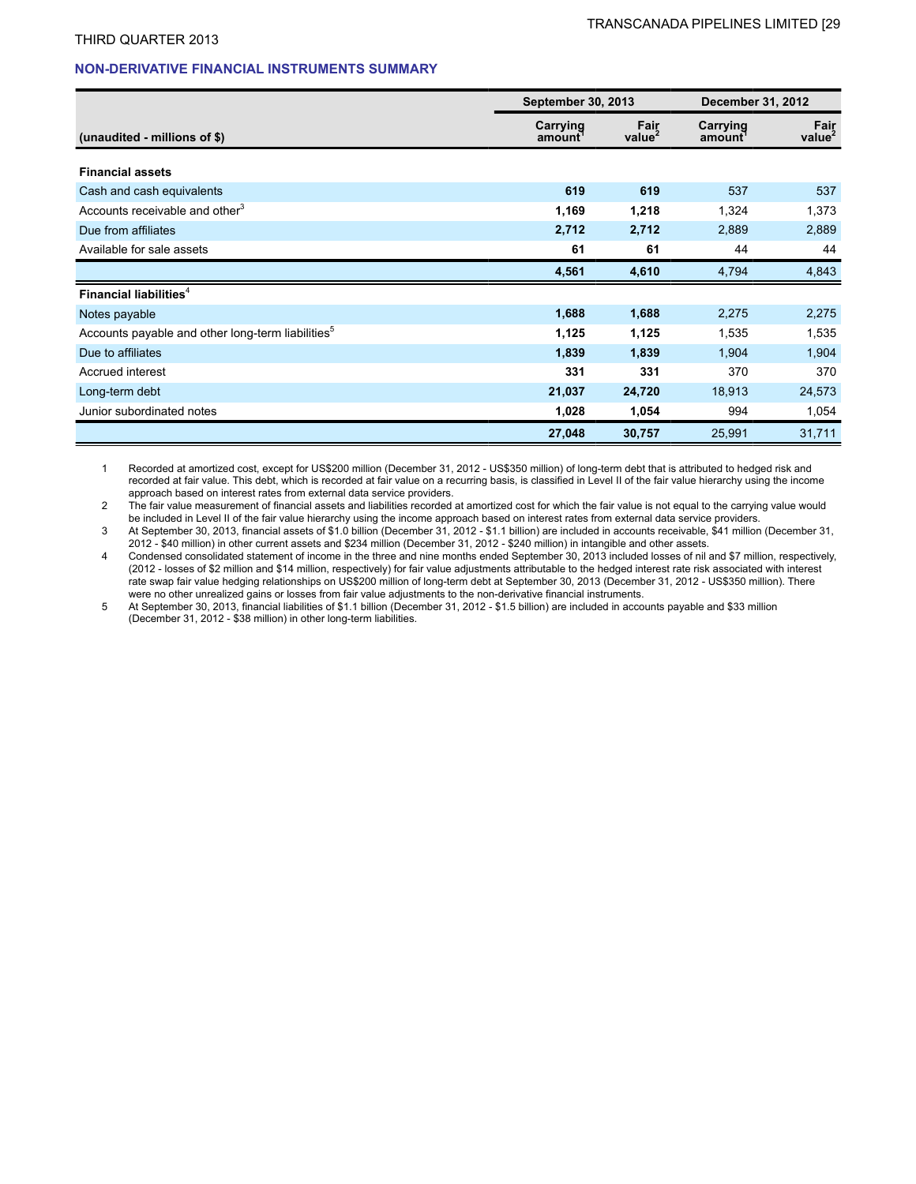THIRD QUARTER 2013

## NON-DERIVATIVE FINANCIAL INSTRUMENTS SUMMARY

| | September 30, 2013 | | December 31, 2012 | |
|---|---|---|---|---|
| (unaudited - millions of $) | Carrying amount[1] | Fair value[2] | Carrying amount[1] | Fair value[2] |
| **Financial assets** | | | | |
| Cash and cash equivalents | **619** | **619** | 537 | 537 |
| Accounts receivable and other[3] | **1,169** | **1,218** | 1,324 | 1,373 |
| Due from affiliates | **2,712** | **2,712** | 2,889 | 2,889 |
| Available for sale assets | **61** | **61** | 44 | 44 |
| | **4,561** | **4,610** | 4,794 | 4,843 |
| **Financial liabilities**[4] | | | | |
| Notes payable | **1,688** | **1,688** | 2,275 | 2,275 |
| Accounts payable and other long-term liabilities[5] | **1,125** | **1,125** | 1,535 | 1,535 |
| Due to affiliates | **1,839** | **1,839** | 1,904 | 1,904 |
| Accrued interest | **331** | **331** | 370 | 370 |
| Long-term debt | **21,037** | **24,720** | 18,913 | 24,573 |
| Junior subordinated notes | **1,028** | **1,054** | 994 | 1,054 |
| | **27,048** | **30,757** | 25,991 | 31,711 |

1 Recorded at amortized cost, except for US$200 million (December 31, 2012 - US$350 million) of long-term debt that is attributed to hedged risk and recorded at fair value. This debt, which is recorded at fair value on a recurring basis, is classified in Level II of the fair value hierarchy using the income approach based on interest rates from external data service providers.

2 The fair value measurement of financial assets and liabilities recorded at amortized cost for which the fair value is not equal to the carrying value would be included in Level II of the fair value hierarchy using the income approach based on interest rates from external data service providers.

3 At September 30, 2013, financial assets of $1.0 billion (December 31, 2012 - $1.1 billion) are included in accounts receivable, $41 million (December 31, 2012 - $40 million) in other current assets and $234 million (December 31, 2012 - $240 million) in intangible and other assets.

4 Condensed consolidated statement of income in the three and nine months ended September 30, 2013 included losses of nil and $7 million, respectively, (2012 - losses of $2 million and $14 million, respectively) for fair value adjustments attributable to the hedged interest rate risk associated with interest rate swap fair value hedging relationships on US$200 million of long-term debt at September 30, 2013 (December 31, 2012 - US$350 million). There were no other unrealized gains or losses from fair value adjustments to the non-derivative financial instruments.

5 At September 30, 2013, financial liabilities of $1.1 billion (December 31, 2012 - $1.5 billion) are included in accounts payable and $33 million (December 31, 2012 - $38 million) in other long-term liabilities.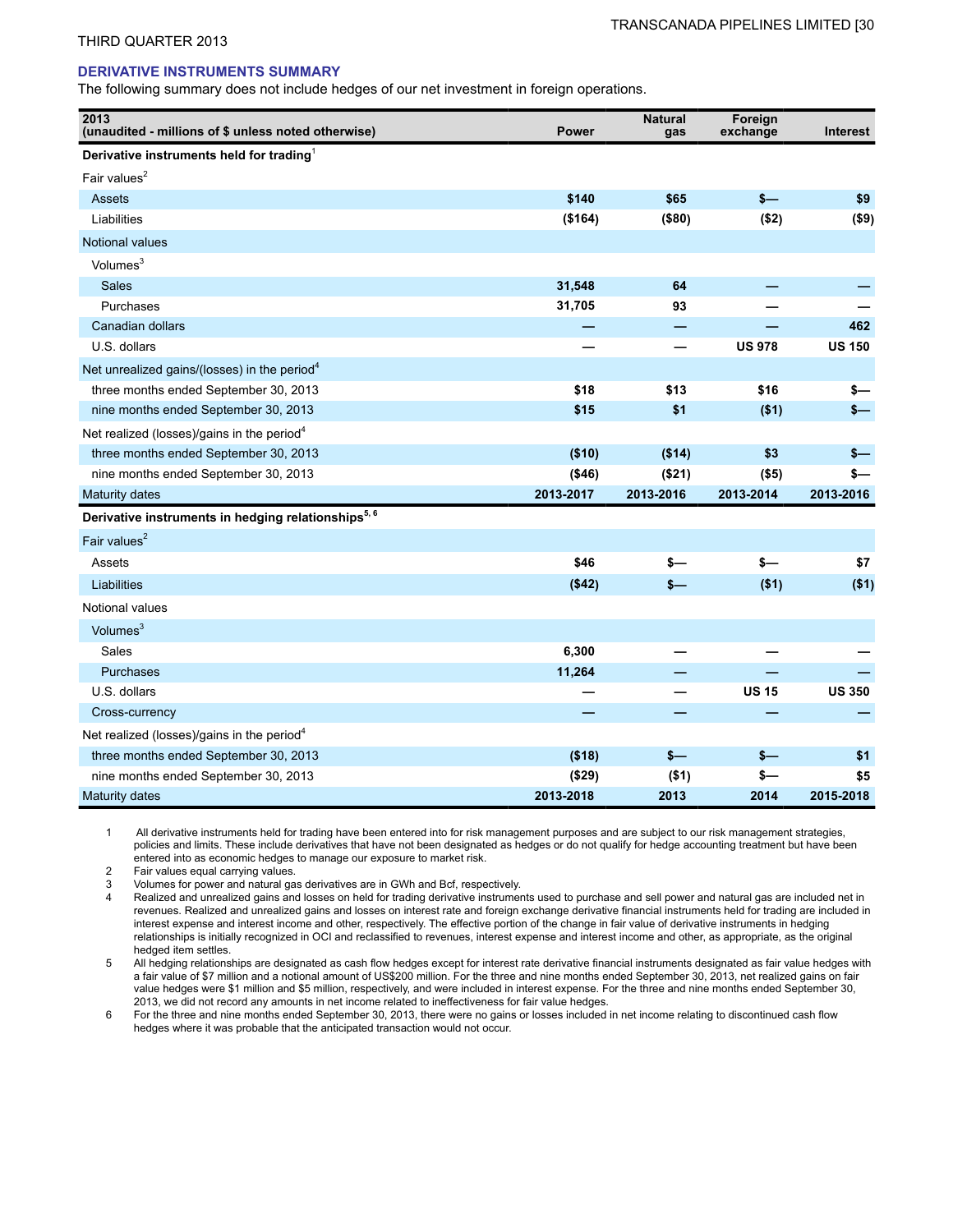## DERIVATIVE INSTRUMENTS SUMMARY

The following summary does not include hedges of our net investment in foreign operations.

| 2013<br>(unaudited - millions of $ unless noted otherwise) | Power | Natural gas | Foreign exchange | Interest |
|---|---|---|---|---|
| **Derivative instruments held for trading**[1] | | | | |
| Fair values[2] | | | | |
| Assets | **$140** | **$65** | **$—** | **$9** |
| Liabilities | **($164)** | **($80)** | **($2)** | **($9)** |
| Notional values | | | | |
| Volumes[3] | | | | |
| Sales | **31,548** | **64** | **—** | **—** |
| Purchases | **31,705** | **93** | **—** | **—** |
| Canadian dollars | **—** | **—** | **—** | **462** |
| U.S. dollars | **—** | **—** | **US 978** | **US 150** |
| Net unrealized gains/(losses) in the period[4] | | | | |
| three months ended September 30, 2013 | **$18** | **$13** | **$16** | **$—** |
| nine months ended September 30, 2013 | **$15** | **$1** | **($1)** | **$—** |
| Net realized (losses)/gains in the period[4] | | | | |
| three months ended September 30, 2013 | **($10)** | **($14)** | **$3** | **$—** |
| nine months ended September 30, 2013 | **($46)** | **($21)** | **($5)** | **$—** |
| Maturity dates | **2013-2017** | **2013-2016** | **2013-2014** | **2013-2016** |
| **Derivative instruments in hedging relationships**[5, 6] | | | | |
| Fair values[2] | | | | |
| Assets | **$46** | **$—** | **$—** | **$7** |
| Liabilities | **($42)** | **$—** | **($1)** | **($1)** |
| Notional values | | | | |
| Volumes[3] | | | | |
| Sales | **6,300** | **—** | **—** | **—** |
| Purchases | **11,264** | **—** | **—** | **—** |
| U.S. dollars | **—** | **—** | **US 15** | **US 350** |
| Cross-currency | **—** | **—** | **—** | **—** |
| Net realized (losses)/gains in the period[4] | | | | |
| three months ended September 30, 2013 | **($18)** | **$—** | **$—** | **$1** |
| nine months ended September 30, 2013 | **($29)** | **($1)** | **$—** | **$5** |
| Maturity dates | **2013-2018** | **2013** | **2014** | **2015-2018** |

1. All derivative instruments held for trading have been entered into for risk management purposes and are subject to our risk management strategies, policies and limits. These include derivatives that have not been designated as hedges or do not qualify for hedge accounting treatment but have been entered into as economic hedges to manage our exposure to market risk.
2. Fair values equal carrying values.
3. Volumes for power and natural gas derivatives are in GWh and Bcf, respectively.
4. Realized and unrealized gains and losses on held for trading derivative instruments used to purchase and sell power and natural gas are included net in revenues. Realized and unrealized gains and losses on interest rate and foreign exchange derivative financial instruments held for trading are included in interest expense and interest income and other, respectively. The effective portion of the change in fair value of derivative instruments in hedging relationships is initially recognized in OCI and reclassified to revenues, interest expense and interest income and other, as appropriate, as the original hedged item settles.
5. All hedging relationships are designated as cash flow hedges except for interest rate derivative financial instruments designated as fair value hedges with a fair value of $7 million and a notional amount of US$200 million. For the three and nine months ended September 30, 2013, net realized gains on fair value hedges were $1 million and $5 million, respectively, and were included in interest expense. For the three and nine months ended September 30, 2013, we did not record any amounts in net income related to ineffectiveness for fair value hedges.
6. For the three and nine months ended September 30, 2013, there were no gains or losses included in net income relating to discontinued cash flow hedges where it was probable that the anticipated transaction would not occur.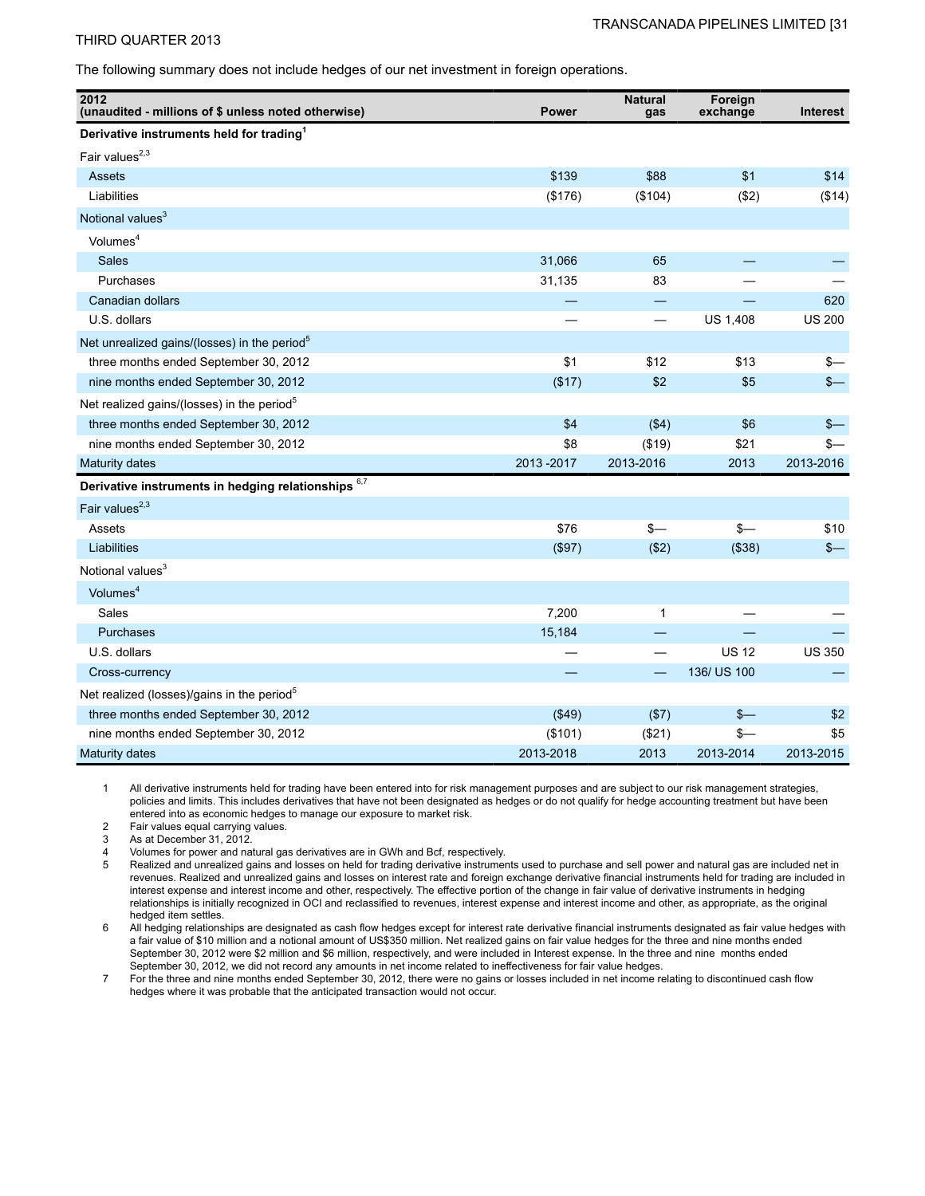The following summary does not include hedges of our net investment in foreign operations.

| 2012 (unaudited - millions of $ unless noted otherwise) | Power | Natural gas | Foreign exchange | Interest |
|---|---|---|---|---|
| **Derivative instruments held for trading**[1] | | | | |
| Fair values[2,3] | | | | |
| Assets | $139 | $88 | $1 | $14 |
| Liabilities | ($176) | ($104) | ($2) | ($14) |
| Notional values[3] | | | | |
| Volumes[4] | | | | |
| Sales | 31,066 | 65 | — | — |
| Purchases | 31,135 | 83 | — | — |
| Canadian dollars | — | — | — | 620 |
| U.S. dollars | — | — | US 1,408 | US 200 |
| Net unrealized gains/(losses) in the period[5] | | | | |
| three months ended September 30, 2012 | $1 | $12 | $13 | $— |
| nine months ended September 30, 2012 | ($17) | $2 | $5 | $— |
| Net realized gains/(losses) in the period[5] | | | | |
| three months ended September 30, 2012 | $4 | ($4) | $6 | $— |
| nine months ended September 30, 2012 | $8 | ($19) | $21 | $— |
| Maturity dates | 2013 -2017 | 2013-2016 | 2013 | 2013-2016 |
| **Derivative instruments in hedging relationships** [6,7] | | | | |
| Fair values[2,3] | | | | |
| Assets | $76 | $— | $— | $10 |
| Liabilities | ($97) | ($2) | ($38) | $— |
| Notional values[3] | | | | |
| Volumes[4] | | | | |
| Sales | 7,200 | 1 | — | — |
| Purchases | 15,184 | — | — | — |
| U.S. dollars | — | — | US 12 | US 350 |
| Cross-currency | — | — | 136/ US 100 | — |
| Net realized (losses)/gains in the period[5] | | | | |
| three months ended September 30, 2012 | ($49) | ($7) | $— | $2 |
| nine months ended September 30, 2012 | ($101) | ($21) | $— | $5 |
| Maturity dates | 2013-2018 | 2013 | 2013-2014 | 2013-2015 |

1. All derivative instruments held for trading have been entered into for risk management purposes and are subject to our risk management strategies, policies and limits. This includes derivatives that have not been designated as hedges or do not qualify for hedge accounting treatment but have been entered into as economic hedges to manage our exposure to market risk.
2. Fair values equal carrying values.
3. As at December 31, 2012.
4. Volumes for power and natural gas derivatives are in GWh and Bcf, respectively.
5. Realized and unrealized gains and losses on held for trading derivative instruments used to purchase and sell power and natural gas are included net in revenues. Realized and unrealized gains and losses on interest rate and foreign exchange derivative financial instruments held for trading are included in interest expense and interest income and other, respectively. The effective portion of the change in fair value of derivative instruments in hedging relationships is initially recognized in OCI and reclassified to revenues, interest expense and interest income and other, as appropriate, as the original hedged item settles.
6. All hedging relationships are designated as cash flow hedges except for interest rate derivative financial instruments designated as fair value hedges with a fair value of $10 million and a notional amount of US$350 million. Net realized gains on fair value hedges for the three and nine months ended September 30, 2012 were $2 million and $6 million, respectively, and were included in Interest expense. In the three and nine months ended September 30, 2012, we did not record any amounts in net income related to ineffectiveness for fair value hedges.
7. For the three and nine months ended September 30, 2012, there were no gains or losses included in net income relating to discontinued cash flow hedges where it was probable that the anticipated transaction would not occur.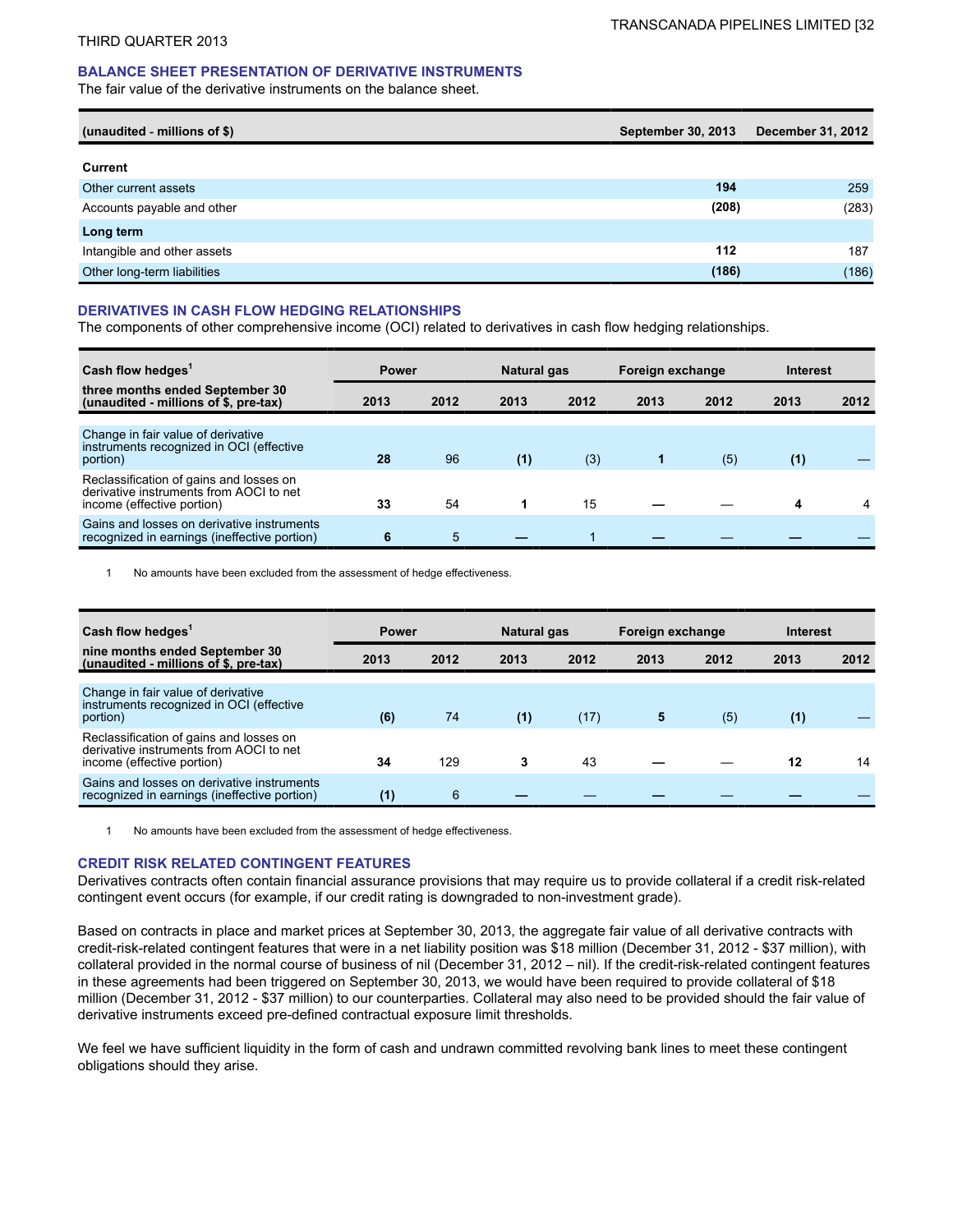THIRD QUARTER 2013

## BALANCE SHEET PRESENTATION OF DERIVATIVE INSTRUMENTS

The fair value of the derivative instruments on the balance sheet.

| (unaudited - millions of $) | September 30, 2013 | December 31, 2012 |
|---|---|---|
| **Current** | | |
| Other current assets | **194** | 259 |
| Accounts payable and other | **(208)** | (283) |
| **Long term** | | |
| Intangible and other assets | **112** | 187 |
| Other long-term liabilities | **(186)** | (186) |

## DERIVATIVES IN CASH FLOW HEDGING RELATIONSHIPS

The components of other comprehensive income (OCI) related to derivatives in cash flow hedging relationships.

| Cash flow hedges[1] | Power | | Natural gas | | Foreign exchange | | Interest | |
|---|---|---|---|---|---|---|---|---|
| three months ended September 30 (unaudited - millions of $, pre-tax) | 2013 | 2012 | 2013 | 2012 | 2013 | 2012 | 2013 | 2012 |
| Change in fair value of derivative instruments recognized in OCI (effective portion) | **28** | 96 | **(1)** | (3) | **1** | (5) | **(1)** | — |
| Reclassification of gains and losses on derivative instruments from AOCI to net income (effective portion) | **33** | 54 | **1** | 15 | **—** | — | **4** | 4 |
| Gains and losses on derivative instruments recognized in earnings (ineffective portion) | **6** | 5 | **—** | 1 | **—** | — | **—** | — |

1 No amounts have been excluded from the assessment of hedge effectiveness.

| Cash flow hedges[1] | Power | | Natural gas | | Foreign exchange | | Interest | |
|---|---|---|---|---|---|---|---|---|
| nine months ended September 30 (unaudited - millions of $, pre-tax) | 2013 | 2012 | 2013 | 2012 | 2013 | 2012 | 2013 | 2012 |
| Change in fair value of derivative instruments recognized in OCI (effective portion) | **(6)** | 74 | **(1)** | (17) | **5** | (5) | **(1)** | — |
| Reclassification of gains and losses on derivative instruments from AOCI to net income (effective portion) | **34** | 129 | **3** | 43 | **—** | — | **12** | 14 |
| Gains and losses on derivative instruments recognized in earnings (ineffective portion) | **(1)** | 6 | **—** | — | **—** | — | **—** | — |

1 No amounts have been excluded from the assessment of hedge effectiveness.

## CREDIT RISK RELATED CONTINGENT FEATURES

Derivatives contracts often contain financial assurance provisions that may require us to provide collateral if a credit risk-related contingent event occurs (for example, if our credit rating is downgraded to non-investment grade).

Based on contracts in place and market prices at September 30, 2013, the aggregate fair value of all derivative contracts with credit-risk-related contingent features that were in a net liability position was $18 million (December 31, 2012 - $37 million), with collateral provided in the normal course of business of nil (December 31, 2012 – nil). If the credit-risk-related contingent features in these agreements had been triggered on September 30, 2013, we would have been required to provide collateral of $18 million (December 31, 2012 - $37 million) to our counterparties. Collateral may also need to be provided should the fair value of derivative instruments exceed pre-defined contractual exposure limit thresholds.

We feel we have sufficient liquidity in the form of cash and undrawn committed revolving bank lines to meet these contingent obligations should they arise.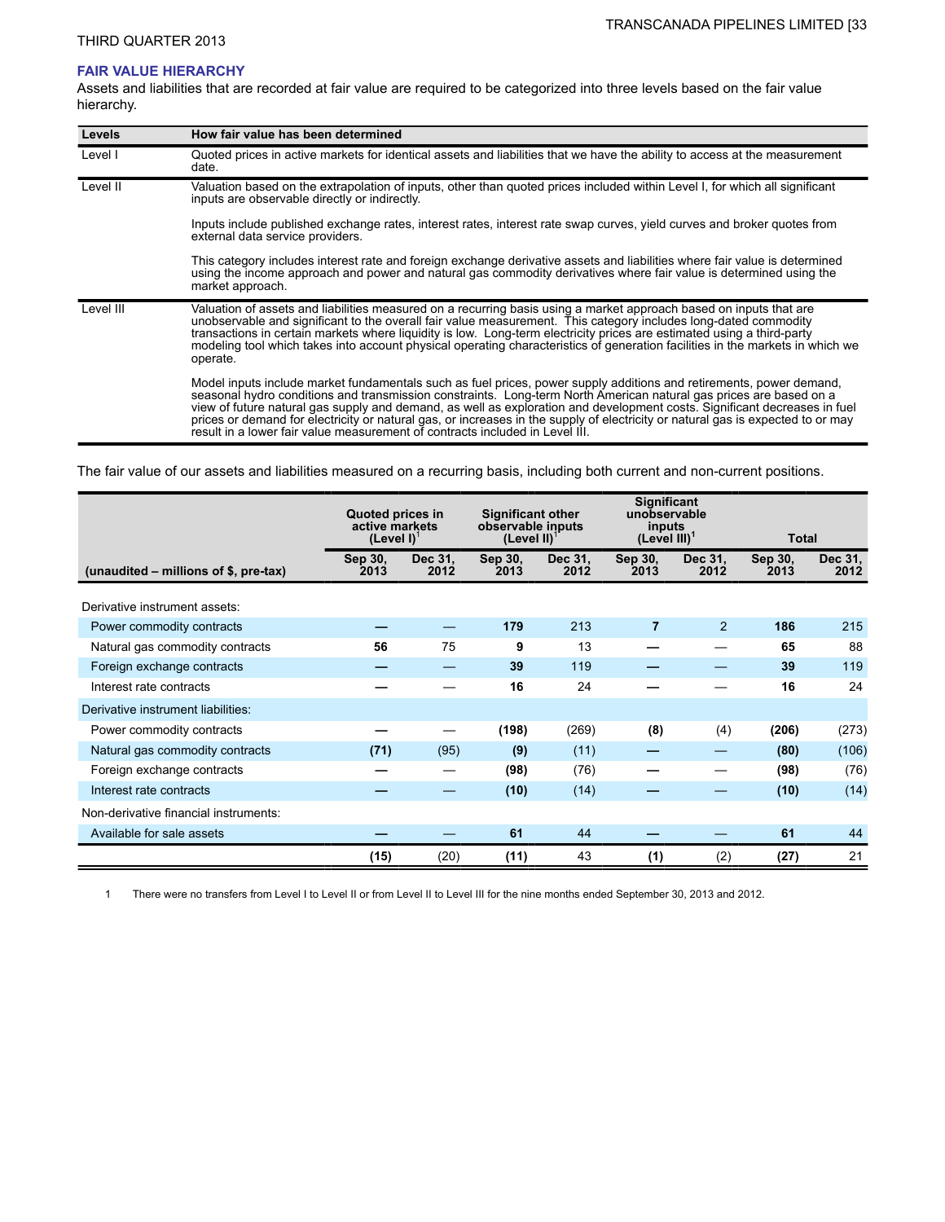## FAIR VALUE HIERARCHY

Assets and liabilities that are recorded at fair value are required to be categorized into three levels based on the fair value hierarchy.

| Levels | How fair value has been determined |
|---|---|
| Level I | Quoted prices in active markets for identical assets and liabilities that we have the ability to access at the measurement date. |
| Level II | Valuation based on the extrapolation of inputs, other than quoted prices included within Level I, for which all significant inputs are observable directly or indirectly.<br><br>Inputs include published exchange rates, interest rates, interest rate swap curves, yield curves and broker quotes from external data service providers.<br><br>This category includes interest rate and foreign exchange derivative assets and liabilities where fair value is determined using the income approach and power and natural gas commodity derivatives where fair value is determined using the market approach. |
| Level III | Valuation of assets and liabilities measured on a recurring basis using a market approach based on inputs that are unobservable and significant to the overall fair value measurement. This category includes long-dated commodity transactions in certain markets where liquidity is low. Long-term electricity prices are estimated using a third-party modeling tool which takes into account physical operating characteristics of generation facilities in the markets in which we operate.<br><br>Model inputs include market fundamentals such as fuel prices, power supply additions and retirements, power demand, seasonal hydro conditions and transmission constraints. Long-term North American natural gas prices are based on a view of future natural gas supply and demand, as well as exploration and development costs. Significant decreases in fuel prices or demand for electricity or natural gas, or increases in the supply of electricity or natural gas is expected to or may result in a lower fair value measurement of contracts included in Level III. |

The fair value of our assets and liabilities measured on a recurring basis, including both current and non-current positions.

| | Quoted prices in active markets (Level I)[1] | | Significant other observable inputs (Level II)[1] | | Significant unobservable inputs (Level III)[1] | | Total | |
|---|---|---|---|---|---|---|---|---|
| **(unaudited – millions of $, pre-tax)** | **Sep 30, 2013** | **Dec 31, 2012** | **Sep 30, 2013** | **Dec 31, 2012** | **Sep 30, 2013** | **Dec 31, 2012** | **Sep 30, 2013** | **Dec 31, 2012** |
| Derivative instrument assets: | | | | | | | | |
| Power commodity contracts | **—** | — | **179** | 213 | **7** | 2 | **186** | 215 |
| Natural gas commodity contracts | **56** | 75 | **9** | 13 | **—** | — | **65** | 88 |
| Foreign exchange contracts | **—** | — | **39** | 119 | **—** | — | **39** | 119 |
| Interest rate contracts | **—** | — | **16** | 24 | **—** | — | **16** | 24 |
| Derivative instrument liabilities: | | | | | | | | |
| Power commodity contracts | **—** | — | **(198)** | (269) | **(8)** | (4) | **(206)** | (273) |
| Natural gas commodity contracts | **(71)** | (95) | **(9)** | (11) | **—** | — | **(80)** | (106) |
| Foreign exchange contracts | **—** | — | **(98)** | (76) | **—** | — | **(98)** | (76) |
| Interest rate contracts | **—** | — | **(10)** | (14) | **—** | — | **(10)** | (14) |
| Non-derivative financial instruments: | | | | | | | | |
| Available for sale assets | **—** | — | **61** | 44 | **—** | — | **61** | 44 |
| | **(15)** | (20) | **(11)** | 43 | **(1)** | (2) | **(27)** | 21 |

1 There were no transfers from Level I to Level II or from Level II to Level III for the nine months ended September 30, 2013 and 2012.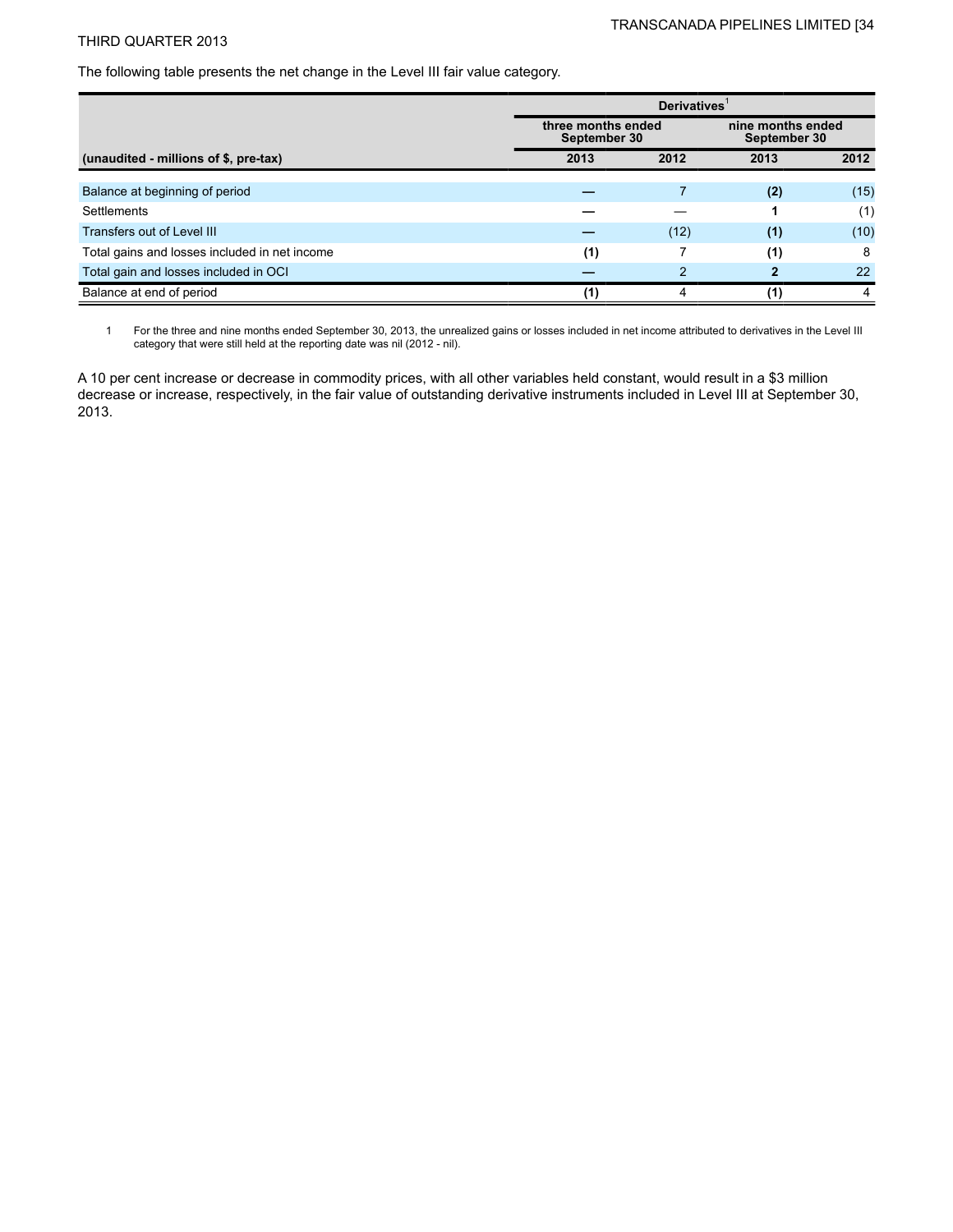The following table presents the net change in the Level III fair value category.

| | Derivatives[1] | | | |
|---|---|---|---|---|
| | three months ended September 30 | | nine months ended September 30 | |
| (unaudited - millions of $, pre-tax) | 2013 | 2012 | 2013 | 2012 |
| Balance at beginning of period | — | 7 | (2) | (15) |
| Settlements | — | — | 1 | (1) |
| Transfers out of Level III | — | (12) | (1) | (10) |
| Total gains and losses included in net income | (1) | 7 | (1) | 8 |
| Total gain and losses included in OCI | — | 2 | 2 | 22 |
| Balance at end of period | (1) | 4 | (1) | 4 |

1 For the three and nine months ended September 30, 2013, the unrealized gains or losses included in net income attributed to derivatives in the Level III category that were still held at the reporting date was nil (2012 - nil).

A 10 per cent increase or decrease in commodity prices, with all other variables held constant, would result in a $3 million decrease or increase, respectively, in the fair value of outstanding derivative instruments included in Level III at September 30, 2013.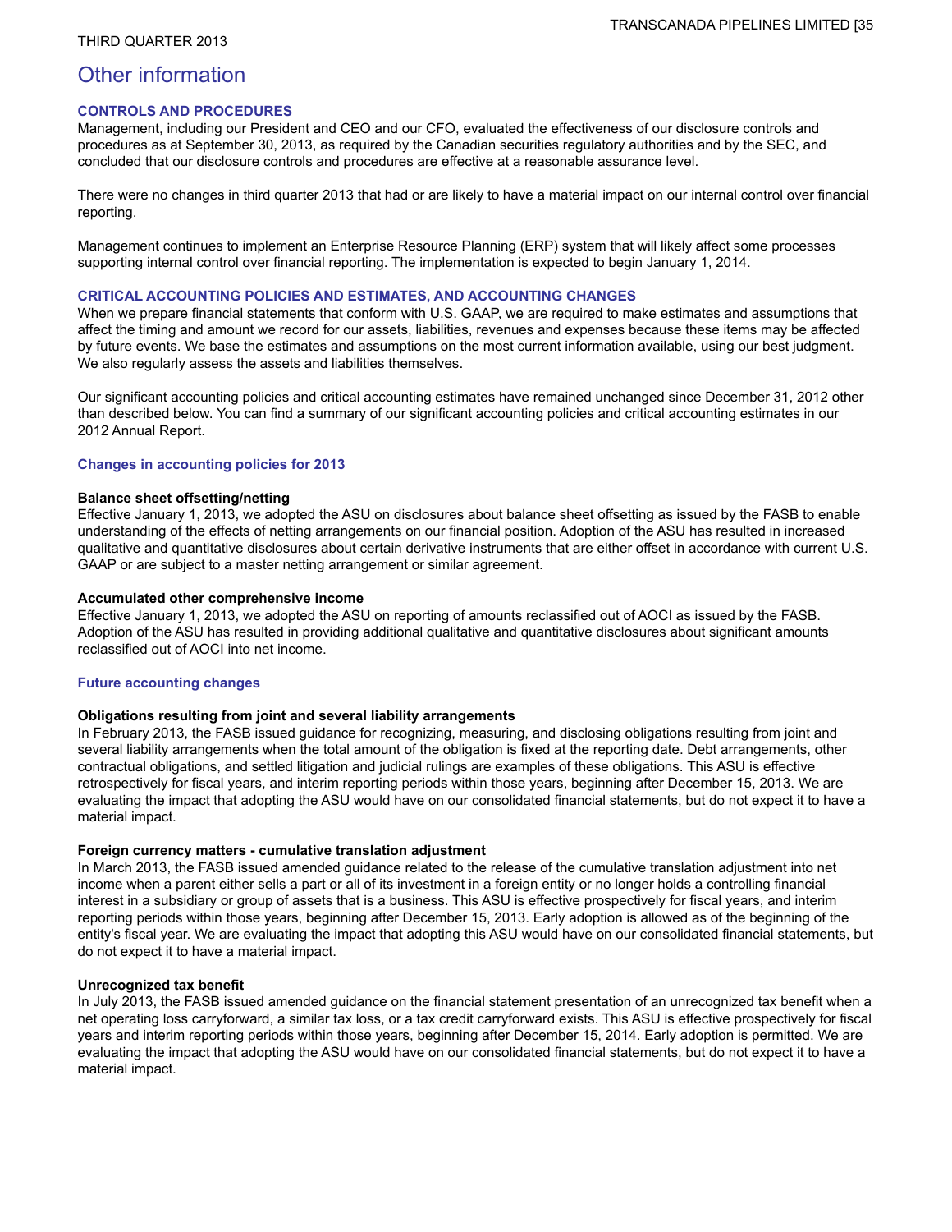# Other information

## CONTROLS AND PROCEDURES

Management, including our President and CEO and our CFO, evaluated the effectiveness of our disclosure controls and procedures as at September 30, 2013, as required by the Canadian securities regulatory authorities and by the SEC, and concluded that our disclosure controls and procedures are effective at a reasonable assurance level.

There were no changes in third quarter 2013 that had or are likely to have a material impact on our internal control over financial reporting.

Management continues to implement an Enterprise Resource Planning (ERP) system that will likely affect some processes supporting internal control over financial reporting. The implementation is expected to begin January 1, 2014.

## CRITICAL ACCOUNTING POLICIES AND ESTIMATES, AND ACCOUNTING CHANGES

When we prepare financial statements that conform with U.S. GAAP, we are required to make estimates and assumptions that affect the timing and amount we record for our assets, liabilities, revenues and expenses because these items may be affected by future events. We base the estimates and assumptions on the most current information available, using our best judgment. We also regularly assess the assets and liabilities themselves.

Our significant accounting policies and critical accounting estimates have remained unchanged since December 31, 2012 other than described below. You can find a summary of our significant accounting policies and critical accounting estimates in our 2012 Annual Report.

### Changes in accounting policies for 2013

**Balance sheet offsetting/netting**

Effective January 1, 2013, we adopted the ASU on disclosures about balance sheet offsetting as issued by the FASB to enable understanding of the effects of netting arrangements on our financial position. Adoption of the ASU has resulted in increased qualitative and quantitative disclosures about certain derivative instruments that are either offset in accordance with current U.S. GAAP or are subject to a master netting arrangement or similar agreement.

**Accumulated other comprehensive income**

Effective January 1, 2013, we adopted the ASU on reporting of amounts reclassified out of AOCI as issued by the FASB. Adoption of the ASU has resulted in providing additional qualitative and quantitative disclosures about significant amounts reclassified out of AOCI into net income.

### Future accounting changes

**Obligations resulting from joint and several liability arrangements**

In February 2013, the FASB issued guidance for recognizing, measuring, and disclosing obligations resulting from joint and several liability arrangements when the total amount of the obligation is fixed at the reporting date. Debt arrangements, other contractual obligations, and settled litigation and judicial rulings are examples of these obligations. This ASU is effective retrospectively for fiscal years, and interim reporting periods within those years, beginning after December 15, 2013. We are evaluating the impact that adopting the ASU would have on our consolidated financial statements, but do not expect it to have a material impact.

**Foreign currency matters - cumulative translation adjustment**

In March 2013, the FASB issued amended guidance related to the release of the cumulative translation adjustment into net income when a parent either sells a part or all of its investment in a foreign entity or no longer holds a controlling financial interest in a subsidiary or group of assets that is a business. This ASU is effective prospectively for fiscal years, and interim reporting periods within those years, beginning after December 15, 2013. Early adoption is allowed as of the beginning of the entity's fiscal year. We are evaluating the impact that adopting this ASU would have on our consolidated financial statements, but do not expect it to have a material impact.

**Unrecognized tax benefit**

In July 2013, the FASB issued amended guidance on the financial statement presentation of an unrecognized tax benefit when a net operating loss carryforward, a similar tax loss, or a tax credit carryforward exists. This ASU is effective prospectively for fiscal years and interim reporting periods within those years, beginning after December 15, 2014. Early adoption is permitted. We are evaluating the impact that adopting the ASU would have on our consolidated financial statements, but do not expect it to have a material impact.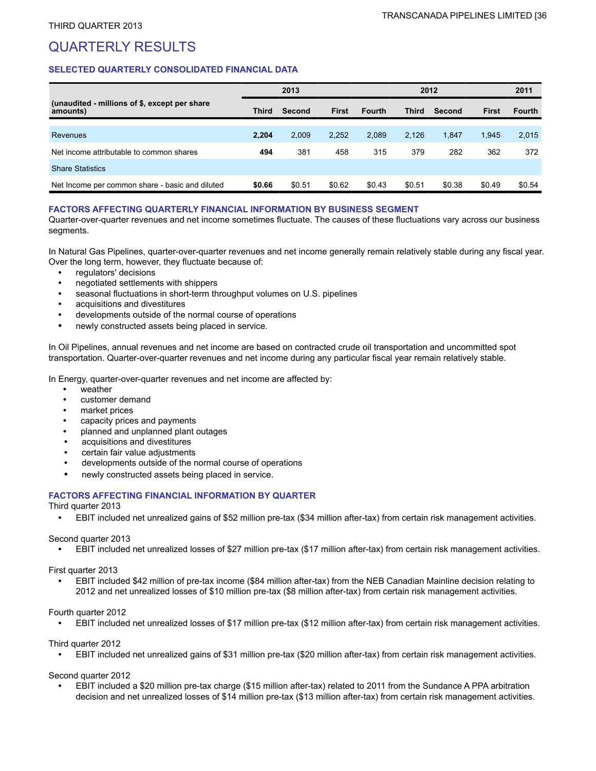# QUARTERLY RESULTS

## SELECTED QUARTERLY CONSOLIDATED FINANCIAL DATA

| (unaudited - millions of $, except per share amounts) | 2013 | | | 2012 | | | | 2011 |
|---|---|---|---|---|---|---|---|---|
| | Third | Second | First | Fourth | Third | Second | First | Fourth |
| Revenues | **2,204** | 2,009 | 2,252 | 2,089 | 2,126 | 1,847 | 1,945 | 2,015 |
| Net income attributable to common shares | **494** | 381 | 458 | 315 | 379 | 282 | 362 | 372 |
| Share Statistics | | | | | | | | |
| Net Income per common share - basic and diluted | **$0.66** | $0.51 | $0.62 | $0.43 | $0.51 | $0.38 | $0.49 | $0.54 |

## FACTORS AFFECTING QUARTERLY FINANCIAL INFORMATION BY BUSINESS SEGMENT

Quarter-over-quarter revenues and net income sometimes fluctuate. The causes of these fluctuations vary across our business segments.

In Natural Gas Pipelines, quarter-over-quarter revenues and net income generally remain relatively stable during any fiscal year. Over the long term, however, they fluctuate because of:

- regulators' decisions
- negotiated settlements with shippers
- seasonal fluctuations in short-term throughput volumes on U.S. pipelines
- acquisitions and divestitures
- developments outside of the normal course of operations
- newly constructed assets being placed in service.

In Oil Pipelines, annual revenues and net income are based on contracted crude oil transportation and uncommitted spot transportation. Quarter-over-quarter revenues and net income during any particular fiscal year remain relatively stable.

In Energy, quarter-over-quarter revenues and net income are affected by:

- weather
- customer demand
- market prices
- capacity prices and payments
- planned and unplanned plant outages
- acquisitions and divestitures
- certain fair value adjustments
- developments outside of the normal course of operations
- newly constructed assets being placed in service.

## FACTORS AFFECTING FINANCIAL INFORMATION BY QUARTER

Third quarter 2013

- EBIT included net unrealized gains of $52 million pre-tax ($34 million after-tax) from certain risk management activities.

Second quarter 2013

- EBIT included net unrealized losses of $27 million pre-tax ($17 million after-tax) from certain risk management activities.

First quarter 2013

- EBIT included $42 million of pre-tax income ($84 million after-tax) from the NEB Canadian Mainline decision relating to 2012 and net unrealized losses of $10 million pre-tax ($8 million after-tax) from certain risk management activities.

Fourth quarter 2012

- EBIT included net unrealized losses of $17 million pre-tax ($12 million after-tax) from certain risk management activities.

Third quarter 2012

- EBIT included net unrealized gains of $31 million pre-tax ($20 million after-tax) from certain risk management activities.

Second quarter 2012

- EBIT included a $20 million pre-tax charge ($15 million after-tax) related to 2011 from the Sundance A PPA arbitration decision and net unrealized losses of $14 million pre-tax ($13 million after-tax) from certain risk management activities.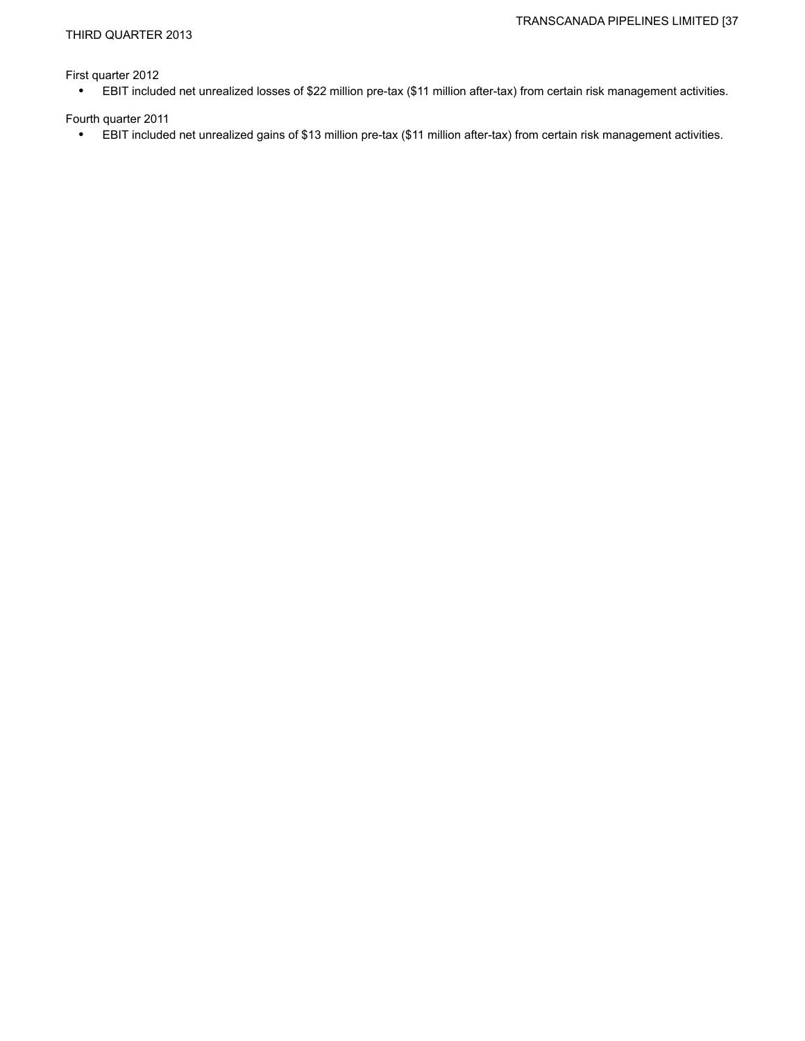First quarter 2012

- EBIT included net unrealized losses of $22 million pre-tax ($11 million after-tax) from certain risk management activities.

Fourth quarter 2011

- EBIT included net unrealized gains of $13 million pre-tax ($11 million after-tax) from certain risk management activities.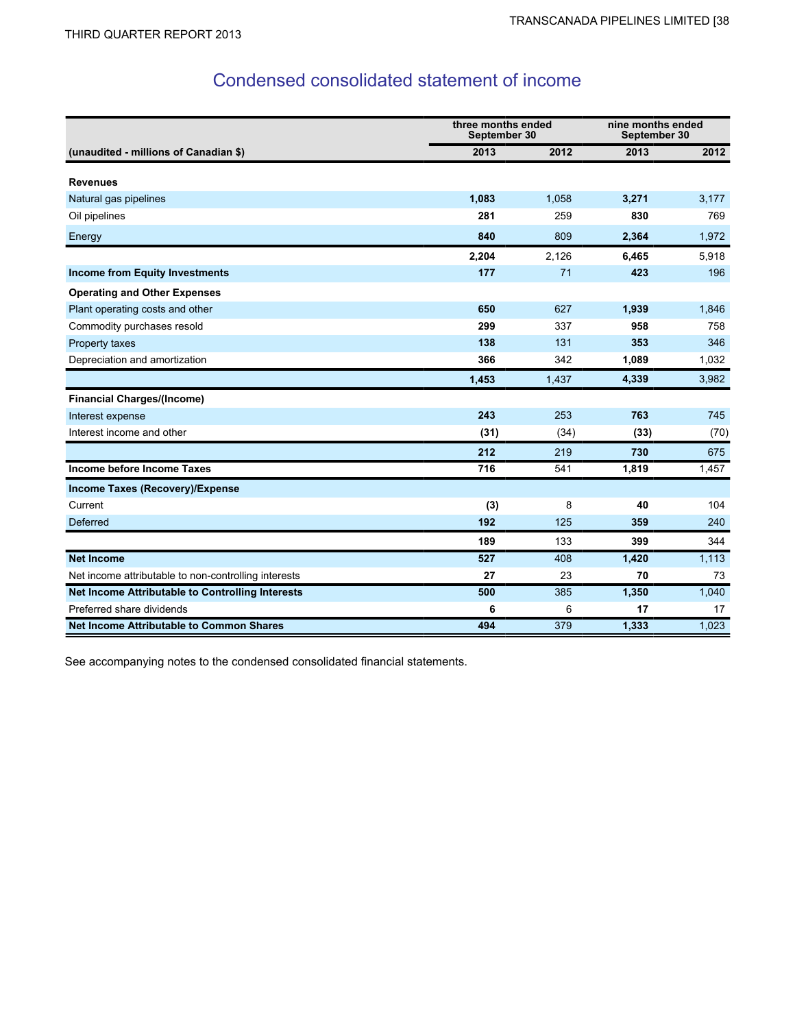# Condensed consolidated statement of income

| (unaudited - millions of Canadian $) | three months ended September 30 | | nine months ended September 30 | |
|---|---|---|---|---|
| | **2013** | **2012** | **2013** | **2012** |
| **Revenues** | | | | |
| Natural gas pipelines | **1,083** | 1,058 | **3,271** | 3,177 |
| Oil pipelines | **281** | 259 | **830** | 769 |
| Energy | **840** | 809 | **2,364** | 1,972 |
| | **2,204** | 2,126 | **6,465** | 5,918 |
| **Income from Equity Investments** | **177** | 71 | **423** | 196 |
| **Operating and Other Expenses** | | | | |
| Plant operating costs and other | **650** | 627 | **1,939** | 1,846 |
| Commodity purchases resold | **299** | 337 | **958** | 758 |
| Property taxes | **138** | 131 | **353** | 346 |
| Depreciation and amortization | **366** | 342 | **1,089** | 1,032 |
| | **1,453** | 1,437 | **4,339** | 3,982 |
| **Financial Charges/(Income)** | | | | |
| Interest expense | **243** | 253 | **763** | 745 |
| Interest income and other | **(31)** | (34) | **(33)** | (70) |
| | **212** | 219 | **730** | 675 |
| **Income before Income Taxes** | **716** | 541 | **1,819** | 1,457 |
| **Income Taxes (Recovery)/Expense** | | | | |
| Current | **(3)** | 8 | **40** | 104 |
| Deferred | **192** | 125 | **359** | 240 |
| | **189** | 133 | **399** | 344 |
| **Net Income** | **527** | 408 | **1,420** | 1,113 |
| Net income attributable to non-controlling interests | **27** | 23 | **70** | 73 |
| **Net Income Attributable to Controlling Interests** | **500** | 385 | **1,350** | 1,040 |
| Preferred share dividends | **6** | 6 | **17** | 17 |
| **Net Income Attributable to Common Shares** | **494** | 379 | **1,333** | 1,023 |

See accompanying notes to the condensed consolidated financial statements.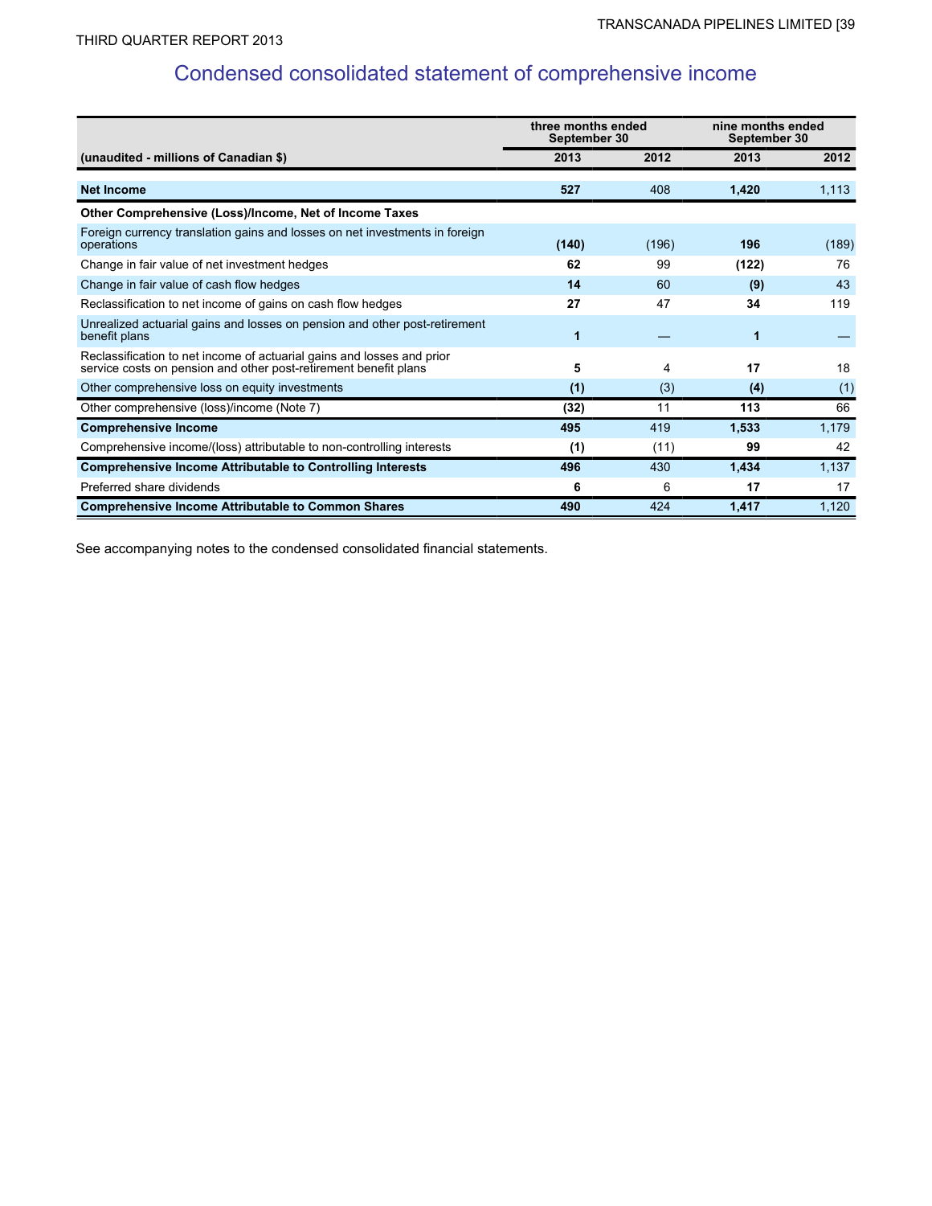# Condensed consolidated statement of comprehensive income

| | three months ended September 30 | | nine months ended September 30 | |
|---|---|---|---|---|
| **(unaudited - millions of Canadian $)** | **2013** | **2012** | **2013** | **2012** |
| **Net Income** | **527** | 408 | **1,420** | 1,113 |
| **Other Comprehensive (Loss)/Income, Net of Income Taxes** | | | | |
| Foreign currency translation gains and losses on net investments in foreign operations | **(140)** | (196) | **196** | (189) |
| Change in fair value of net investment hedges | **62** | 99 | **(122)** | 76 |
| Change in fair value of cash flow hedges | **14** | 60 | **(9)** | 43 |
| Reclassification to net income of gains on cash flow hedges | **27** | 47 | **34** | 119 |
| Unrealized actuarial gains and losses on pension and other post-retirement benefit plans | **1** | — | **1** | — |
| Reclassification to net income of actuarial gains and losses and prior service costs on pension and other post-retirement benefit plans | **5** | 4 | **17** | 18 |
| Other comprehensive loss on equity investments | **(1)** | (3) | **(4)** | (1) |
| Other comprehensive (loss)/income (Note 7) | **(32)** | 11 | **113** | 66 |
| **Comprehensive Income** | **495** | 419 | **1,533** | 1,179 |
| Comprehensive income/(loss) attributable to non-controlling interests | **(1)** | (11) | **99** | 42 |
| **Comprehensive Income Attributable to Controlling Interests** | **496** | 430 | **1,434** | 1,137 |
| Preferred share dividends | **6** | 6 | **17** | 17 |
| **Comprehensive Income Attributable to Common Shares** | **490** | 424 | **1,417** | 1,120 |

See accompanying notes to the condensed consolidated financial statements.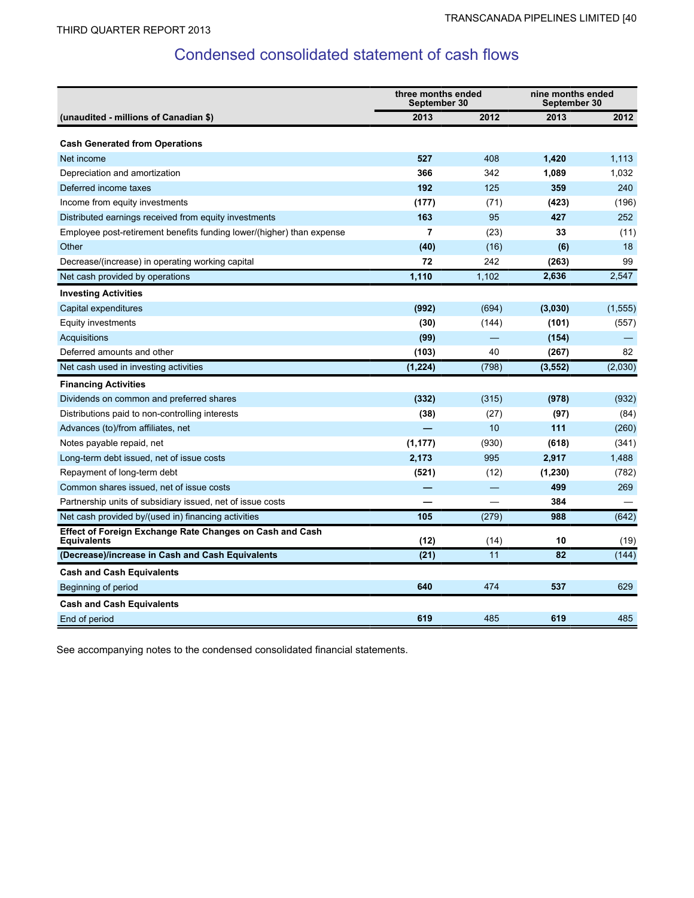# Condensed consolidated statement of cash flows

| (unaudited - millions of Canadian $) | three months ended September 30 | | nine months ended September 30 | |
|---|---|---|---|---|
| | 2013 | 2012 | 2013 | 2012 |
| **Cash Generated from Operations** | | | | |
| Net income | **527** | 408 | **1,420** | 1,113 |
| Depreciation and amortization | **366** | 342 | **1,089** | 1,032 |
| Deferred income taxes | **192** | 125 | **359** | 240 |
| Income from equity investments | **(177)** | (71) | **(423)** | (196) |
| Distributed earnings received from equity investments | **163** | 95 | **427** | 252 |
| Employee post-retirement benefits funding lower/(higher) than expense | **7** | (23) | **33** | (11) |
| Other | **(40)** | (16) | **(6)** | 18 |
| Decrease/(increase) in operating working capital | **72** | 242 | **(263)** | 99 |
| Net cash provided by operations | **1,110** | 1,102 | **2,636** | 2,547 |
| **Investing Activities** | | | | |
| Capital expenditures | **(992)** | (694) | **(3,030)** | (1,555) |
| Equity investments | **(30)** | (144) | **(101)** | (557) |
| Acquisitions | **(99)** | — | **(154)** | — |
| Deferred amounts and other | **(103)** | 40 | **(267)** | 82 |
| Net cash used in investing activities | **(1,224)** | (798) | **(3,552)** | (2,030) |
| **Financing Activities** | | | | |
| Dividends on common and preferred shares | **(332)** | (315) | **(978)** | (932) |
| Distributions paid to non-controlling interests | **(38)** | (27) | **(97)** | (84) |
| Advances (to)/from affiliates, net | **—** | 10 | **111** | (260) |
| Notes payable repaid, net | **(1,177)** | (930) | **(618)** | (341) |
| Long-term debt issued, net of issue costs | **2,173** | 995 | **2,917** | 1,488 |
| Repayment of long-term debt | **(521)** | (12) | **(1,230)** | (782) |
| Common shares issued, net of issue costs | **—** | — | **499** | 269 |
| Partnership units of subsidiary issued, net of issue costs | **—** | — | **384** | — |
| Net cash provided by/(used in) financing activities | **105** | (279) | **988** | (642) |
| **Effect of Foreign Exchange Rate Changes on Cash and Cash Equivalents** | **(12)** | (14) | **10** | (19) |
| **(Decrease)/increase in Cash and Cash Equivalents** | **(21)** | 11 | **82** | (144) |
| **Cash and Cash Equivalents** | | | | |
| Beginning of period | **640** | 474 | **537** | 629 |
| **Cash and Cash Equivalents** | | | | |
| End of period | **619** | 485 | **619** | 485 |

See accompanying notes to the condensed consolidated financial statements.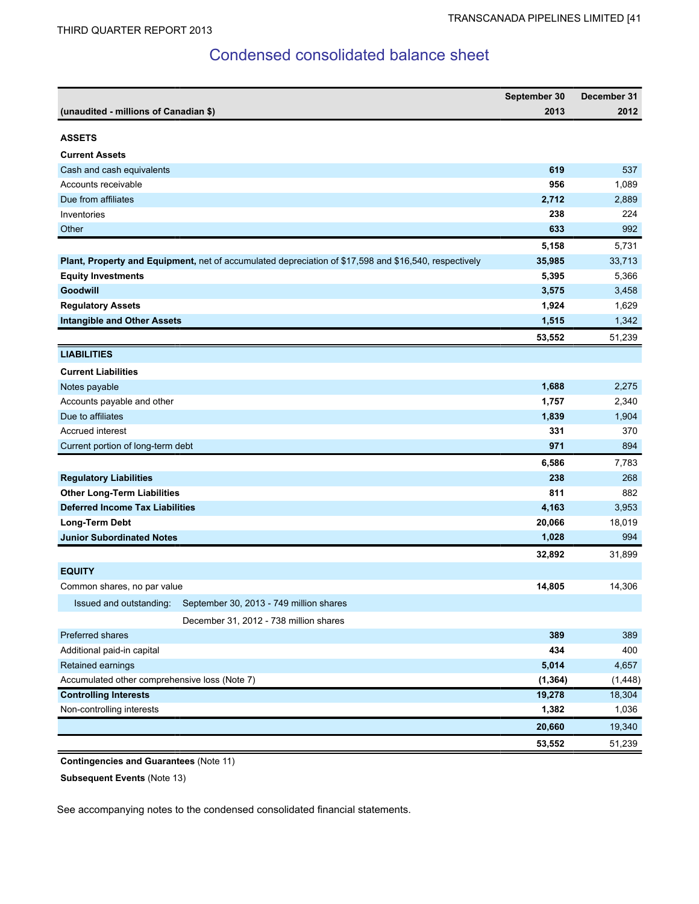## Condensed consolidated balance sheet

| (unaudited - millions of Canadian $) | September 30 2013 | December 31 2012 |
|---|---|---|
| **ASSETS** | | |
| **Current Assets** | | |
| Cash and cash equivalents | **619** | 537 |
| Accounts receivable | **956** | 1,089 |
| Due from affiliates | **2,712** | 2,889 |
| Inventories | **238** | 224 |
| Other | **633** | 992 |
| | **5,158** | 5,731 |
| **Plant, Property and Equipment,** net of accumulated depreciation of $17,598 and $16,540, respectively | **35,985** | 33,713 |
| **Equity Investments** | **5,395** | 5,366 |
| **Goodwill** | **3,575** | 3,458 |
| **Regulatory Assets** | **1,924** | 1,629 |
| **Intangible and Other Assets** | **1,515** | 1,342 |
| | **53,552** | 51,239 |
| **LIABILITIES** | | |
| **Current Liabilities** | | |
| Notes payable | **1,688** | 2,275 |
| Accounts payable and other | **1,757** | 2,340 |
| Due to affiliates | **1,839** | 1,904 |
| Accrued interest | **331** | 370 |
| Current portion of long-term debt | **971** | 894 |
| | **6,586** | 7,783 |
| **Regulatory Liabilities** | **238** | 268 |
| **Other Long-Term Liabilities** | **811** | 882 |
| **Deferred Income Tax Liabilities** | **4,163** | 3,953 |
| **Long-Term Debt** | **20,066** | 18,019 |
| **Junior Subordinated Notes** | **1,028** | 994 |
| | **32,892** | 31,899 |
| **EQUITY** | | |
| Common shares, no par value | **14,805** | 14,306 |
| Issued and outstanding: September 30, 2013 - 749 million shares | | |
| December 31, 2012 - 738 million shares | | |
| Preferred shares | **389** | 389 |
| Additional paid-in capital | **434** | 400 |
| Retained earnings | **5,014** | 4,657 |
| Accumulated other comprehensive loss (Note 7) | **(1,364)** | (1,448) |
| **Controlling Interests** | **19,278** | 18,304 |
| Non-controlling interests | **1,382** | 1,036 |
| | **20,660** | 19,340 |
| | **53,552** | 51,239 |

**Contingencies and Guarantees** (Note 11)

**Subsequent Events** (Note 13)

See accompanying notes to the condensed consolidated financial statements.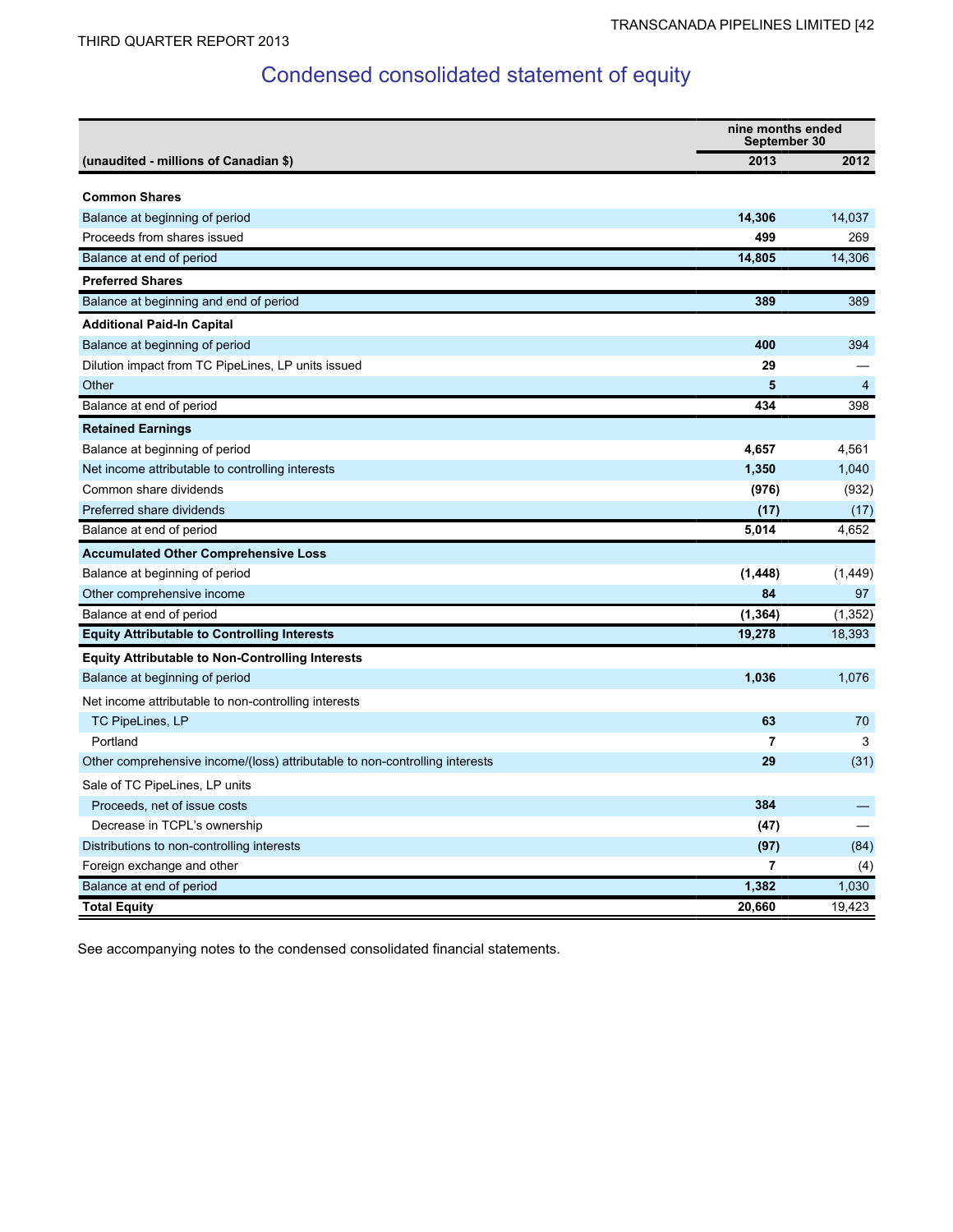THIRD QUARTER REPORT 2013

# Condensed consolidated statement of equity

| (unaudited - millions of Canadian $) | nine months ended September 30 2013 | 2012 |
|---|---|---|
| **Common Shares** | | |
| Balance at beginning of period | **14,306** | 14,037 |
| Proceeds from shares issued | **499** | 269 |
| Balance at end of period | **14,805** | 14,306 |
| **Preferred Shares** | | |
| Balance at beginning and end of period | **389** | 389 |
| **Additional Paid-In Capital** | | |
| Balance at beginning of period | **400** | 394 |
| Dilution impact from TC PipeLines, LP units issued | **29** | — |
| Other | **5** | 4 |
| Balance at end of period | **434** | 398 |
| **Retained Earnings** | | |
| Balance at beginning of period | **4,657** | 4,561 |
| Net income attributable to controlling interests | **1,350** | 1,040 |
| Common share dividends | **(976)** | (932) |
| Preferred share dividends | **(17)** | (17) |
| Balance at end of period | **5,014** | 4,652 |
| **Accumulated Other Comprehensive Loss** | | |
| Balance at beginning of period | **(1,448)** | (1,449) |
| Other comprehensive income | **84** | 97 |
| Balance at end of period | **(1,364)** | (1,352) |
| **Equity Attributable to Controlling Interests** | **19,278** | 18,393 |
| **Equity Attributable to Non-Controlling Interests** | | |
| Balance at beginning of period | **1,036** | 1,076 |
| Net income attributable to non-controlling interests | | |
| TC PipeLines, LP | **63** | 70 |
| Portland | **7** | 3 |
| Other comprehensive income/(loss) attributable to non-controlling interests | **29** | (31) |
| Sale of TC PipeLines, LP units | | |
| Proceeds, net of issue costs | **384** | — |
| Decrease in TCPL's ownership | **(47)** | — |
| Distributions to non-controlling interests | **(97)** | (84) |
| Foreign exchange and other | **7** | (4) |
| Balance at end of period | **1,382** | 1,030 |
| **Total Equity** | **20,660** | 19,423 |

See accompanying notes to the condensed consolidated financial statements.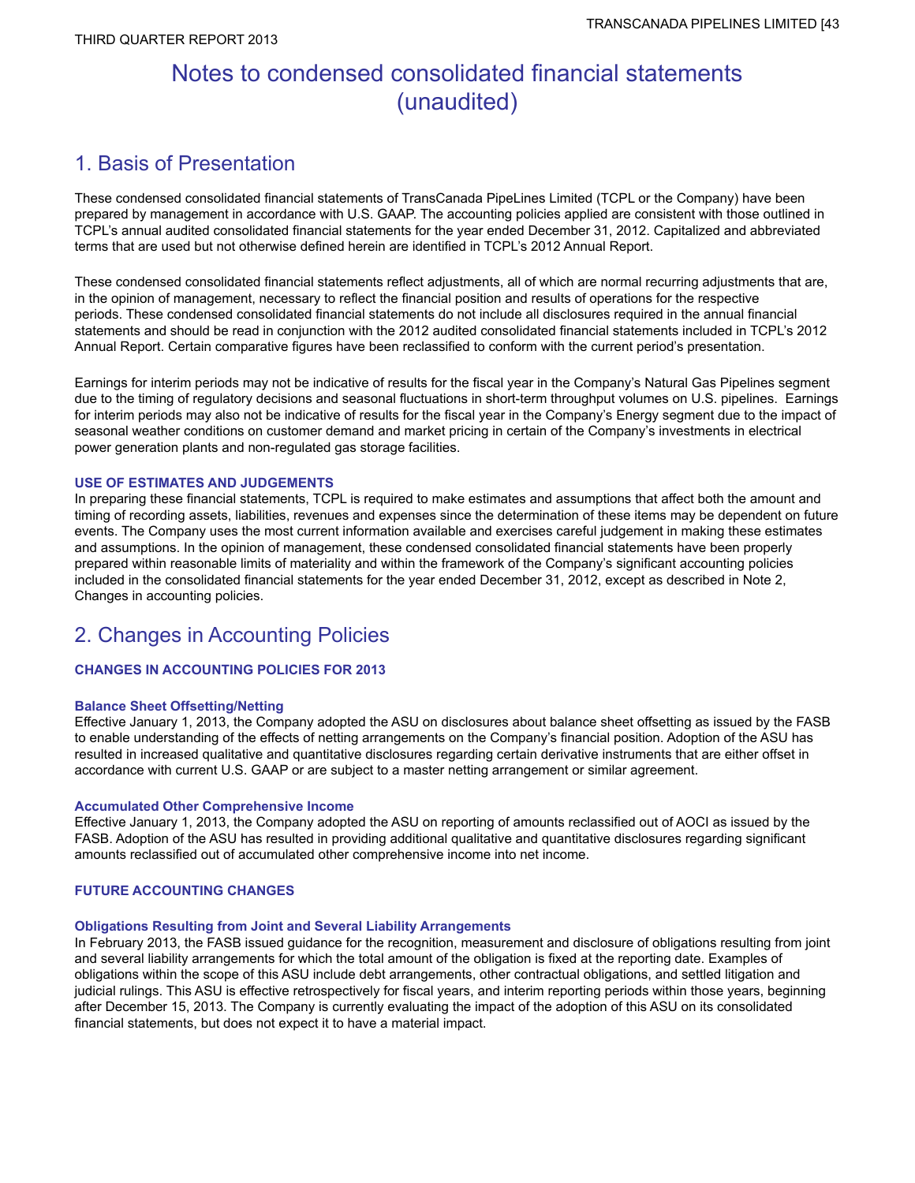# Notes to condensed consolidated financial statements (unaudited)

## 1. Basis of Presentation

These condensed consolidated financial statements of TransCanada PipeLines Limited (TCPL or the Company) have been prepared by management in accordance with U.S. GAAP. The accounting policies applied are consistent with those outlined in TCPL's annual audited consolidated financial statements for the year ended December 31, 2012. Capitalized and abbreviated terms that are used but not otherwise defined herein are identified in TCPL's 2012 Annual Report.

These condensed consolidated financial statements reflect adjustments, all of which are normal recurring adjustments that are, in the opinion of management, necessary to reflect the financial position and results of operations for the respective periods. These condensed consolidated financial statements do not include all disclosures required in the annual financial statements and should be read in conjunction with the 2012 audited consolidated financial statements included in TCPL's 2012 Annual Report. Certain comparative figures have been reclassified to conform with the current period's presentation.

Earnings for interim periods may not be indicative of results for the fiscal year in the Company's Natural Gas Pipelines segment due to the timing of regulatory decisions and seasonal fluctuations in short-term throughput volumes on U.S. pipelines. Earnings for interim periods may also not be indicative of results for the fiscal year in the Company's Energy segment due to the impact of seasonal weather conditions on customer demand and market pricing in certain of the Company's investments in electrical power generation plants and non-regulated gas storage facilities.

### USE OF ESTIMATES AND JUDGEMENTS

In preparing these financial statements, TCPL is required to make estimates and assumptions that affect both the amount and timing of recording assets, liabilities, revenues and expenses since the determination of these items may be dependent on future events. The Company uses the most current information available and exercises careful judgement in making these estimates and assumptions. In the opinion of management, these condensed consolidated financial statements have been properly prepared within reasonable limits of materiality and within the framework of the Company's significant accounting policies included in the consolidated financial statements for the year ended December 31, 2012, except as described in Note 2, Changes in accounting policies.

## 2. Changes in Accounting Policies

### CHANGES IN ACCOUNTING POLICIES FOR 2013

#### Balance Sheet Offsetting/Netting

Effective January 1, 2013, the Company adopted the ASU on disclosures about balance sheet offsetting as issued by the FASB to enable understanding of the effects of netting arrangements on the Company's financial position. Adoption of the ASU has resulted in increased qualitative and quantitative disclosures regarding certain derivative instruments that are either offset in accordance with current U.S. GAAP or are subject to a master netting arrangement or similar agreement.

#### Accumulated Other Comprehensive Income

Effective January 1, 2013, the Company adopted the ASU on reporting of amounts reclassified out of AOCI as issued by the FASB. Adoption of the ASU has resulted in providing additional qualitative and quantitative disclosures regarding significant amounts reclassified out of accumulated other comprehensive income into net income.

### FUTURE ACCOUNTING CHANGES

#### Obligations Resulting from Joint and Several Liability Arrangements

In February 2013, the FASB issued guidance for the recognition, measurement and disclosure of obligations resulting from joint and several liability arrangements for which the total amount of the obligation is fixed at the reporting date. Examples of obligations within the scope of this ASU include debt arrangements, other contractual obligations, and settled litigation and judicial rulings. This ASU is effective retrospectively for fiscal years, and interim reporting periods within those years, beginning after December 15, 2013. The Company is currently evaluating the impact of the adoption of this ASU on its consolidated financial statements, but does not expect it to have a material impact.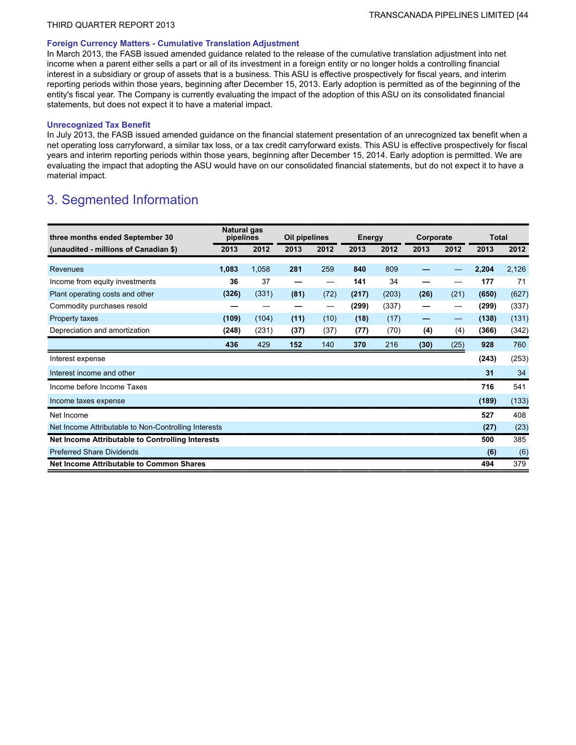### Foreign Currency Matters - Cumulative Translation Adjustment

In March 2013, the FASB issued amended guidance related to the release of the cumulative translation adjustment into net income when a parent either sells a part or all of its investment in a foreign entity or no longer holds a controlling financial interest in a subsidiary or group of assets that is a business. This ASU is effective prospectively for fiscal years, and interim reporting periods within those years, beginning after December 15, 2013. Early adoption is permitted as of the beginning of the entity's fiscal year. The Company is currently evaluating the impact of the adoption of this ASU on its consolidated financial statements, but does not expect it to have a material impact.

### Unrecognized Tax Benefit

In July 2013, the FASB issued amended guidance on the financial statement presentation of an unrecognized tax benefit when a net operating loss carryforward, a similar tax loss, or a tax credit carryforward exists. This ASU is effective prospectively for fiscal years and interim reporting periods within those years, beginning after December 15, 2014. Early adoption is permitted. We are evaluating the impact that adopting the ASU would have on our consolidated financial statements, but do not expect it to have a material impact.

## 3. Segmented Information

| three months ended September 30 | Natural gas pipelines | | Oil pipelines | | Energy | | Corporate | | Total | |
|---|---|---|---|---|---|---|---|---|---|---|
| (unaudited - millions of Canadian $) | 2013 | 2012 | 2013 | 2012 | 2013 | 2012 | 2013 | 2012 | 2013 | 2012 |
| Revenues | **1,083** | 1,058 | **281** | 259 | **840** | 809 | **—** | — | **2,204** | 2,126 |
| Income from equity investments | **36** | 37 | **—** | — | **141** | 34 | **—** | — | **177** | 71 |
| Plant operating costs and other | **(326)** | (331) | **(81)** | (72) | **(217)** | (203) | **(26)** | (21) | **(650)** | (627) |
| Commodity purchases resold | **—** | — | **—** | — | **(299)** | (337) | **—** | — | **(299)** | (337) |
| Property taxes | **(109)** | (104) | **(11)** | (10) | **(18)** | (17) | **—** | — | **(138)** | (131) |
| Depreciation and amortization | **(248)** | (231) | **(37)** | (37) | **(77)** | (70) | **(4)** | (4) | **(366)** | (342) |
| | **436** | 429 | **152** | 140 | **370** | 216 | **(30)** | (25) | **928** | 760 |
| Interest expense | | | | | | | | | **(243)** | (253) |
| Interest income and other | | | | | | | | | **31** | 34 |
| Income before Income Taxes | | | | | | | | | **716** | 541 |
| Income taxes expense | | | | | | | | | **(189)** | (133) |
| Net Income | | | | | | | | | **527** | 408 |
| Net Income Attributable to Non-Controlling Interests | | | | | | | | | **(27)** | (23) |
| **Net Income Attributable to Controlling Interests** | | | | | | | | | **500** | 385 |
| Preferred Share Dividends | | | | | | | | | **(6)** | (6) |
| **Net Income Attributable to Common Shares** | | | | | | | | | **494** | 379 |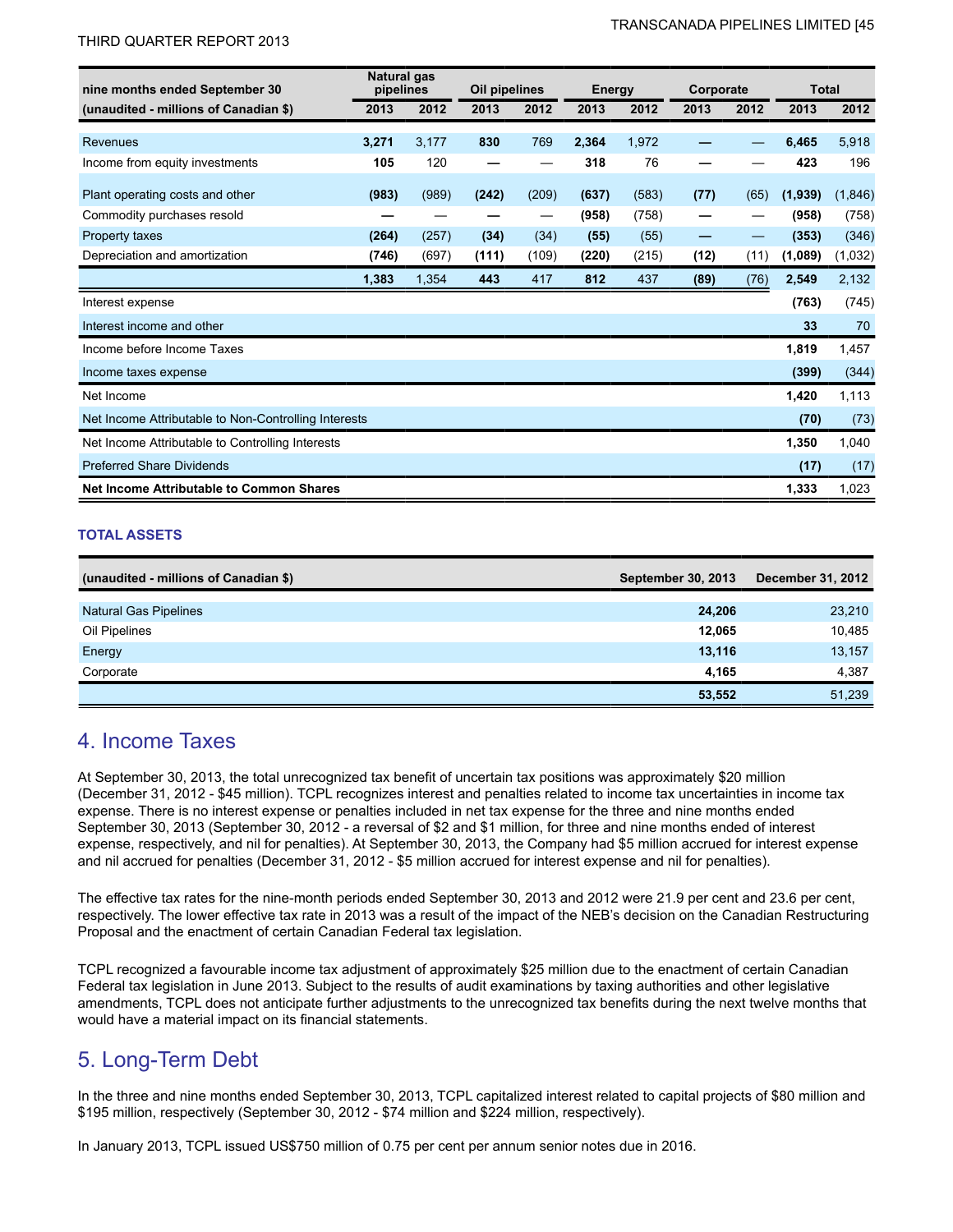| nine months ended September 30 | Natural gas pipelines | | Oil pipelines | | Energy | | Corporate | | Total | |
|---|---|---|---|---|---|---|---|---|---|---|
| (unaudited - millions of Canadian $) | 2013 | 2012 | 2013 | 2012 | 2013 | 2012 | 2013 | 2012 | 2013 | 2012 |
| Revenues | **3,271** | 3,177 | **830** | 769 | **2,364** | 1,972 | **—** | — | **6,465** | 5,918 |
| Income from equity investments | **105** | 120 | **—** | — | **318** | 76 | **—** | — | **423** | 196 |
| Plant operating costs and other | **(983)** | (989) | **(242)** | (209) | **(637)** | (583) | **(77)** | (65) | **(1,939)** | (1,846) |
| Commodity purchases resold | **—** | — | **—** | — | **(958)** | (758) | **—** | — | **(958)** | (758) |
| Property taxes | **(264)** | (257) | **(34)** | (34) | **(55)** | (55) | **—** | — | **(353)** | (346) |
| Depreciation and amortization | **(746)** | (697) | **(111)** | (109) | **(220)** | (215) | **(12)** | (11) | **(1,089)** | (1,032) |
| | **1,383** | 1,354 | **443** | 417 | **812** | 437 | **(89)** | (76) | **2,549** | 2,132 |
| Interest expense | | | | | | | | | **(763)** | (745) |
| Interest income and other | | | | | | | | | **33** | 70 |
| Income before Income Taxes | | | | | | | | | **1,819** | 1,457 |
| Income taxes expense | | | | | | | | | **(399)** | (344) |
| Net Income | | | | | | | | | **1,420** | 1,113 |
| Net Income Attributable to Non-Controlling Interests | | | | | | | | | **(70)** | (73) |
| Net Income Attributable to Controlling Interests | | | | | | | | | **1,350** | 1,040 |
| Preferred Share Dividends | | | | | | | | | **(17)** | (17) |
| **Net Income Attributable to Common Shares** | | | | | | | | | **1,333** | 1,023 |

### TOTAL ASSETS

| (unaudited - millions of Canadian $) | September 30, 2013 | December 31, 2012 |
|---|---|---|
| Natural Gas Pipelines | **24,206** | 23,210 |
| Oil Pipelines | **12,065** | 10,485 |
| Energy | **13,116** | 13,157 |
| Corporate | **4,165** | 4,387 |
| | **53,552** | 51,239 |

## 4. Income Taxes

At September 30, 2013, the total unrecognized tax benefit of uncertain tax positions was approximately $20 million (December 31, 2012 - $45 million). TCPL recognizes interest and penalties related to income tax uncertainties in income tax expense. There is no interest expense or penalties included in net tax expense for the three and nine months ended September 30, 2013 (September 30, 2012 - a reversal of $2 and $1 million, for three and nine months ended of interest expense, respectively, and nil for penalties). At September 30, 2013, the Company had $5 million accrued for interest expense and nil accrued for penalties (December 31, 2012 - $5 million accrued for interest expense and nil for penalties).

The effective tax rates for the nine-month periods ended September 30, 2013 and 2012 were 21.9 per cent and 23.6 per cent, respectively. The lower effective tax rate in 2013 was a result of the impact of the NEB's decision on the Canadian Restructuring Proposal and the enactment of certain Canadian Federal tax legislation.

TCPL recognized a favourable income tax adjustment of approximately $25 million due to the enactment of certain Canadian Federal tax legislation in June 2013. Subject to the results of audit examinations by taxing authorities and other legislative amendments, TCPL does not anticipate further adjustments to the unrecognized tax benefits during the next twelve months that would have a material impact on its financial statements.

## 5. Long-Term Debt

In the three and nine months ended September 30, 2013, TCPL capitalized interest related to capital projects of $80 million and $195 million, respectively (September 30, 2012 - $74 million and $224 million, respectively).

In January 2013, TCPL issued US$750 million of 0.75 per cent per annum senior notes due in 2016.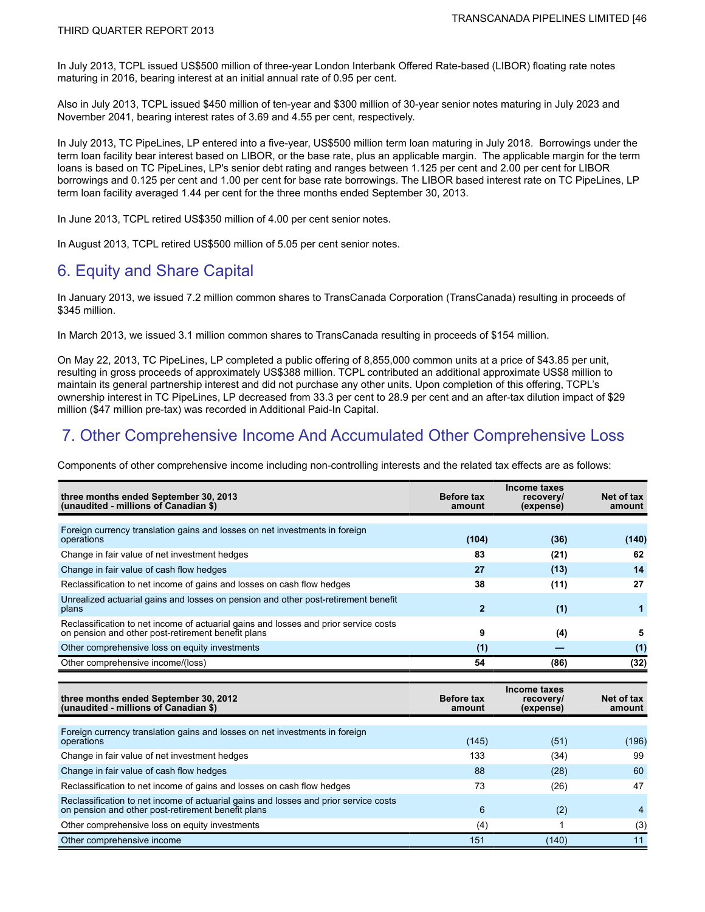In July 2013, TCPL issued US$500 million of three-year London Interbank Offered Rate-based (LIBOR) floating rate notes maturing in 2016, bearing interest at an initial annual rate of 0.95 per cent.

Also in July 2013, TCPL issued $450 million of ten-year and $300 million of 30-year senior notes maturing in July 2023 and November 2041, bearing interest rates of 3.69 and 4.55 per cent, respectively.

In July 2013, TC PipeLines, LP entered into a five-year, US$500 million term loan maturing in July 2018. Borrowings under the term loan facility bear interest based on LIBOR, or the base rate, plus an applicable margin. The applicable margin for the term loans is based on TC PipeLines, LP's senior debt rating and ranges between 1.125 per cent and 2.00 per cent for LIBOR borrowings and 0.125 per cent and 1.00 per cent for base rate borrowings. The LIBOR based interest rate on TC PipeLines, LP term loan facility averaged 1.44 per cent for the three months ended September 30, 2013.

In June 2013, TCPL retired US$350 million of 4.00 per cent senior notes.

In August 2013, TCPL retired US$500 million of 5.05 per cent senior notes.

## 6. Equity and Share Capital

In January 2013, we issued 7.2 million common shares to TransCanada Corporation (TransCanada) resulting in proceeds of $345 million.

In March 2013, we issued 3.1 million common shares to TransCanada resulting in proceeds of $154 million.

On May 22, 2013, TC PipeLines, LP completed a public offering of 8,855,000 common units at a price of $43.85 per unit, resulting in gross proceeds of approximately US$388 million. TCPL contributed an additional approximate US$8 million to maintain its general partnership interest and did not purchase any other units. Upon completion of this offering, TCPL's ownership interest in TC PipeLines, LP decreased from 33.3 per cent to 28.9 per cent and an after-tax dilution impact of $29 million ($47 million pre-tax) was recorded in Additional Paid-In Capital.

## 7. Other Comprehensive Income And Accumulated Other Comprehensive Loss

Components of other comprehensive income including non-controlling interests and the related tax effects are as follows:

| **three months ended September 30, 2013 (unaudited - millions of Canadian $)** | **Before tax amount** | **Income taxes recovery/ (expense)** | **Net of tax amount** |
|---|---|---|---|
| Foreign currency translation gains and losses on net investments in foreign operations | **(104)** | **(36)** | **(140)** |
| Change in fair value of net investment hedges | **83** | **(21)** | **62** |
| Change in fair value of cash flow hedges | **27** | **(13)** | **14** |
| Reclassification to net income of gains and losses on cash flow hedges | **38** | **(11)** | **27** |
| Unrealized actuarial gains and losses on pension and other post-retirement benefit plans | **2** | **(1)** | **1** |
| Reclassification to net income of actuarial gains and losses and prior service costs on pension and other post-retirement benefit plans | **9** | **(4)** | **5** |
| Other comprehensive loss on equity investments | **(1)** | **—** | **(1)** |
| Other comprehensive income/(loss) | **54** | **(86)** | **(32)** |

| **three months ended September 30, 2012 (unaudited - millions of Canadian $)** | **Before tax amount** | **Income taxes recovery/ (expense)** | **Net of tax amount** |
|---|---|---|---|
| Foreign currency translation gains and losses on net investments in foreign operations | (145) | (51) | (196) |
| Change in fair value of net investment hedges | 133 | (34) | 99 |
| Change in fair value of cash flow hedges | 88 | (28) | 60 |
| Reclassification to net income of gains and losses on cash flow hedges | 73 | (26) | 47 |
| Reclassification to net income of actuarial gains and losses and prior service costs on pension and other post-retirement benefit plans | 6 | (2) | 4 |
| Other comprehensive loss on equity investments | (4) | 1 | (3) |
| Other comprehensive income | 151 | (140) | 11 |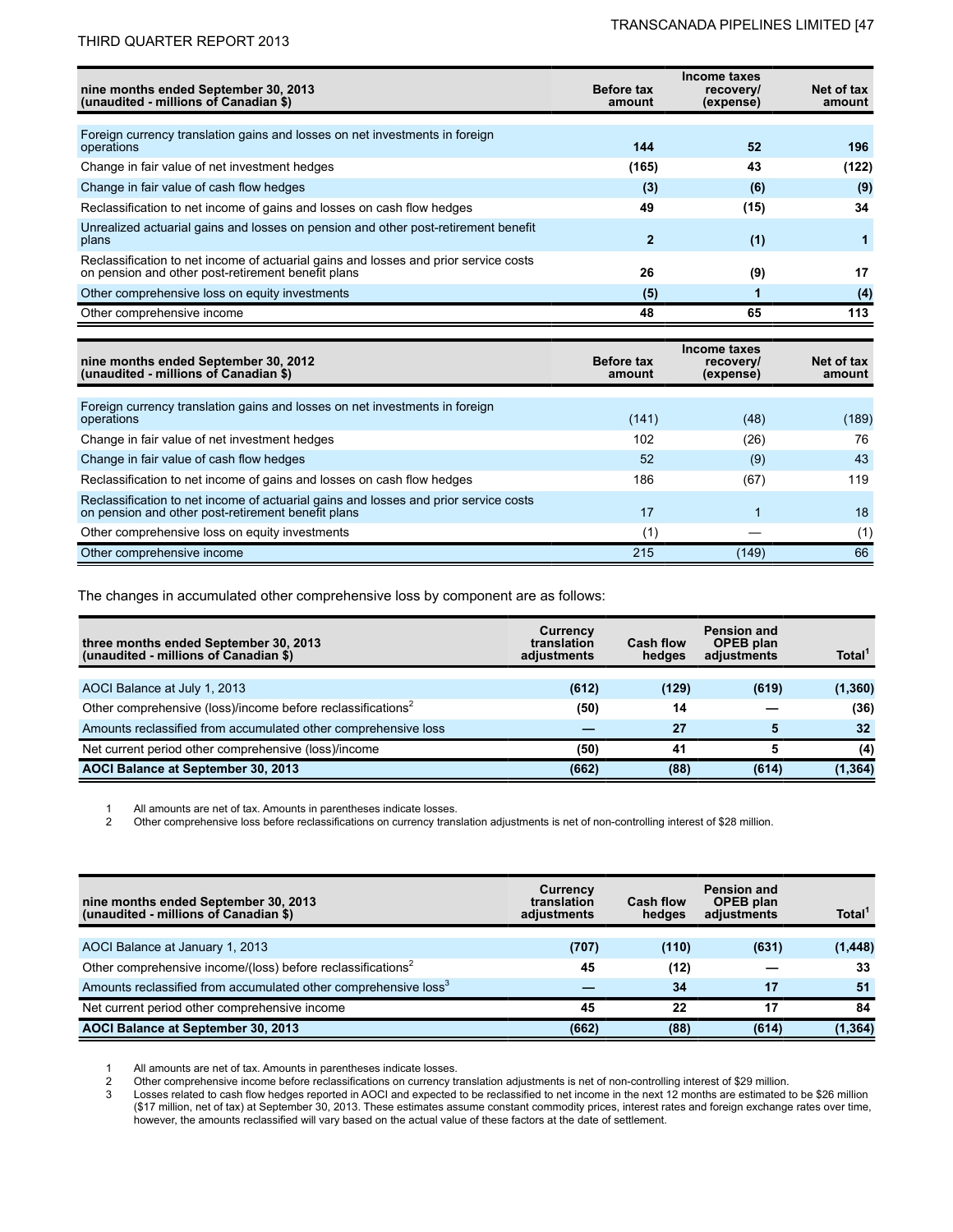| nine months ended September 30, 2013 (unaudited - millions of Canadian $) | Before tax amount | Income taxes recovery/ (expense) | Net of tax amount |
|---|---|---|---|
| Foreign currency translation gains and losses on net investments in foreign operations | **144** | **52** | **196** |
| Change in fair value of net investment hedges | **(165)** | **43** | **(122)** |
| Change in fair value of cash flow hedges | **(3)** | **(6)** | **(9)** |
| Reclassification to net income of gains and losses on cash flow hedges | **49** | **(15)** | **34** |
| Unrealized actuarial gains and losses on pension and other post-retirement benefit plans | **2** | **(1)** | **1** |
| Reclassification to net income of actuarial gains and losses and prior service costs on pension and other post-retirement benefit plans | **26** | **(9)** | **17** |
| Other comprehensive loss on equity investments | **(5)** | **1** | **(4)** |
| Other comprehensive income | **48** | **65** | **113** |

| nine months ended September 30, 2012 (unaudited - millions of Canadian $) | Before tax amount | Income taxes recovery/ (expense) | Net of tax amount |
|---|---|---|---|
| Foreign currency translation gains and losses on net investments in foreign operations | (141) | (48) | (189) |
| Change in fair value of net investment hedges | 102 | (26) | 76 |
| Change in fair value of cash flow hedges | 52 | (9) | 43 |
| Reclassification to net income of gains and losses on cash flow hedges | 186 | (67) | 119 |
| Reclassification to net income of actuarial gains and losses and prior service costs on pension and other post-retirement benefit plans | 17 | 1 | 18 |
| Other comprehensive loss on equity investments | (1) | — | (1) |
| Other comprehensive income | 215 | (149) | 66 |

The changes in accumulated other comprehensive loss by component are as follows:

| three months ended September 30, 2013 (unaudited - millions of Canadian $) | Currency translation adjustments | Cash flow hedges | Pension and OPEB plan adjustments | Total[1] |
|---|---|---|---|---|
| AOCI Balance at July 1, 2013 | **(612)** | **(129)** | **(619)** | **(1,360)** |
| Other comprehensive (loss)/income before reclassifications[2] | **(50)** | **14** | **—** | **(36)** |
| Amounts reclassified from accumulated other comprehensive loss | **—** | **27** | **5** | **32** |
| Net current period other comprehensive (loss)/income | **(50)** | **41** | **5** | **(4)** |
| **AOCI Balance at September 30, 2013** | **(662)** | **(88)** | **(614)** | **(1,364)** |

1 All amounts are net of tax. Amounts in parentheses indicate losses.
2 Other comprehensive loss before reclassifications on currency translation adjustments is net of non-controlling interest of $28 million.

| nine months ended September 30, 2013 (unaudited - millions of Canadian $) | Currency translation adjustments | Cash flow hedges | Pension and OPEB plan adjustments | Total[1] |
|---|---|---|---|---|
| AOCI Balance at January 1, 2013 | **(707)** | **(110)** | **(631)** | **(1,448)** |
| Other comprehensive income/(loss) before reclassifications[2] | **45** | **(12)** | **—** | **33** |
| Amounts reclassified from accumulated other comprehensive loss[3] | **—** | **34** | **17** | **51** |
| Net current period other comprehensive income | **45** | **22** | **17** | **84** |
| **AOCI Balance at September 30, 2013** | **(662)** | **(88)** | **(614)** | **(1,364)** |

1 All amounts are net of tax. Amounts in parentheses indicate losses.
2 Other comprehensive income before reclassifications on currency translation adjustments is net of non-controlling interest of $29 million.
3 Losses related to cash flow hedges reported in AOCI and expected to be reclassified to net income in the next 12 months are estimated to be $26 million ($17 million, net of tax) at September 30, 2013. These estimates assume constant commodity prices, interest rates and foreign exchange rates over time, however, the amounts reclassified will vary based on the actual value of these factors at the date of settlement.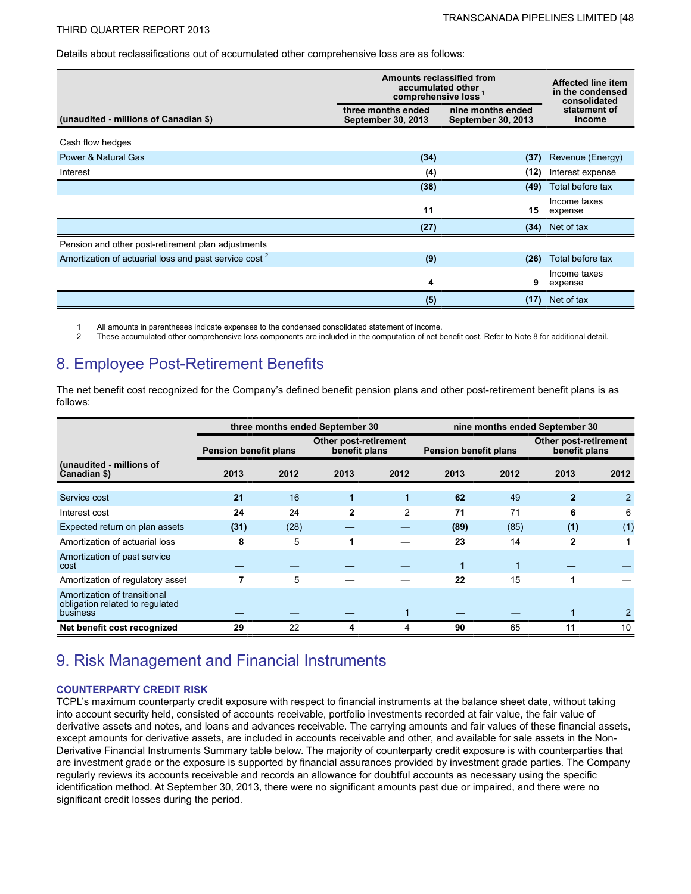Details about reclassifications out of accumulated other comprehensive loss are as follows:

| (unaudited - millions of Canadian $) | Amounts reclassified from accumulated other comprehensive loss [1] | | Affected line item in the condensed consolidated statement of income |
|---|---|---|---|
| | three months ended September 30, 2013 | nine months ended September 30, 2013 | |
| Cash flow hedges | | | |
| Power & Natural Gas | **(34)** | **(37)** | Revenue (Energy) |
| Interest | **(4)** | **(12)** | Interest expense |
| | **(38)** | **(49)** | Total before tax |
| | **11** | **15** | Income taxes expense |
| | **(27)** | **(34)** | Net of tax |
| Pension and other post-retirement plan adjustments | | | |
| Amortization of actuarial loss and past service cost [2] | **(9)** | **(26)** | Total before tax |
| | **4** | **9** | Income taxes expense |
| | **(5)** | **(17)** | Net of tax |

1 All amounts in parentheses indicate expenses to the condensed consolidated statement of income.
2 These accumulated other comprehensive loss components are included in the computation of net benefit cost. Refer to Note 8 for additional detail.

## 8. Employee Post-Retirement Benefits

The net benefit cost recognized for the Company's defined benefit pension plans and other post-retirement benefit plans is as follows:

| (unaudited - millions of Canadian $) | three months ended September 30 | | | | nine months ended September 30 | | | |
|---|---|---|---|---|---|---|---|---|
| | Pension benefit plans | | Other post-retirement benefit plans | | Pension benefit plans | | Other post-retirement benefit plans | |
| | 2013 | 2012 | 2013 | 2012 | 2013 | 2012 | 2013 | 2012 |
| Service cost | **21** | 16 | **1** | 1 | **62** | 49 | **2** | 2 |
| Interest cost | **24** | 24 | **2** | 2 | **71** | 71 | **6** | 6 |
| Expected return on plan assets | **(31)** | (28) | **—** | — | **(89)** | (85) | **(1)** | (1) |
| Amortization of actuarial loss | **8** | 5 | **1** | — | **23** | 14 | **2** | 1 |
| Amortization of past service cost | **—** | — | **—** | — | **1** | 1 | **—** | — |
| Amortization of regulatory asset | **7** | 5 | **—** | — | **22** | 15 | **1** | — |
| Amortization of transitional obligation related to regulated business | **—** | — | **—** | 1 | **—** | — | **1** | 2 |
| **Net benefit cost recognized** | **29** | 22 | **4** | 4 | **90** | 65 | **11** | 10 |

## 9. Risk Management and Financial Instruments

### COUNTERPARTY CREDIT RISK

TCPL's maximum counterparty credit exposure with respect to financial instruments at the balance sheet date, without taking into account security held, consisted of accounts receivable, portfolio investments recorded at fair value, the fair value of derivative assets and notes, and loans and advances receivable. The carrying amounts and fair values of these financial assets, except amounts for derivative assets, are included in accounts receivable and other, and available for sale assets in the Non-Derivative Financial Instruments Summary table below. The majority of counterparty credit exposure is with counterparties that are investment grade or the exposure is supported by financial assurances provided by investment grade parties. The Company regularly reviews its accounts receivable and records an allowance for doubtful accounts as necessary using the specific identification method. At September 30, 2013, there were no significant amounts past due or impaired, and there were no significant credit losses during the period.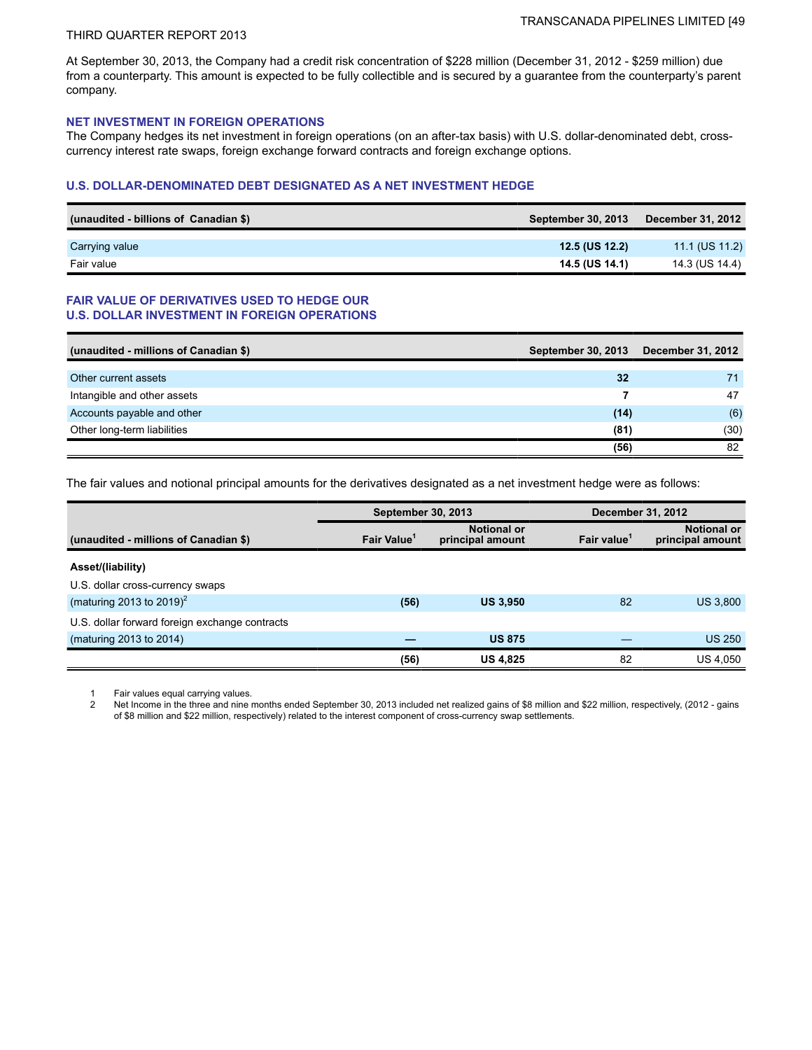At September 30, 2013, the Company had a credit risk concentration of $228 million (December 31, 2012 - $259 million) due from a counterparty. This amount is expected to be fully collectible and is secured by a guarantee from the counterparty's parent company.

### NET INVESTMENT IN FOREIGN OPERATIONS

The Company hedges its net investment in foreign operations (on an after-tax basis) with U.S. dollar-denominated debt, cross-currency interest rate swaps, foreign exchange forward contracts and foreign exchange options.

### U.S. DOLLAR-DENOMINATED DEBT DESIGNATED AS A NET INVESTMENT HEDGE

| (unaudited - billions of Canadian $) | September 30, 2013 | December 31, 2012 |
|---|---|---|
| Carrying value | **12.5 (US 12.2)** | 11.1 (US 11.2) |
| Fair value | **14.5 (US 14.1)** | 14.3 (US 14.4) |

### FAIR VALUE OF DERIVATIVES USED TO HEDGE OUR U.S. DOLLAR INVESTMENT IN FOREIGN OPERATIONS

| (unaudited - millions of Canadian $) | September 30, 2013 | December 31, 2012 |
|---|---|---|
| Other current assets | **32** | 71 |
| Intangible and other assets | **7** | 47 |
| Accounts payable and other | **(14)** | (6) |
| Other long-term liabilities | **(81)** | (30) |
| | **(56)** | 82 |

The fair values and notional principal amounts for the derivatives designated as a net investment hedge were as follows:

| | September 30, 2013 | | December 31, 2012 | |
|---|---|---|---|---|
| (unaudited - millions of Canadian $) | Fair Value[1] | Notional or principal amount | Fair value[1] | Notional or principal amount |
| **Asset/(liability)** | | | | |
| U.S. dollar cross-currency swaps | | | | |
| (maturing 2013 to 2019)[2] | **(56)** | **US 3,950** | 82 | US 3,800 |
| U.S. dollar forward foreign exchange contracts | | | | |
| (maturing 2013 to 2014) | **—** | **US 875** | — | US 250 |
| | **(56)** | **US 4,825** | 82 | US 4,050 |

1 Fair values equal carrying values.

2 Net Income in the three and nine months ended September 30, 2013 included net realized gains of $8 million and $22 million, respectively, (2012 - gains of $8 million and $22 million, respectively) related to the interest component of cross-currency swap settlements.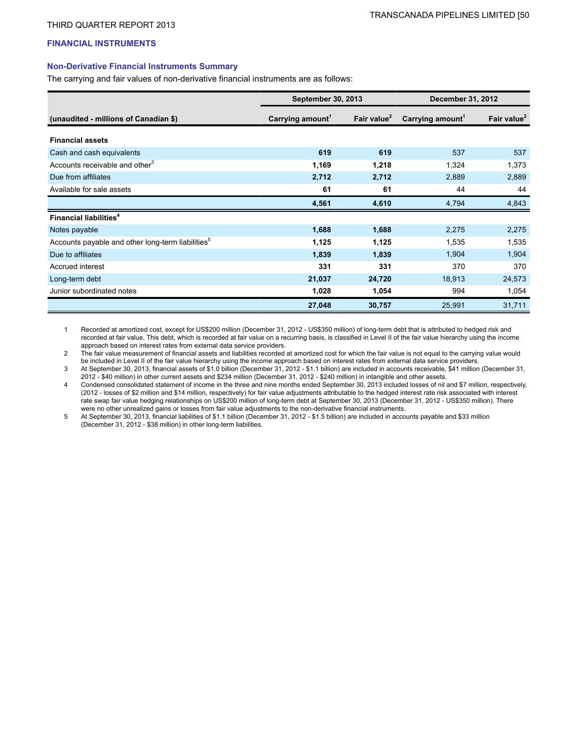## FINANCIAL INSTRUMENTS

### Non-Derivative Financial Instruments Summary

The carrying and fair values of non-derivative financial instruments are as follows:

| | September 30, 2013 | | December 31, 2012 | |
|---|---|---|---|---|
| **(unaudited - millions of Canadian $)** | **Carrying amount[1]** | **Fair value[2]** | **Carrying amount[1]** | **Fair value[2]** |
| **Financial assets** | | | | |
| Cash and cash equivalents | **619** | **619** | 537 | 537 |
| Accounts receivable and other[3] | **1,169** | **1,218** | 1,324 | 1,373 |
| Due from affiliates | **2,712** | **2,712** | 2,889 | 2,889 |
| Available for sale assets | **61** | **61** | 44 | 44 |
| | **4,561** | **4,610** | 4,794 | 4,843 |
| **Financial liabilities[4]** | | | | |
| Notes payable | **1,688** | **1,688** | 2,275 | 2,275 |
| Accounts payable and other long-term liabilities[5] | **1,125** | **1,125** | 1,535 | 1,535 |
| Due to affiliates | **1,839** | **1,839** | 1,904 | 1,904 |
| Accrued interest | **331** | **331** | 370 | 370 |
| Long-term debt | **21,037** | **24,720** | 18,913 | 24,573 |
| Junior subordinated notes | **1,028** | **1,054** | 994 | 1,054 |
| | **27,048** | **30,757** | 25,991 | 31,711 |

1 Recorded at amortized cost, except for US$200 million (December 31, 2012 - US$350 million) of long-term debt that is attributed to hedged risk and recorded at fair value. This debt, which is recorded at fair value on a recurring basis, is classified in Level II of the fair value hierarchy using the income approach based on interest rates from external data service providers.

2 The fair value measurement of financial assets and liabilities recorded at amortized cost for which the fair value is not equal to the carrying value would be included in Level II of the fair value hierarchy using the income approach based on interest rates from external data service providers.

3 At September 30, 2013, financial assets of $1.0 billion (December 31, 2012 - $1.1 billion) are included in accounts receivable, $41 million (December 31, 2012 - $40 million) in other current assets and $234 million (December 31, 2012 - $240 million) in intangible and other assets.

4 Condensed consolidated statement of income in the three and nine months ended September 30, 2013 included losses of nil and $7 million, respectively, (2012 - losses of $2 million and $14 million, respectively) for fair value adjustments attributable to the hedged interest rate risk associated with interest rate swap fair value hedging relationships on US$200 million of long-term debt at September 30, 2013 (December 31, 2012 - US$350 million). There were no other unrealized gains or losses from fair value adjustments to the non-derivative financial instruments.

5 At September 30, 2013, financial liabilities of $1.1 billion (December 31, 2012 - $1.5 billion) are included in accounts payable and $33 million (December 31, 2012 - $38 million) in other long-term liabilities.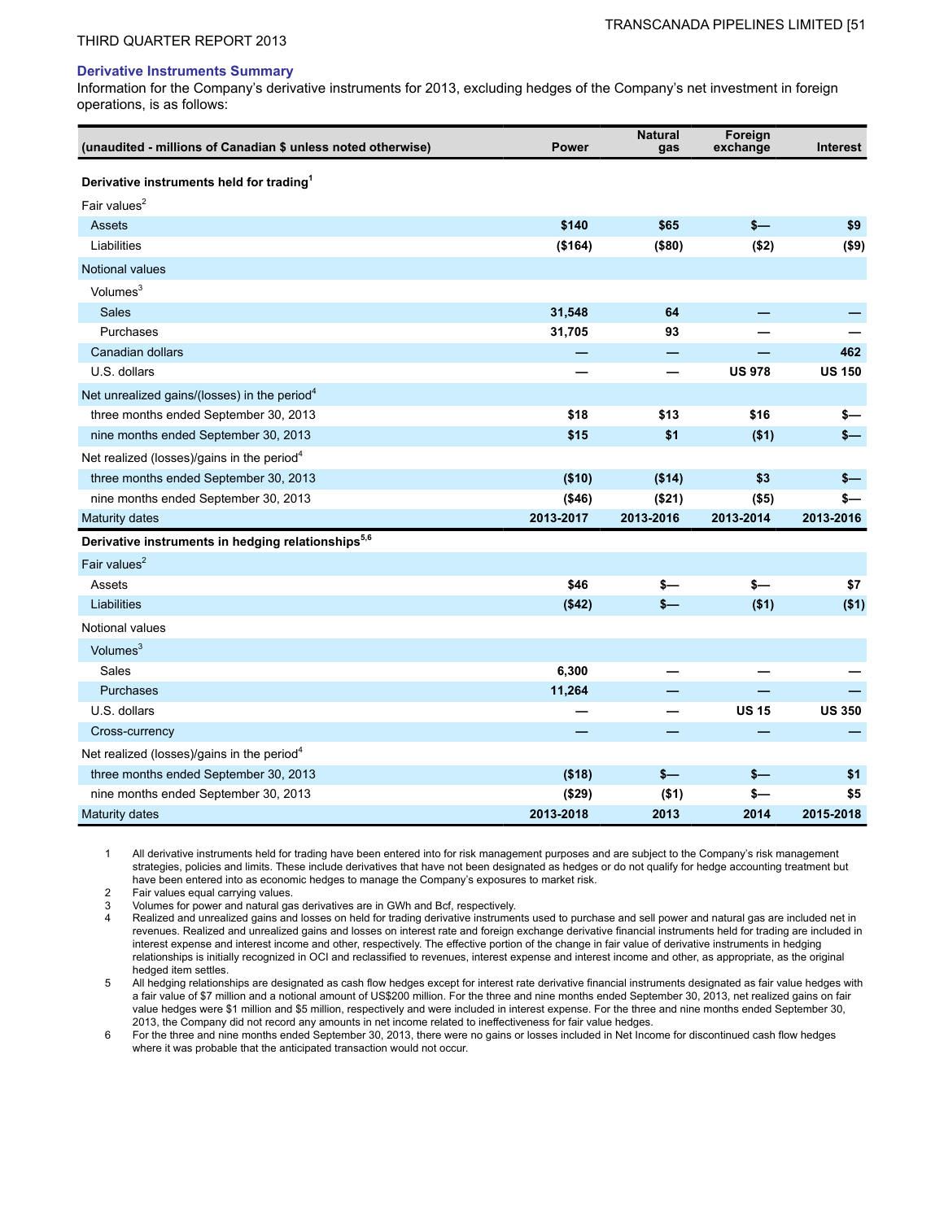### Derivative Instruments Summary

Information for the Company's derivative instruments for 2013, excluding hedges of the Company's net investment in foreign operations, is as follows:

| (unaudited - millions of Canadian $ unless noted otherwise) | Power | Natural gas | Foreign exchange | Interest |
|---|---|---|---|---|
| **Derivative instruments held for trading**[1] | | | | |
| Fair values[2] | | | | |
| Assets | $140 | $65 | $— | $9 |
| Liabilities | ($164) | ($80) | ($2) | ($9) |
| Notional values | | | | |
| Volumes[3] | | | | |
| Sales | 31,548 | 64 | — | — |
| Purchases | 31,705 | 93 | — | — |
| Canadian dollars | — | — | — | 462 |
| U.S. dollars | — | — | US 978 | US 150 |
| Net unrealized gains/(losses) in the period[4] | | | | |
| three months ended September 30, 2013 | $18 | $13 | $16 | $— |
| nine months ended September 30, 2013 | $15 | $1 | ($1) | $— |
| Net realized (losses)/gains in the period[4] | | | | |
| three months ended September 30, 2013 | ($10) | ($14) | $3 | $— |
| nine months ended September 30, 2013 | ($46) | ($21) | ($5) | $— |
| Maturity dates | 2013-2017 | 2013-2016 | 2013-2014 | 2013-2016 |
| **Derivative instruments in hedging relationships**[5,6] | | | | |
| Fair values[2] | | | | |
| Assets | $46 | $— | $— | $7 |
| Liabilities | ($42) | $— | ($1) | ($1) |
| Notional values | | | | |
| Volumes[3] | | | | |
| Sales | 6,300 | — | — | — |
| Purchases | 11,264 | — | — | — |
| U.S. dollars | — | — | US 15 | US 350 |
| Cross-currency | — | — | — | — |
| Net realized (losses)/gains in the period[4] | | | | |
| three months ended September 30, 2013 | ($18) | $— | $— | $1 |
| nine months ended September 30, 2013 | ($29) | ($1) | $— | $5 |
| Maturity dates | 2013-2018 | 2013 | 2014 | 2015-2018 |

1 All derivative instruments held for trading have been entered into for risk management purposes and are subject to the Company's risk management strategies, policies and limits. These include derivatives that have not been designated as hedges or do not qualify for hedge accounting treatment but have been entered into as economic hedges to manage the Company's exposures to market risk.

2 Fair values equal carrying values.

3 Volumes for power and natural gas derivatives are in GWh and Bcf, respectively.

4 Realized and unrealized gains and losses on held for trading derivative instruments used to purchase and sell power and natural gas are included net in revenues. Realized and unrealized gains and losses on interest rate and foreign exchange derivative financial instruments held for trading are included in interest expense and interest income and other, respectively. The effective portion of the change in fair value of derivative instruments in hedging relationships is initially recognized in OCI and reclassified to revenues, interest expense and interest income and other, as appropriate, as the original hedged item settles.

5 All hedging relationships are designated as cash flow hedges except for interest rate derivative financial instruments designated as fair value hedges with a fair value of $7 million and a notional amount of US$200 million. For the three and nine months ended September 30, 2013, net realized gains on fair value hedges were $1 million and $5 million, respectively and were included in interest expense. For the three and nine months ended September 30, 2013, the Company did not record any amounts in net income related to ineffectiveness for fair value hedges.

6 For the three and nine months ended September 30, 2013, there were no gains or losses included in Net Income for discontinued cash flow hedges where it was probable that the anticipated transaction would not occur.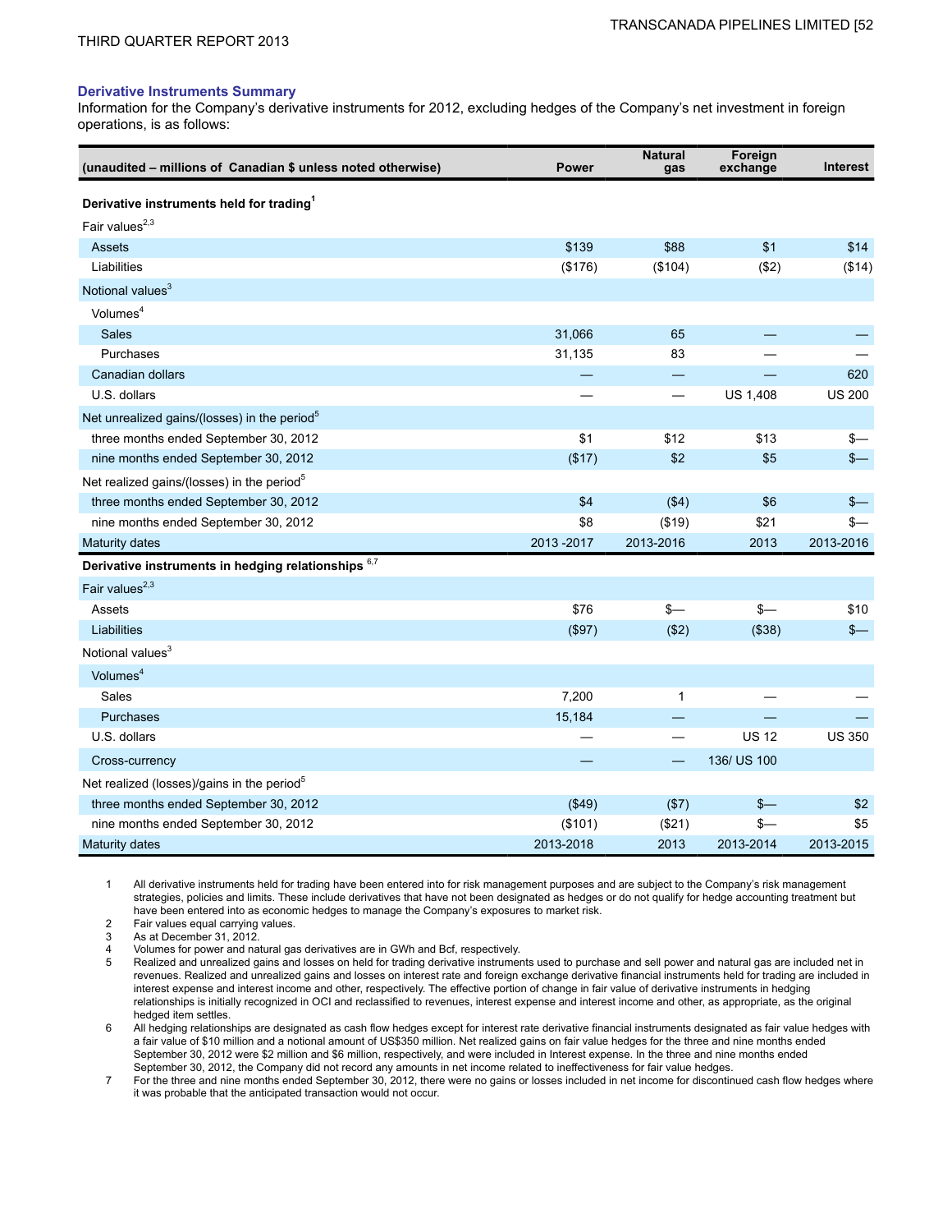### Derivative Instruments Summary

Information for the Company's derivative instruments for 2012, excluding hedges of the Company's net investment in foreign operations, is as follows:

| (unaudited – millions of Canadian $ unless noted otherwise) | Power | Natural gas | Foreign exchange | Interest |
|---|---|---|---|---|
| **Derivative instruments held for trading**[1] | | | | |
| Fair values[2,3] | | | | |
| Assets | $139 | $88 | $1 | $14 |
| Liabilities | ($176) | ($104) | ($2) | ($14) |
| Notional values[3] | | | | |
| Volumes[4] | | | | |
| Sales | 31,066 | 65 | — | — |
| Purchases | 31,135 | 83 | — | — |
| Canadian dollars | — | — | — | 620 |
| U.S. dollars | — | — | US 1,408 | US 200 |
| Net unrealized gains/(losses) in the period[5] | | | | |
| three months ended September 30, 2012 | $1 | $12 | $13 | $— |
| nine months ended September 30, 2012 | ($17) | $2 | $5 | $— |
| Net realized gains/(losses) in the period[5] | | | | |
| three months ended September 30, 2012 | $4 | ($4) | $6 | $— |
| nine months ended September 30, 2012 | $8 | ($19) | $21 | $— |
| Maturity dates | 2013 -2017 | 2013-2016 | 2013 | 2013-2016 |
| **Derivative instruments in hedging relationships** [6,7] | | | | |
| Fair values[2,3] | | | | |
| Assets | $76 | $— | $— | $10 |
| Liabilities | ($97) | ($2) | ($38) | $— |
| Notional values[3] | | | | |
| Volumes[4] | | | | |
| Sales | 7,200 | 1 | — | — |
| Purchases | 15,184 | — | — | — |
| U.S. dollars | — | — | US 12 | US 350 |
| Cross-currency | — | — | 136/ US 100 | |
| Net realized (losses)/gains in the period[5] | | | | |
| three months ended September 30, 2012 | ($49) | ($7) | $— | $2 |
| nine months ended September 30, 2012 | ($101) | ($21) | $— | $5 |
| Maturity dates | 2013-2018 | 2013 | 2013-2014 | 2013-2015 |

1. All derivative instruments held for trading have been entered into for risk management purposes and are subject to the Company's risk management strategies, policies and limits. These include derivatives that have not been designated as hedges or do not qualify for hedge accounting treatment but have been entered into as economic hedges to manage the Company's exposures to market risk.
2. Fair values equal carrying values.
3. As at December 31, 2012.
4. Volumes for power and natural gas derivatives are in GWh and Bcf, respectively.
5. Realized and unrealized gains and losses on held for trading derivative instruments used to purchase and sell power and natural gas are included net in revenues. Realized and unrealized gains and losses on interest rate and foreign exchange derivative financial instruments held for trading are included in interest expense and interest income and other, respectively. The effective portion of change in fair value of derivative instruments in hedging relationships is initially recognized in OCI and reclassified to revenues, interest expense and interest income and other, as appropriate, as the original hedged item settles.
6. All hedging relationships are designated as cash flow hedges except for interest rate derivative financial instruments designated as fair value hedges with a fair value of $10 million and a notional amount of US$350 million. Net realized gains on fair value hedges for the three and nine months ended September 30, 2012 were $2 million and $6 million, respectively, and were included in Interest expense. In the three and nine months ended September 30, 2012, the Company did not record any amounts in net income related to ineffectiveness for fair value hedges.
7. For the three and nine months ended September 30, 2012, there were no gains or losses included in net income for discontinued cash flow hedges where it was probable that the anticipated transaction would not occur.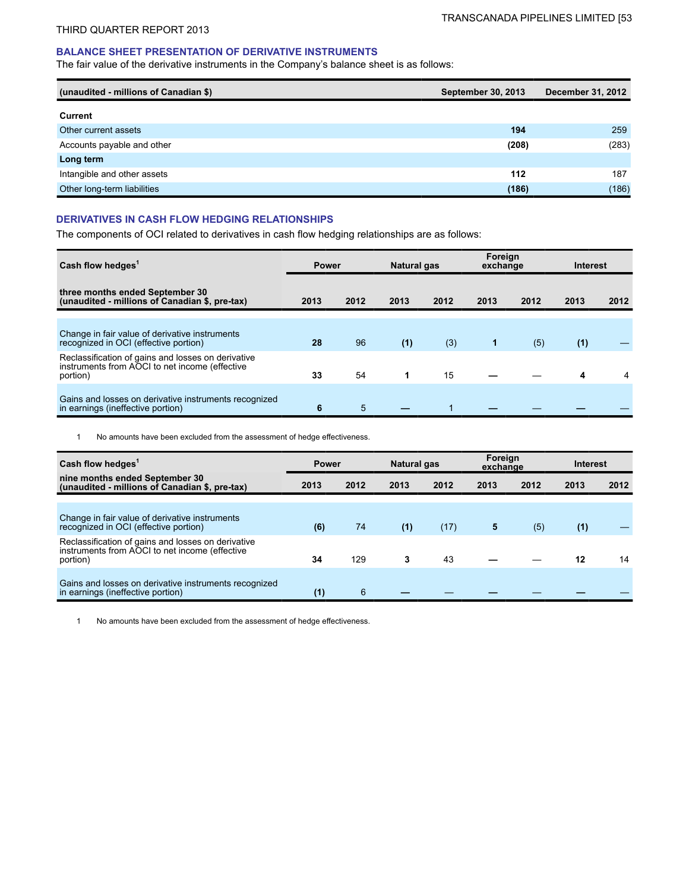### BALANCE SHEET PRESENTATION OF DERIVATIVE INSTRUMENTS

The fair value of the derivative instruments in the Company's balance sheet is as follows:

| (unaudited - millions of Canadian $) | September 30, 2013 | December 31, 2012 |
|---|---|---|
| **Current** | | |
| Other current assets | **194** | 259 |
| Accounts payable and other | **(208)** | (283) |
| **Long term** | | |
| Intangible and other assets | **112** | 187 |
| Other long-term liabilities | **(186)** | (186) |

### DERIVATIVES IN CASH FLOW HEDGING RELATIONSHIPS

The components of OCI related to derivatives in cash flow hedging relationships are as follows:

| Cash flow hedges[1] | Power | | Natural gas | | Foreign exchange | | Interest | |
|---|---|---|---|---|---|---|---|---|
| **three months ended September 30 (unaudited - millions of Canadian $, pre-tax)** | **2013** | **2012** | **2013** | **2012** | **2013** | **2012** | **2013** | **2012** |
| Change in fair value of derivative instruments recognized in OCI (effective portion) | **28** | 96 | **(1)** | (3) | **1** | (5) | **(1)** | — |
| Reclassification of gains and losses on derivative instruments from AOCI to net income (effective portion) | **33** | 54 | **1** | 15 | **—** | — | **4** | 4 |
| Gains and losses on derivative instruments recognized in earnings (ineffective portion) | **6** | 5 | **—** | 1 | **—** | — | **—** | — |

1 No amounts have been excluded from the assessment of hedge effectiveness.

| Cash flow hedges[1] | Power | | Natural gas | | Foreign exchange | | Interest | |
|---|---|---|---|---|---|---|---|---|
| **nine months ended September 30 (unaudited - millions of Canadian $, pre-tax)** | **2013** | **2012** | **2013** | **2012** | **2013** | **2012** | **2013** | **2012** |
| Change in fair value of derivative instruments recognized in OCI (effective portion) | **(6)** | 74 | **(1)** | (17) | **5** | (5) | **(1)** | — |
| Reclassification of gains and losses on derivative instruments from AOCI to net income (effective portion) | **34** | 129 | **3** | 43 | **—** | — | **12** | 14 |
| Gains and losses on derivative instruments recognized in earnings (ineffective portion) | **(1)** | 6 | **—** | — | **—** | — | **—** | — |

1 No amounts have been excluded from the assessment of hedge effectiveness.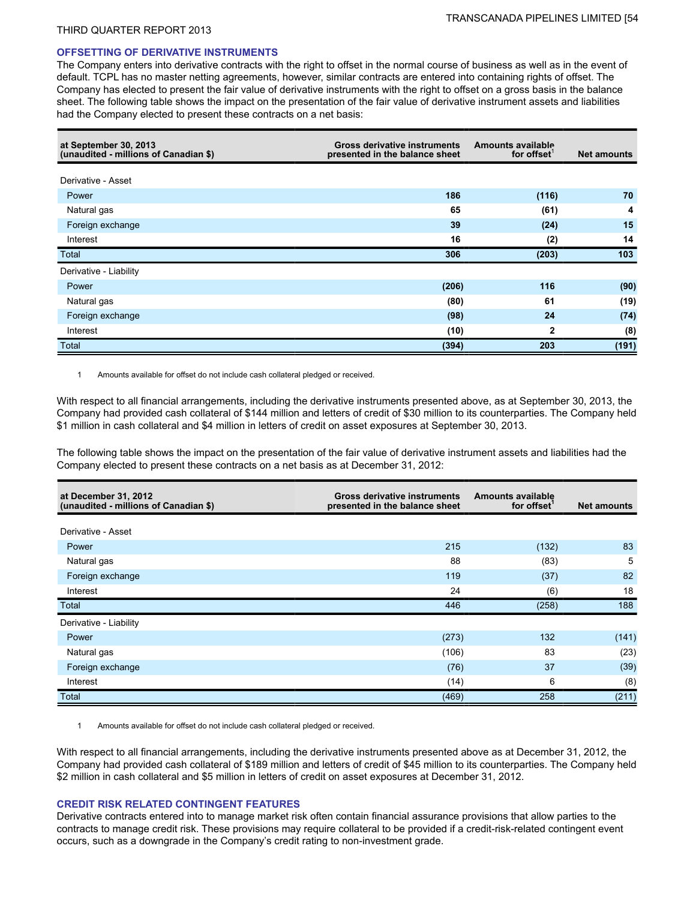## OFFSETTING OF DERIVATIVE INSTRUMENTS

The Company enters into derivative contracts with the right to offset in the normal course of business as well as in the event of default. TCPL has no master netting agreements, however, similar contracts are entered into containing rights of offset. The Company has elected to present the fair value of derivative instruments with the right to offset on a gross basis in the balance sheet. The following table shows the impact on the presentation of the fair value of derivative instrument assets and liabilities had the Company elected to present these contracts on a net basis:

| at September 30, 2013 (unaudited - millions of Canadian $) | Gross derivative instruments presented in the balance sheet | Amounts available for offset[1] | Net amounts |
|---|---|---|---|
| Derivative - Asset | | | |
| Power | **186** | **(116)** | **70** |
| Natural gas | **65** | **(61)** | **4** |
| Foreign exchange | **39** | **(24)** | **15** |
| Interest | **16** | **(2)** | **14** |
| Total | **306** | **(203)** | **103** |
| Derivative - Liability | | | |
| Power | **(206)** | **116** | **(90)** |
| Natural gas | **(80)** | **61** | **(19)** |
| Foreign exchange | **(98)** | **24** | **(74)** |
| Interest | **(10)** | **2** | **(8)** |
| Total | **(394)** | **203** | **(191)** |

1 Amounts available for offset do not include cash collateral pledged or received.

With respect to all financial arrangements, including the derivative instruments presented above, as at September 30, 2013, the Company had provided cash collateral of $144 million and letters of credit of $30 million to its counterparties. The Company held $1 million in cash collateral and $4 million in letters of credit on asset exposures at September 30, 2013.

The following table shows the impact on the presentation of the fair value of derivative instrument assets and liabilities had the Company elected to present these contracts on a net basis as at December 31, 2012:

| at December 31, 2012 (unaudited - millions of Canadian $) | Gross derivative instruments presented in the balance sheet | Amounts available for offset[1] | Net amounts |
|---|---|---|---|
| Derivative - Asset | | | |
| Power | 215 | (132) | 83 |
| Natural gas | 88 | (83) | 5 |
| Foreign exchange | 119 | (37) | 82 |
| Interest | 24 | (6) | 18 |
| Total | 446 | (258) | 188 |
| Derivative - Liability | | | |
| Power | (273) | 132 | (141) |
| Natural gas | (106) | 83 | (23) |
| Foreign exchange | (76) | 37 | (39) |
| Interest | (14) | 6 | (8) |
| Total | (469) | 258 | (211) |

1 Amounts available for offset do not include cash collateral pledged or received.

With respect to all financial arrangements, including the derivative instruments presented above as at December 31, 2012, the Company had provided cash collateral of $189 million and letters of credit of $45 million to its counterparties. The Company held $2 million in cash collateral and $5 million in letters of credit on asset exposures at December 31, 2012.

## CREDIT RISK RELATED CONTINGENT FEATURES

Derivative contracts entered into to manage market risk often contain financial assurance provisions that allow parties to the contracts to manage credit risk. These provisions may require collateral to be provided if a credit-risk-related contingent event occurs, such as a downgrade in the Company's credit rating to non-investment grade.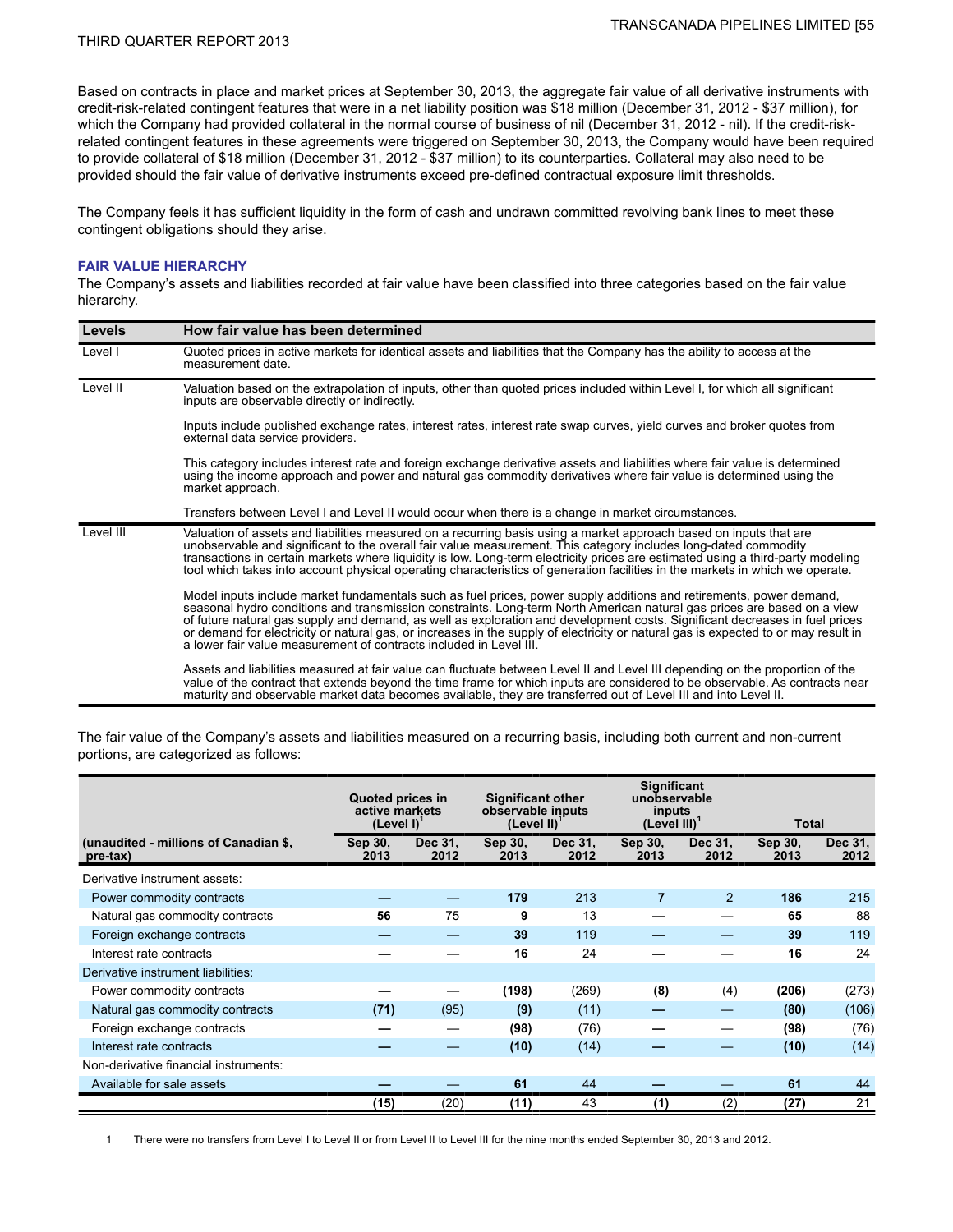Based on contracts in place and market prices at September 30, 2013, the aggregate fair value of all derivative instruments with credit-risk-related contingent features that were in a net liability position was $18 million (December 31, 2012 - $37 million), for which the Company had provided collateral in the normal course of business of nil (December 31, 2012 - nil). If the credit-risk-related contingent features in these agreements were triggered on September 30, 2013, the Company would have been required to provide collateral of $18 million (December 31, 2012 - $37 million) to its counterparties. Collateral may also need to be provided should the fair value of derivative instruments exceed pre-defined contractual exposure limit thresholds.

The Company feels it has sufficient liquidity in the form of cash and undrawn committed revolving bank lines to meet these contingent obligations should they arise.

### FAIR VALUE HIERARCHY

The Company's assets and liabilities recorded at fair value have been classified into three categories based on the fair value hierarchy.

| Levels | How fair value has been determined |
|---|---|
| Level I | Quoted prices in active markets for identical assets and liabilities that the Company has the ability to access at the measurement date. |
| Level II | Valuation based on the extrapolation of inputs, other than quoted prices included within Level I, for which all significant inputs are observable directly or indirectly.<br><br>Inputs include published exchange rates, interest rates, interest rate swap curves, yield curves and broker quotes from external data service providers.<br><br>This category includes interest rate and foreign exchange derivative assets and liabilities where fair value is determined using the income approach and power and natural gas commodity derivatives where fair value is determined using the market approach.<br><br>Transfers between Level I and Level II would occur when there is a change in market circumstances. |
| Level III | Valuation of assets and liabilities measured on a recurring basis using a market approach based on inputs that are unobservable and significant to the overall fair value measurement. This category includes long-dated commodity transactions in certain markets where liquidity is low. Long-term electricity prices are estimated using a third-party modeling tool which takes into account physical operating characteristics of generation facilities in the markets in which we operate.<br><br>Model inputs include market fundamentals such as fuel prices, power supply additions and retirements, power demand, seasonal hydro conditions and transmission constraints. Long-term North American natural gas prices are based on a view of future natural gas supply and demand, as well as exploration and development costs. Significant decreases in fuel prices or demand for electricity or natural gas, or increases in the supply of electricity or natural gas is expected to or may result in a lower fair value measurement of contracts included in Level III.<br><br>Assets and liabilities measured at fair value can fluctuate between Level II and Level III depending on the proportion of the value of the contract that extends beyond the time frame for which inputs are considered to be observable. As contracts near maturity and observable market data becomes available, they are transferred out of Level III and into Level II. |

The fair value of the Company's assets and liabilities measured on a recurring basis, including both current and non-current portions, are categorized as follows:

| | Quoted prices in active markets (Level I)[1] | | Significant other observable inputs (Level II)[1] | | Significant unobservable inputs (Level III)[1] | | Total | |
|---|---|---|---|---|---|---|---|---|
| (unaudited - millions of Canadian $, pre-tax) | Sep 30, 2013 | Dec 31, 2012 | Sep 30, 2013 | Dec 31, 2012 | Sep 30, 2013 | Dec 31, 2012 | Sep 30, 2013 | Dec 31, 2012 |
| Derivative instrument assets: | | | | | | | | |
| Power commodity contracts | — | — | 179 | 213 | 7 | 2 | 186 | 215 |
| Natural gas commodity contracts | 56 | 75 | 9 | 13 | — | — | 65 | 88 |
| Foreign exchange contracts | — | — | 39 | 119 | — | — | 39 | 119 |
| Interest rate contracts | — | — | 16 | 24 | — | — | 16 | 24 |
| Derivative instrument liabilities: | | | | | | | | |
| Power commodity contracts | — | — | (198) | (269) | (8) | (4) | (206) | (273) |
| Natural gas commodity contracts | (71) | (95) | (9) | (11) | — | — | (80) | (106) |
| Foreign exchange contracts | — | — | (98) | (76) | — | — | (98) | (76) |
| Interest rate contracts | — | — | (10) | (14) | — | — | (10) | (14) |
| Non-derivative financial instruments: | | | | | | | | |
| Available for sale assets | — | — | 61 | 44 | — | — | 61 | 44 |
| | (15) | (20) | (11) | 43 | (1) | (2) | (27) | 21 |

1 There were no transfers from Level I to Level II or from Level II to Level III for the nine months ended September 30, 2013 and 2012.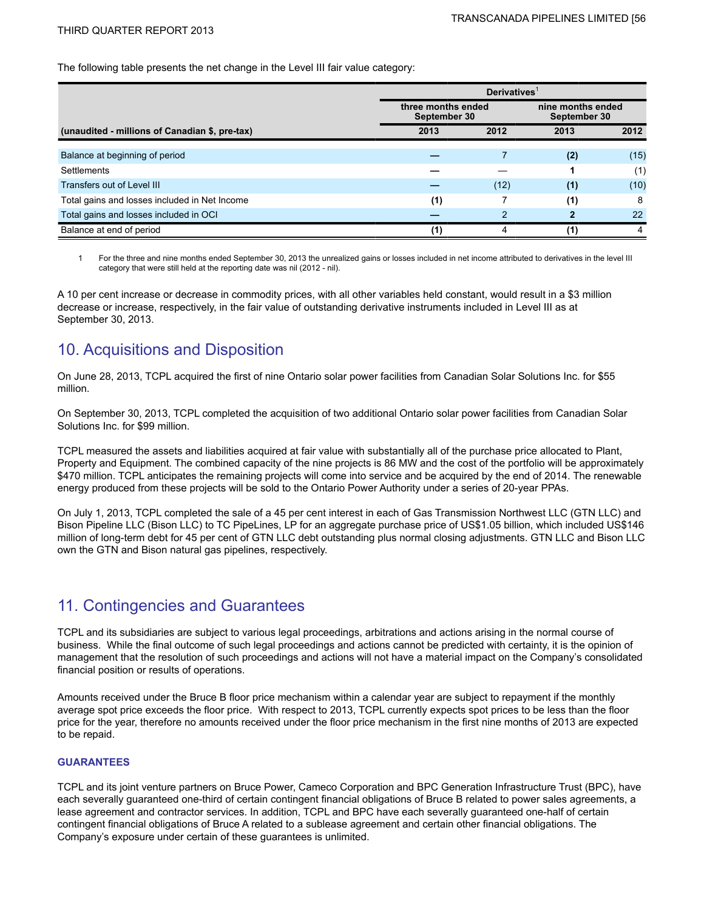The following table presents the net change in the Level III fair value category:

| (unaudited - millions of Canadian $, pre-tax) | Derivatives[1] | | | |
|---|---|---|---|---|
| | three months ended September 30 | | nine months ended September 30 | |
| | 2013 | 2012 | 2013 | 2012 |
| Balance at beginning of period | **—** | 7 | **(2)** | (15) |
| Settlements | **—** | — | **1** | (1) |
| Transfers out of Level III | **—** | (12) | **(1)** | (10) |
| Total gains and losses included in Net Income | **(1)** | 7 | **(1)** | 8 |
| Total gains and losses included in OCI | **—** | 2 | **2** | 22 |
| Balance at end of period | **(1)** | 4 | **(1)** | 4 |

1 For the three and nine months ended September 30, 2013 the unrealized gains or losses included in net income attributed to derivatives in the level III category that were still held at the reporting date was nil (2012 - nil).

A 10 per cent increase or decrease in commodity prices, with all other variables held constant, would result in a $3 million decrease or increase, respectively, in the fair value of outstanding derivative instruments included in Level III as at September 30, 2013.

## 10. Acquisitions and Disposition

On June 28, 2013, TCPL acquired the first of nine Ontario solar power facilities from Canadian Solar Solutions Inc. for $55 million.

On September 30, 2013, TCPL completed the acquisition of two additional Ontario solar power facilities from Canadian Solar Solutions Inc. for $99 million.

TCPL measured the assets and liabilities acquired at fair value with substantially all of the purchase price allocated to Plant, Property and Equipment. The combined capacity of the nine projects is 86 MW and the cost of the portfolio will be approximately $470 million. TCPL anticipates the remaining projects will come into service and be acquired by the end of 2014. The renewable energy produced from these projects will be sold to the Ontario Power Authority under a series of 20-year PPAs.

On July 1, 2013, TCPL completed the sale of a 45 per cent interest in each of Gas Transmission Northwest LLC (GTN LLC) and Bison Pipeline LLC (Bison LLC) to TC PipeLines, LP for an aggregate purchase price of US$1.05 billion, which included US$146 million of long-term debt for 45 per cent of GTN LLC debt outstanding plus normal closing adjustments. GTN LLC and Bison LLC own the GTN and Bison natural gas pipelines, respectively.

## 11. Contingencies and Guarantees

TCPL and its subsidiaries are subject to various legal proceedings, arbitrations and actions arising in the normal course of business. While the final outcome of such legal proceedings and actions cannot be predicted with certainty, it is the opinion of management that the resolution of such proceedings and actions will not have a material impact on the Company's consolidated financial position or results of operations.

Amounts received under the Bruce B floor price mechanism within a calendar year are subject to repayment if the monthly average spot price exceeds the floor price. With respect to 2013, TCPL currently expects spot prices to be less than the floor price for the year, therefore no amounts received under the floor price mechanism in the first nine months of 2013 are expected to be repaid.

### GUARANTEES

TCPL and its joint venture partners on Bruce Power, Cameco Corporation and BPC Generation Infrastructure Trust (BPC), have each severally guaranteed one-third of certain contingent financial obligations of Bruce B related to power sales agreements, a lease agreement and contractor services. In addition, TCPL and BPC have each severally guaranteed one-half of certain contingent financial obligations of Bruce A related to a sublease agreement and certain other financial obligations. The Company's exposure under certain of these guarantees is unlimited.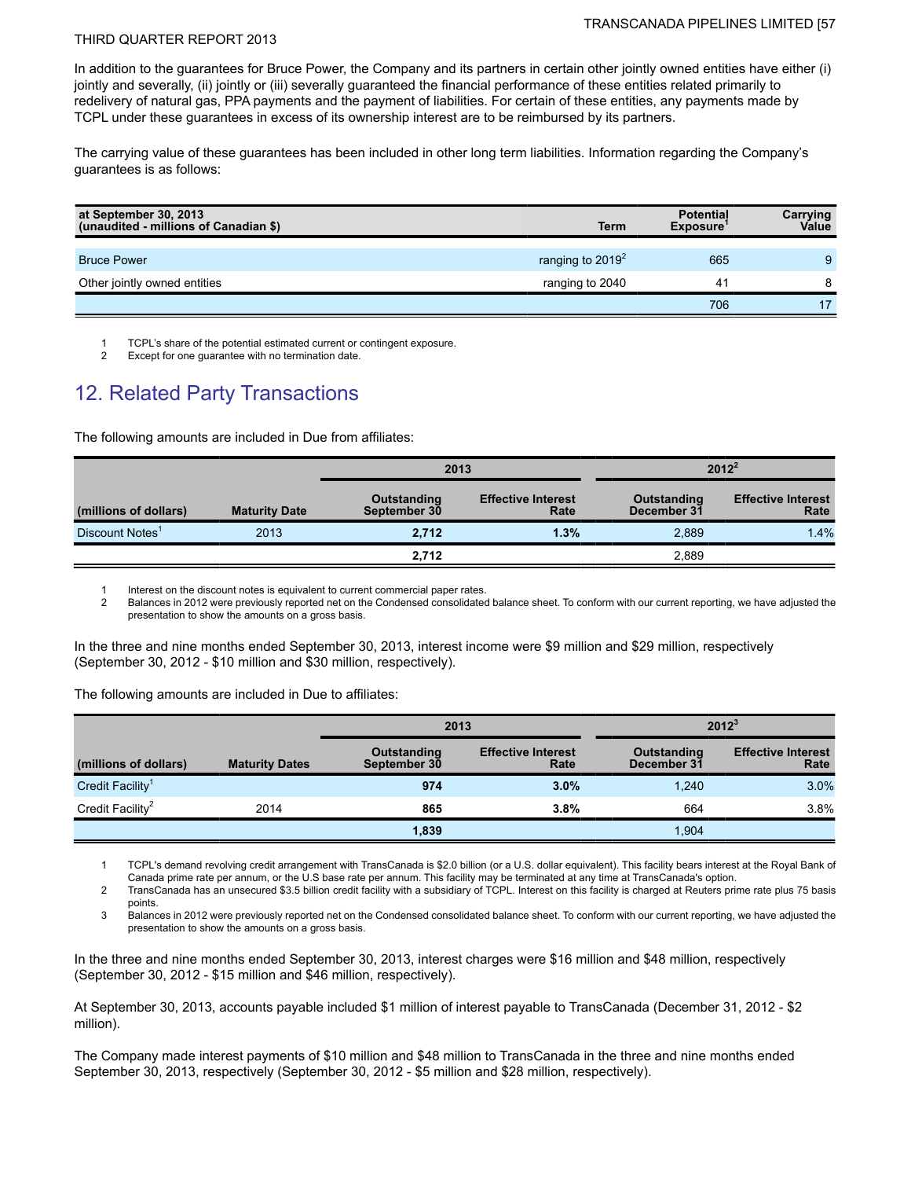In addition to the guarantees for Bruce Power, the Company and its partners in certain other jointly owned entities have either (i) jointly and severally, (ii) jointly or (iii) severally guaranteed the financial performance of these entities related primarily to redelivery of natural gas, PPA payments and the payment of liabilities. For certain of these entities, any payments made by TCPL under these guarantees in excess of its ownership interest are to be reimbursed by its partners.

The carrying value of these guarantees has been included in other long term liabilities. Information regarding the Company's guarantees is as follows:

| at September 30, 2013 (unaudited - millions of Canadian $) | Term | Potential Exposure[1] | Carrying Value |
|---|---|---|---|
| Bruce Power | ranging to 2019[2] | 665 | 9 |
| Other jointly owned entities | ranging to 2040 | 41 | 8 |
| | | 706 | 17 |

1 TCPL's share of the potential estimated current or contingent exposure.
2 Except for one guarantee with no termination date.

## 12. Related Party Transactions

The following amounts are included in Due from affiliates:

| | | 2013 | | 2012[2] | |
|---|---|---|---|---|---|
| (millions of dollars) | Maturity Date | Outstanding September 30 | Effective Interest Rate | Outstanding December 31 | Effective Interest Rate |
| Discount Notes[1] | 2013 | **2,712** | **1.3%** | 2,889 | 1.4% |
| | | **2,712** | | 2,889 | |

1 Interest on the discount notes is equivalent to current commercial paper rates.
2 Balances in 2012 were previously reported net on the Condensed consolidated balance sheet. To conform with our current reporting, we have adjusted the presentation to show the amounts on a gross basis.

In the three and nine months ended September 30, 2013, interest income were $9 million and $29 million, respectively (September 30, 2012 - $10 million and $30 million, respectively).

The following amounts are included in Due to affiliates:

| | | 2013 | | 2012[3] | |
|---|---|---|---|---|---|
| (millions of dollars) | Maturity Dates | Outstanding September 30 | Effective Interest Rate | Outstanding December 31 | Effective Interest Rate |
| Credit Facility[1] | | **974** | **3.0%** | 1,240 | 3.0% |
| Credit Facility[2] | 2014 | **865** | **3.8%** | 664 | 3.8% |
| | | **1,839** | | 1,904 | |

1 TCPL's demand revolving credit arrangement with TransCanada is $2.0 billion (or a U.S. dollar equivalent). This facility bears interest at the Royal Bank of Canada prime rate per annum, or the U.S base rate per annum. This facility may be terminated at any time at TransCanada's option.
2 TransCanada has an unsecured $3.5 billion credit facility with a subsidiary of TCPL. Interest on this facility is charged at Reuters prime rate plus 75 basis points.
3 Balances in 2012 were previously reported net on the Condensed consolidated balance sheet. To conform with our current reporting, we have adjusted the presentation to show the amounts on a gross basis.

In the three and nine months ended September 30, 2013, interest charges were $16 million and $48 million, respectively (September 30, 2012 - $15 million and $46 million, respectively).

At September 30, 2013, accounts payable included $1 million of interest payable to TransCanada (December 31, 2012 - $2 million).

The Company made interest payments of $10 million and $48 million to TransCanada in the three and nine months ended September 30, 2013, respectively (September 30, 2012 - $5 million and $28 million, respectively).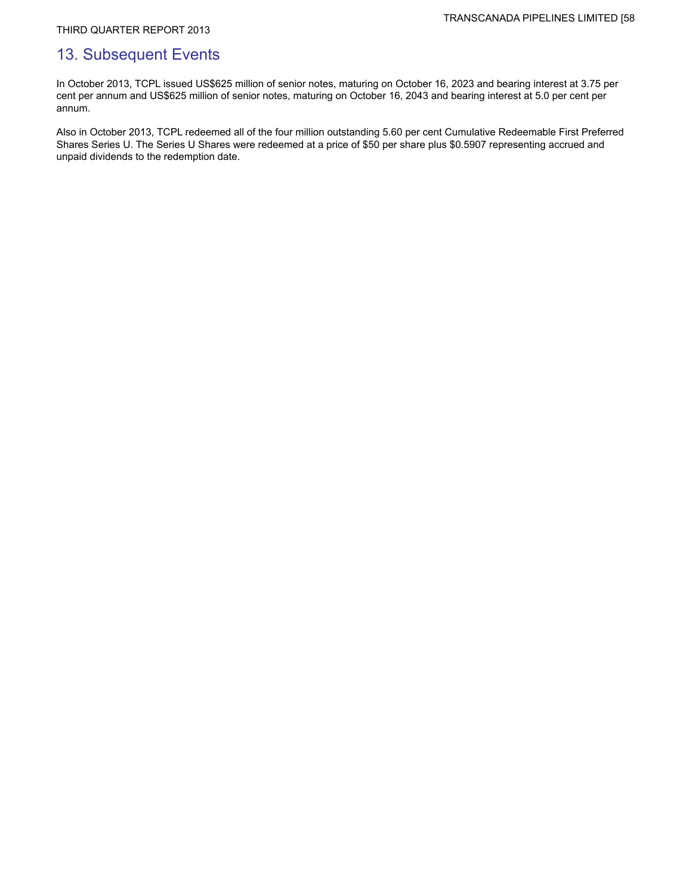## 13. Subsequent Events

In October 2013, TCPL issued US$625 million of senior notes, maturing on October 16, 2023 and bearing interest at 3.75 per cent per annum and US$625 million of senior notes, maturing on October 16, 2043 and bearing interest at 5.0 per cent per annum.

Also in October 2013, TCPL redeemed all of the four million outstanding 5.60 per cent Cumulative Redeemable First Preferred Shares Series U. The Series U Shares were redeemed at a price of $50 per share plus $0.5907 representing accrued and unpaid dividends to the redemption date.